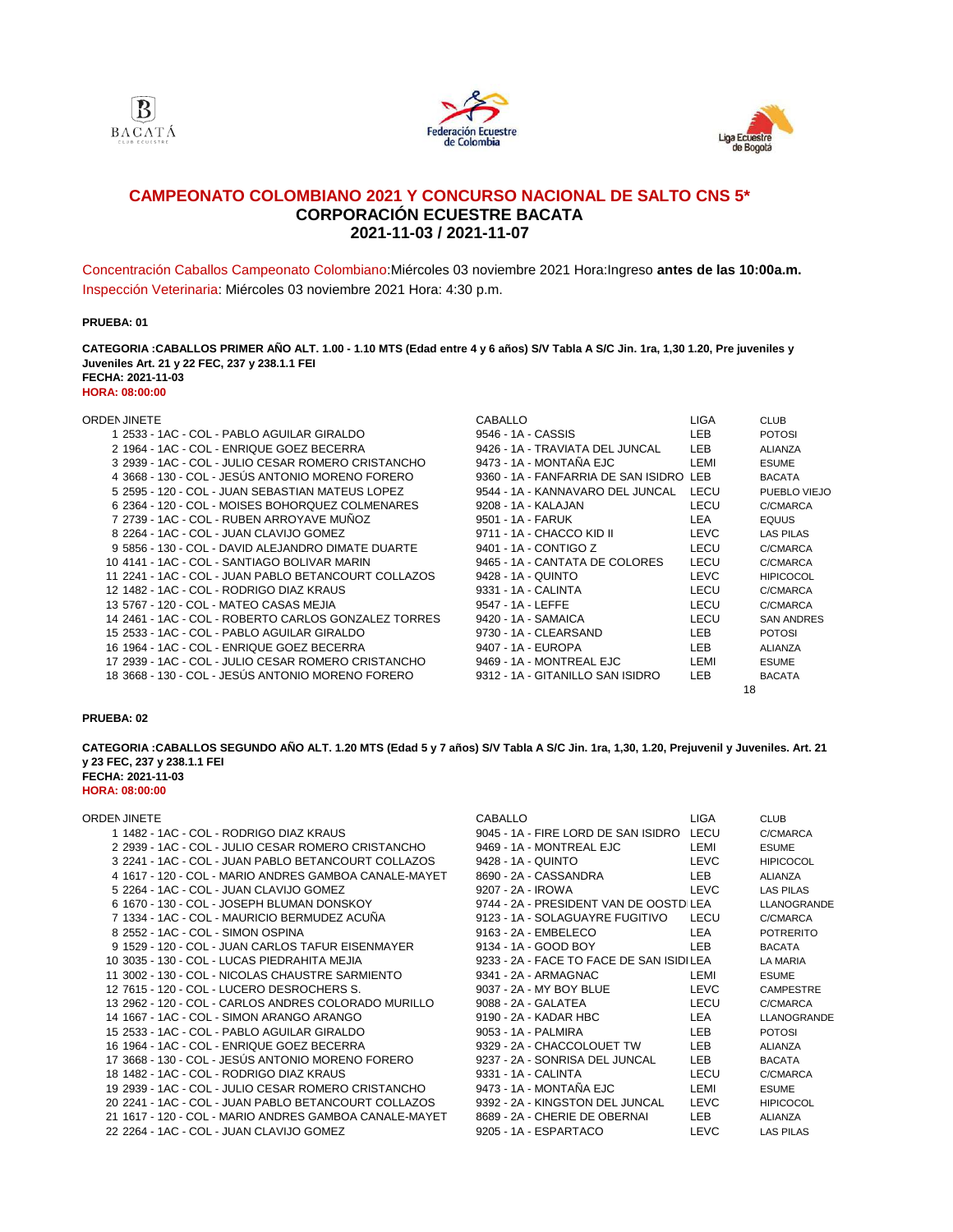# CAMPEONATO COLOMBIANO 2021 Y CONCURSO NACIONAL DE SALTO CNS 5*

## CORPORACIÓN ECUESTRE BACATA

## 2021-11-03 / 2021-11-07

Concentración Caballos Campeonato Colombiano:Miércoles 03 noviembre 2021 Hora:Ingreso **antes de las 10:00a.m.**

Inspección Veterinaria: Miércoles 03 noviembre 2021 Hora: 4:30 p.m.

**PRUEBA: 01**

**CATEGORIA :CABALLOS PRIMER AÑO ALT. 1.00 - 1.10 MTS (Edad entre 4 y 6 años) S/V Tabla A S/C Jin. 1ra, 1,30 1.20, Pre juveniles y Juveniles Art. 21 y 22 FEC, 237 y 238.1.1 FEI**
**FECHA: 2021-11-03**
**HORA: 08:00:00**

| ORDEN | JINETE | CABALLO | LIGA | CLUB |
|---|---|---|---|---|
| 1 | 2533 - 1AC - COL - PABLO AGUILAR GIRALDO | 9546 - 1A - CASSIS | LEB | POTOSI |
| 2 | 1964 - 1AC - COL - ENRIQUE GOEZ BECERRA | 9426 - 1A - TRAVIATA DEL JUNCAL | LEB | ALIANZA |
| 3 | 2939 - 1AC - COL - JULIO CESAR ROMERO CRISTANCHO | 9473 - 1A - MONTAÑA EJC | LEMI | ESUME |
| 4 | 3668 - 130 - COL - JESÚS ANTONIO MORENO FORERO | 9360 - 1A - FANFARRIA DE SAN ISIDRO | LEB | BACATA |
| 5 | 2595 - 120 - COL - JUAN SEBASTIAN MATEUS LOPEZ | 9544 - 1A - KANNAVARO DEL JUNCAL | LECU | PUEBLO VIEJO |
| 6 | 2364 - 120 - COL - MOISES BOHORQUEZ COLMENARES | 9208 - 1A - KALAJAN | LECU | C/CMARCA |
| 7 | 2739 - 1AC - COL - RUBEN ARROYAVE MUÑOZ | 9501 - 1A - FARUK | LEA | EQUUS |
| 8 | 2264 - 1AC - COL - JUAN CLAVIJO GOMEZ | 9711 - 1A - CHACCO KID II | LEVC | LAS PILAS |
| 9 | 5856 - 130 - COL - DAVID ALEJANDRO DIMATE DUARTE | 9401 - 1A - CONTIGO Z | LECU | C/CMARCA |
| 10 | 4141 - 1AC - COL - SANTIAGO BOLIVAR MARIN | 9465 - 1A - CANTATA DE COLORES | LECU | C/CMARCA |
| 11 | 2241 - 1AC - COL - JUAN PABLO BETANCOURT COLLAZOS | 9428 - 1A - QUINTO | LEVC | HIPICOCOL |
| 12 | 1482 - 1AC - COL - RODRIGO DIAZ KRAUS | 9331 - 1A - CALINTA | LECU | C/CMARCA |
| 13 | 5767 - 120 - COL - MATEO CASAS MEJIA | 9547 - 1A - LEFFE | LECU | C/CMARCA |
| 14 | 2461 - 1AC - COL - ROBERTO CARLOS GONZALEZ TORRES | 9420 - 1A - SAMAICA | LECU | SAN ANDRES |
| 15 | 2533 - 1AC - COL - PABLO AGUILAR GIRALDO | 9730 - 1A - CLEARSAND | LEB | POTOSI |
| 16 | 1964 - 1AC - COL - ENRIQUE GOEZ BECERRA | 9407 - 1A - EUROPA | LEB | ALIANZA |
| 17 | 2939 - 1AC - COL - JULIO CESAR ROMERO CRISTANCHO | 9469 - 1A - MONTREAL EJC | LEMI | ESUME |
| 18 | 3668 - 130 - COL - JESÚS ANTONIO MORENO FORERO | 9312 - 1A - GITANILLO SAN ISIDRO | LEB | BACATA |

18

**PRUEBA: 02**

**CATEGORIA :CABALLOS SEGUNDO AÑO ALT. 1.20 MTS (Edad 5 y 7 años) S/V Tabla A S/C Jin. 1ra, 1,30, 1.20, Prejuvenil y Juveniles. Art. 21 y 23 FEC, 237 y 238.1.1 FEI**
**FECHA: 2021-11-03**
**HORA: 08:00:00**

| ORDEN | JINETE | CABALLO | LIGA | CLUB |
|---|---|---|---|---|
| 1 | 1482 - 1AC - COL - RODRIGO DIAZ KRAUS | 9045 - 1A - FIRE LORD DE SAN ISIDRO | LECU | C/CMARCA |
| 2 | 2939 - 1AC - COL - JULIO CESAR ROMERO CRISTANCHO | 9469 - 1A - MONTREAL EJC | LEMI | ESUME |
| 3 | 2241 - 1AC - COL - JUAN PABLO BETANCOURT COLLAZOS | 9428 - 1A - QUINTO | LEVC | HIPICOCOL |
| 4 | 1617 - 120 - COL - MARIO ANDRES GAMBOA CANALE-MAYET | 8690 - 2A - CASSANDRA | LEB | ALIANZA |
| 5 | 2264 - 1AC - COL - JUAN CLAVIJO GOMEZ | 9207 - 2A - IROWA | LEVC | LAS PILAS |
| 6 | 1670 - 130 - COL - JOSEPH BLUMAN DONSKOY | 9744 - 2A - PRESIDENT VAN DE OOSTD | LEA | LLANOGRANDE |
| 7 | 1334 - 1AC - COL - MAURICIO BERMUDEZ ACUÑA | 9123 - 1A - SOLAGUAYRE FUGITIVO | LECU | C/CMARCA |
| 8 | 2552 - 1AC - COL - SIMON OSPINA | 9163 - 2A - EMBELECO | LEA | POTRERITO |
| 9 | 1529 - 120 - COL - JUAN CARLOS TAFUR EISENMAYER | 9134 - 1A - GOOD BOY | LEB | BACATA |
| 10 | 3035 - 130 - COL - LUCAS PIEDRAHITA MEJIA | 9233 - 2A - FACE TO FACE DE SAN ISIDI | LEA | LA MARIA |
| 11 | 3002 - 130 - COL - NICOLAS CHAUSTRE SARMIENTO | 9341 - 2A - ARMAGNAC | LEMI | ESUME |
| 12 | 7615 - 120 - COL - LUCERO DESROCHERS S. | 9037 - 2A - MY BOY BLUE | LEVC | CAMPESTRE |
| 13 | 2962 - 120 - COL - CARLOS ANDRES COLORADO MURILLO | 9088 - 2A - GALATEA | LECU | C/CMARCA |
| 14 | 1667 - 1AC - COL - SIMON ARANGO ARANGO | 9190 - 2A - KADAR HBC | LEA | LLANOGRANDE |
| 15 | 2533 - 1AC - COL - PABLO AGUILAR GIRALDO | 9053 - 1A - PALMIRA | LEB | POTOSI |
| 16 | 1964 - 1AC - COL - ENRIQUE GOEZ BECERRA | 9329 - 2A - CHACCOLOUET TW | LEB | ALIANZA |
| 17 | 3668 - 130 - COL - JESÚS ANTONIO MORENO FORERO | 9237 - 2A - SONRISA DEL JUNCAL | LEB | BACATA |
| 18 | 1482 - 1AC - COL - RODRIGO DIAZ KRAUS | 9331 - 1A - CALINTA | LECU | C/CMARCA |
| 19 | 2939 - 1AC - COL - JULIO CESAR ROMERO CRISTANCHO | 9473 - 1A - MONTAÑA EJC | LEMI | ESUME |
| 20 | 2241 - 1AC - COL - JUAN PABLO BETANCOURT COLLAZOS | 9392 - 2A - KINGSTON DEL JUNCAL | LEVC | HIPICOCOL |
| 21 | 1617 - 120 - COL - MARIO ANDRES GAMBOA CANALE-MAYET | 8689 - 2A - CHERIE DE OBERNAI | LEB | ALIANZA |
| 22 | 2264 - 1AC - COL - JUAN CLAVIJO GOMEZ | 9205 - 1A - ESPARTACO | LEVC | LAS PILAS |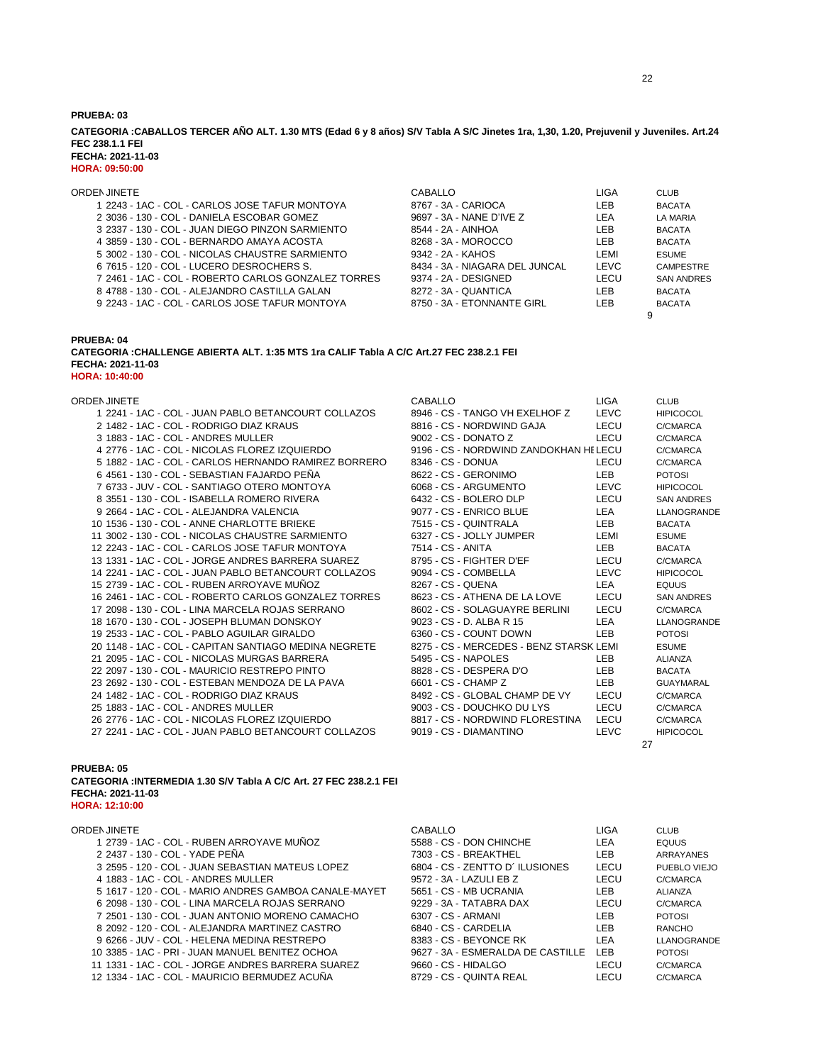**PRUEBA: 03**

**CATEGORIA :CABALLOS TERCER AÑO ALT. 1.30 MTS (Edad 6 y 8 años) S/V Tabla A S/C Jinetes 1ra, 1,30, 1.20, Prejuvenil y Juveniles. Art.24 FEC 238.1.1 FEI**

**FECHA: 2021-11-03**

**HORA: 09:50:00**

| ORDEN | JINETE | CABALLO | LIGA | CLUB |
|---|---|---|---|---|
| 1 | 2243 - 1AC - COL - CARLOS JOSE TAFUR MONTOYA | 8767 - 3A - CARIOCA | LEB | BACATA |
| 2 | 3036 - 130 - COL - DANIELA ESCOBAR GOMEZ | 9697 - 3A - NANE D'IVE Z | LEA | LA MARIA |
| 3 | 2337 - 130 - COL - JUAN DIEGO PINZON SARMIENTO | 8544 - 2A - AINHOA | LEB | BACATA |
| 4 | 3859 - 130 - COL - BERNARDO AMAYA ACOSTA | 8268 - 3A - MOROCCO | LEB | BACATA |
| 5 | 3002 - 130 - COL - NICOLAS CHAUSTRE SARMIENTO | 9342 - 2A - KAHOS | LEMI | ESUME |
| 6 | 7615 - 120 - COL - LUCERO DESROCHERS S. | 8434 - 3A - NIAGARA DEL JUNCAL | LEVC | CAMPESTRE |
| 7 | 2461 - 1AC - COL - ROBERTO CARLOS GONZALEZ TORRES | 9374 - 2A - DESIGNED | LECU | SAN ANDRES |
| 8 | 4788 - 130 - COL - ALEJANDRO CASTILLA GALAN | 8272 - 3A - QUANTICA | LEB | BACATA |
| 9 | 2243 - 1AC - COL - CARLOS JOSE TAFUR MONTOYA | 8750 - 3A - ETONNANTE GIRL | LEB | BACATA |

9

**PRUEBA: 04**

**CATEGORIA :CHALLENGE ABIERTA ALT. 1:35 MTS 1ra CALIF Tabla A C/C Art.27 FEC 238.2.1 FEI**

**FECHA: 2021-11-03**

**HORA: 10:40:00**

| ORDEN | JINETE | CABALLO | LIGA | CLUB |
|---|---|---|---|---|
| 1 | 2241 - 1AC - COL - JUAN PABLO BETANCOURT COLLAZOS | 8946 - CS - TANGO VH EXELHOF Z | LEVC | HIPICOCOL |
| 2 | 1482 - 1AC - COL - RODRIGO DIAZ KRAUS | 8816 - CS - NORDWIND GAJA | LECU | C/CMARCA |
| 3 | 1883 - 1AC - COL - ANDRES MULLER | 9002 - CS - DONATO Z | LECU | C/CMARCA |
| 4 | 2776 - 1AC - COL - NICOLAS FLOREZ IZQUIERDO | 9196 - CS - NORDWIND ZANDOKHAN HE | LECU | C/CMARCA |
| 5 | 1882 - 1AC - COL - CARLOS HERNANDO RAMIREZ BORRERO | 8346 - CS - DONUA | LECU | C/CMARCA |
| 6 | 4561 - 130 - COL - SEBASTIAN FAJARDO PEÑA | 8622 - CS - GERONIMO | LEB | POTOSI |
| 7 | 6733 - JUV - COL - SANTIAGO OTERO MONTOYA | 6068 - CS - ARGUMENTO | LEVC | HIPICOCOL |
| 8 | 3551 - 130 - COL - ISABELLA ROMERO RIVERA | 6432 - CS - BOLERO DLP | LECU | SAN ANDRES |
| 9 | 2664 - 1AC - COL - ALEJANDRA VALENCIA | 9077 - CS - ENRICO BLUE | LEA | LLANOGRANDE |
| 10 | 1536 - 130 - COL - ANNE CHARLOTTE BRIEKE | 7515 - CS - QUINTRALA | LEB | BACATA |
| 11 | 3002 - 130 - COL - NICOLAS CHAUSTRE SARMIENTO | 6327 - CS - JOLLY JUMPER | LEMI | ESUME |
| 12 | 2243 - 1AC - COL - CARLOS JOSE TAFUR MONTOYA | 7514 - CS - ANITA | LEB | BACATA |
| 13 | 1331 - 1AC - COL - JORGE ANDRES BARRERA SUAREZ | 8795 - CS - FIGHTER D'EF | LECU | C/CMARCA |
| 14 | 2241 - 1AC - COL - JUAN PABLO BETANCOURT COLLAZOS | 9094 - CS - COMBELLA | LEVC | HIPICOCOL |
| 15 | 2739 - 1AC - COL - RUBEN ARROYAVE MUÑOZ | 8267 - CS - QUENA | LEA | EQUUS |
| 16 | 2461 - 1AC - COL - ROBERTO CARLOS GONZALEZ TORRES | 8623 - CS - ATHENA DE LA LOVE | LECU | SAN ANDRES |
| 17 | 2098 - 130 - COL - LINA MARCELA ROJAS SERRANO | 8602 - CS - SOLAGUAYRE BERLINI | LECU | C/CMARCA |
| 18 | 1670 - 130 - COL - JOSEPH BLUMAN DONSKOY | 9023 - CS - D. ALBA R 15 | LEA | LLANOGRANDE |
| 19 | 2533 - 1AC - COL - PABLO AGUILAR GIRALDO | 6360 - CS - COUNT DOWN | LEB | POTOSI |
| 20 | 1148 - 1AC - COL - CAPITAN SANTIAGO MEDINA NEGRETE | 8275 - CS - MERCEDES - BENZ STARSK | LEMI | ESUME |
| 21 | 2095 - 1AC - COL - NICOLAS MURGAS BARRERA | 5495 - CS - NAPOLES | LEB | ALIANZA |
| 22 | 2097 - 130 - COL - MAURICIO RESTREPO PINTO | 8828 - CS - DESPERA D'O | LEB | BACATA |
| 23 | 2692 - 130 - COL - ESTEBAN MENDOZA DE LA PAVA | 6601 - CS - CHAMP Z | LEB | GUAYMARAL |
| 24 | 1482 - 1AC - COL - RODRIGO DIAZ KRAUS | 8492 - CS - GLOBAL CHAMP DE VY | LECU | C/CMARCA |
| 25 | 1883 - 1AC - COL - ANDRES MULLER | 9003 - CS - DOUCHKO DU LYS | LECU | C/CMARCA |
| 26 | 2776 - 1AC - COL - NICOLAS FLOREZ IZQUIERDO | 8817 - CS - NORDWIND FLORESTINA | LECU | C/CMARCA |
| 27 | 2241 - 1AC - COL - JUAN PABLO BETANCOURT COLLAZOS | 9019 - CS - DIAMANTINO | LEVC | HIPICOCOL |

27

**PRUEBA: 05**

**CATEGORIA :INTERMEDIA 1.30 S/V Tabla A C/C Art. 27 FEC 238.2.1 FEI**

**FECHA: 2021-11-03**

**HORA: 12:10:00**

| ORDEN | JINETE | CABALLO | LIGA | CLUB |
|---|---|---|---|---|
| 1 | 2739 - 1AC - COL - RUBEN ARROYAVE MUÑOZ | 5588 - CS - DON CHINCHE | LEA | EQUUS |
| 2 | 2437 - 130 - COL - YADE PEÑA | 7303 - CS - BREAKTHEL | LEB | ARRAYANES |
| 3 | 2595 - 120 - COL - JUAN SEBASTIAN MATEUS LOPEZ | 6804 - CS - ZENTTO D´ ILUSIONES | LECU | PUEBLO VIEJO |
| 4 | 1883 - 1AC - COL - ANDRES MULLER | 9572 - 3A - LAZULI EB Z | LECU | C/CMARCA |
| 5 | 1617 - 120 - COL - MARIO ANDRES GAMBOA CANALE-MAYET | 5651 - CS - MB UCRANIA | LEB | ALIANZA |
| 6 | 2098 - 130 - COL - LINA MARCELA ROJAS SERRANO | 9229 - 3A - TATABRA DAX | LECU | C/CMARCA |
| 7 | 2501 - 130 - COL - JUAN ANTONIO MORENO CAMACHO | 6307 - CS - ARMANI | LEB | POTOSI |
| 8 | 2092 - 120 - COL - ALEJANDRA MARTINEZ CASTRO | 6840 - CS - CARDELIA | LEB | RANCHO |
| 9 | 6266 - JUV - COL - HELENA MEDINA RESTREPO | 8383 - CS - BEYONCE RK | LEA | LLANOGRANDE |
| 10 | 3385 - 1AC - PRI - JUAN MANUEL BENITEZ OCHOA | 9627 - 3A - ESMERALDA DE CASTILLE | LEB | POTOSI |
| 11 | 1331 - 1AC - COL - JORGE ANDRES BARRERA SUAREZ | 9660 - CS - HIDALGO | LECU | C/CMARCA |
| 12 | 1334 - 1AC - COL - MAURICIO BERMUDEZ ACUÑA | 8729 - CS - QUINTA REAL | LECU | C/CMARCA |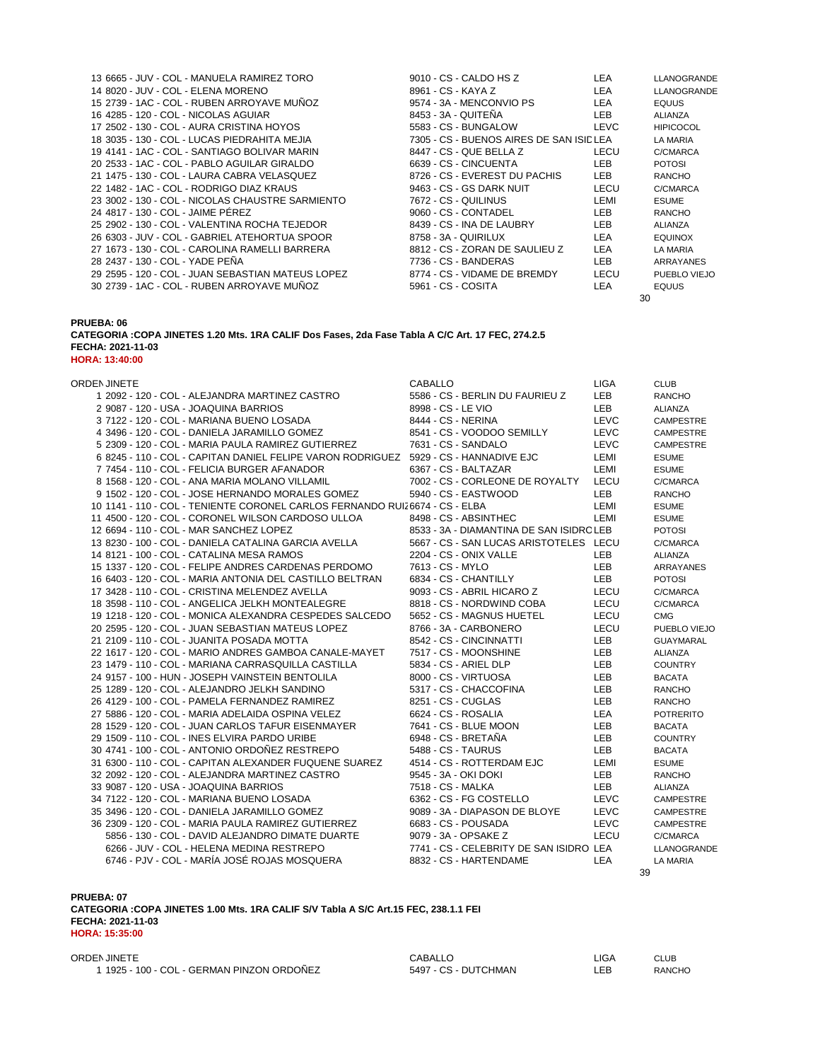| ORDEN JINETE | CABALLO | LIGA | CLUB |
|---|---|---|---|
| 13 6665 - JUV - COL - MANUELA RAMIREZ TORO | 9010 - CS - CALDO HS Z | LEA | LLANOGRANDE |
| 14 8020 - JUV - COL - ELENA MORENO | 8961 - CS - KAYA Z | LEA | LLANOGRANDE |
| 15 2739 - 1AC - COL - RUBEN ARROYAVE MUÑOZ | 9574 - 3A - MENCONVIO PS | LEA | EQUUS |
| 16 4285 - 120 - COL - NICOLAS AGUIAR | 8453 - 3A - QUITEÑA | LEB | ALIANZA |
| 17 2502 - 130 - COL - AURA CRISTINA HOYOS | 5583 - CS - BUNGALOW | LEVC | HIPICOCOL |
| 18 3035 - 130 - COL - LUCAS PIEDRAHITA MEJIA | 7305 - CS - BUENOS AIRES DE SAN ISIDRO | LEA | LA MARIA |
| 19 4141 - 1AC - COL - SANTIAGO BOLIVAR MARIN | 8447 - CS - QUE BELLA Z | LECU | C/CMARCA |
| 20 2533 - 1AC - COL - PABLO AGUILAR GIRALDO | 6639 - CS - CINCUENTA | LEB | POTOSI |
| 21 1475 - 130 - COL - LAURA CABRA VELASQUEZ | 8726 - CS - EVEREST DU PACHIS | LEB | RANCHO |
| 22 1482 - 1AC - COL - RODRIGO DIAZ KRAUS | 9463 - CS - GS DARK NUIT | LECU | C/CMARCA |
| 23 3002 - 130 - COL - NICOLAS CHAUSTRE SARMIENTO | 7672 - CS - QUILINUS | LEMI | ESUME |
| 24 4817 - 130 - COL - JAIME PÉREZ | 9060 - CS - CONTADEL | LEB | RANCHO |
| 25 2902 - 130 - COL - VALENTINA ROCHA TEJEDOR | 8439 - CS - INA DE LAUBRY | LEB | ALIANZA |
| 26 6303 - JUV - COL - GABRIEL ATEHORTUA SPOOR | 8758 - 3A - QUIRILUX | LEA | EQUINOX |
| 27 1673 - 130 - COL - CAROLINA RAMELLI BARRERA | 8812 - CS - ZORAN DE SAULIEU Z | LEA | LA MARIA |
| 28 2437 - 130 - COL - YADE PEÑA | 7736 - CS - BANDERAS | LEB | ARRAYANES |
| 29 2595 - 120 - COL - JUAN SEBASTIAN MATEUS LOPEZ | 8774 - CS - VIDAME DE BREMDY | LECU | PUEBLO VIEJO |
| 30 2739 - 1AC - COL - RUBEN ARROYAVE MUÑOZ | 5961 - CS - COSITA | LEA | EQUUS |

30

**PRUEBA: 06**
**CATEGORIA :COPA JINETES 1.20 Mts. 1RA CALIF Dos Fases, 2da Fase Tabla A C/C Art. 17 FEC, 274.2.5**
**FECHA: 2021-11-03**
**HORA: 13:40:00**

| ORDEN JINETE | CABALLO | LIGA | CLUB |
|---|---|---|---|
| 1 2092 - 120 - COL - ALEJANDRA MARTINEZ CASTRO | 5586 - CS - BERLIN DU FAURIEU Z | LEB | RANCHO |
| 2 9087 - 120 - USA - JOAQUINA BARRIOS | 8998 - CS - LE VIO | LEB | ALIANZA |
| 3 7122 - 120 - COL - MARIANA BUENO LOSADA | 8444 - CS - NERINA | LEVC | CAMPESTRE |
| 4 3496 - 120 - COL - DANIELA JARAMILLO GOMEZ | 8541 - CS - VOODOO SEMILLY | LEVC | CAMPESTRE |
| 5 2309 - 120 - COL - MARIA PAULA RAMIREZ GUTIERREZ | 7631 - CS - SANDALO | LEVC | CAMPESTRE |
| 6 8245 - 110 - COL - CAPITAN DANIEL FELIPE VARON RODRIGUEZ | 5929 - CS - HANNADIVE EJC | LEMI | ESUME |
| 7 7454 - 110 - COL - FELICIA BURGER AFANADOR | 6367 - CS - BALTAZAR | LEMI | ESUME |
| 8 1568 - 120 - COL - ANA MARIA MOLANO VILLAMIL | 7002 - CS - CORLEONE DE ROYALTY | LECU | C/CMARCA |
| 9 1502 - 120 - COL - JOSE HERNANDO MORALES GOMEZ | 5940 - CS - EASTWOOD | LEB | RANCHO |
| 10 1141 - 110 - COL - TENIENTE CORONEL CARLOS FERNANDO RUIZ | 6674 - CS - ELBA | LEMI | ESUME |
| 11 4500 - 120 - COL - CORONEL WILSON CARDOSO ULLOA | 8498 - CS - ABSINTHEC | LEMI | ESUME |
| 12 6694 - 110 - COL - MAR SANCHEZ LOPEZ | 8533 - 3A - DIAMANTINA DE SAN ISIDRO | LEB | POTOSI |
| 13 8230 - 100 - COL - DANIELA CATALINA GARCIA AVELLA | 5667 - CS - SAN LUCAS ARISTOTELES | LECU | C/CMARCA |
| 14 8121 - 100 - COL - CATALINA MESA RAMOS | 2204 - CS - ONIX VALLE | LEB | ALIANZA |
| 15 1337 - 120 - COL - FELIPE ANDRES CARDENAS PERDOMO | 7613 - CS - MYLO | LEB | ARRAYANES |
| 16 6403 - 120 - COL - MARIA ANTONIA DEL CASTILLO BELTRAN | 6834 - CS - CHANTILLY | LEB | POTOSI |
| 17 3428 - 110 - COL - CRISTINA MELENDEZ AVELLA | 9093 - CS - ABRIL HICARO Z | LECU | C/CMARCA |
| 18 3598 - 110 - COL - ANGELICA JELKH MONTEALEGRE | 8818 - CS - NORDWIND COBA | LECU | C/CMARCA |
| 19 1218 - 120 - COL - MONICA ALEXANDRA CESPEDES SALCEDO | 5652 - CS - MAGNUS HUETEL | LECU | CMG |
| 20 2595 - 120 - COL - JUAN SEBASTIAN MATEUS LOPEZ | 8766 - 3A - CARBONERO | LECU | PUEBLO VIEJO |
| 21 2109 - 110 - COL - JUANITA POSADA MOTTA | 8542 - CS - CINCINNATTI | LEB | GUAYMARAL |
| 22 1617 - 120 - COL - MARIO ANDRES GAMBOA CANALE-MAYET | 7517 - CS - MOONSHINE | LEB | ALIANZA |
| 23 1479 - 110 - COL - MARIANA CARRASQUILLA CASTILLA | 5834 - CS - ARIEL DLP | LEB | COUNTRY |
| 24 9157 - 100 - HUN - JOSEPH VAINSTEIN BENTOLILA | 8000 - CS - VIRTUOSA | LEB | BACATA |
| 25 1289 - 120 - COL - ALEJANDRO JELKH SANDINO | 5317 - CS - CHACCOFINA | LEB | RANCHO |
| 26 4129 - 100 - COL - PAMELA FERNANDEZ RAMIREZ | 8251 - CS - CUGLAS | LEB | RANCHO |
| 27 5886 - 120 - COL - MARIA ADELAIDA OSPINA VELEZ | 6624 - CS - ROSALIA | LEA | POTRERITO |
| 28 1529 - 120 - COL - JUAN CARLOS TAFUR EISENMAYER | 7641 - CS - BLUE MOON | LEB | BACATA |
| 29 1509 - 110 - COL - INES ELVIRA PARDO URIBE | 6948 - CS - BRETAÑA | LEB | COUNTRY |
| 30 4741 - 100 - COL - ANTONIO ORDOÑEZ RESTREPO | 5488 - CS - TAURUS | LEB | BACATA |
| 31 6300 - 110 - COL - CAPITAN ALEXANDER FUQUENE SUAREZ | 4514 - CS - ROTTERDAM EJC | LEMI | ESUME |
| 32 2092 - 120 - COL - ALEJANDRA MARTINEZ CASTRO | 9545 - 3A - OKI DOKI | LEB | RANCHO |
| 33 9087 - 120 - USA - JOAQUINA BARRIOS | 7518 - CS - MALKA | LEB | ALIANZA |
| 34 7122 - 120 - COL - MARIANA BUENO LOSADA | 6362 - CS - FG COSTELLO | LEVC | CAMPESTRE |
| 35 3496 - 120 - COL - DANIELA JARAMILLO GOMEZ | 9089 - 3A - DIAPASON DE BLOYE | LEVC | CAMPESTRE |
| 36 2309 - 120 - COL - MARIA PAULA RAMIREZ GUTIERREZ | 6683 - CS - POUSADA | LEVC | CAMPESTRE |
| 5856 - 130 - COL - DAVID ALEJANDRO DIMATE DUARTE | 9079 - 3A - OPSAKE Z | LECU | C/CMARCA |
| 6266 - JUV - COL - HELENA MEDINA RESTREPO | 7741 - CS - CELEBRITY DE SAN ISIDRO | LEA | LLANOGRANDE |
| 6746 - PJV - COL - MARÍA JOSÉ ROJAS MOSQUERA | 8832 - CS - HARTENDAME | LEA | LA MARIA |

39

**PRUEBA: 07**
**CATEGORIA :COPA JINETES 1.00 Mts. 1RA CALIF S/V Tabla A S/C Art.15 FEC, 238.1.1 FEI**
**FECHA: 2021-11-03**
**HORA: 15:35:00**

| ORDEN JINETE | CABALLO | LIGA | CLUB |
|---|---|---|---|
| 1 1925 - 100 - COL - GERMAN PINZON ORDOÑEZ | 5497 - CS - DUTCHMAN | LEB | RANCHO |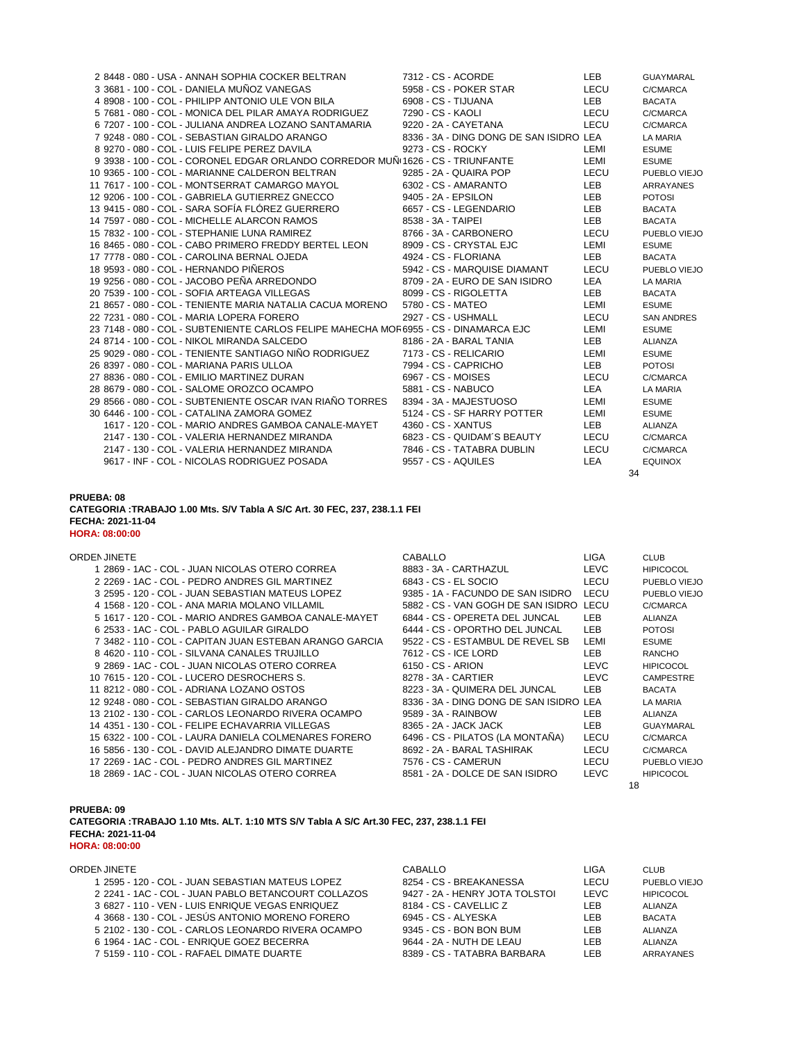| ORDEN JINETE | CABALLO | LIGA | CLUB |
|---|---|---|---|
| 2 8448 - 080 - USA - ANNAH SOPHIA COCKER BELTRAN | 7312 - CS - ACORDE | LEB | GUAYMARAL |
| 3 3681 - 100 - COL - DANIELA MUÑOZ VANEGAS | 5958 - CS - POKER STAR | LECU | C/CMARCA |
| 4 8908 - 100 - COL - PHILIPP ANTONIO ULE VON BILA | 6908 - CS - TIJUANA | LEB | BACATA |
| 5 7681 - 080 - COL - MONICA DEL PILAR AMAYA RODRIGUEZ | 7290 - CS - KAOLI | LECU | C/CMARCA |
| 6 7207 - 100 - COL - JULIANA ANDREA LOZANO SANTAMARIA | 9220 - 2A - CAYETANA | LECU | C/CMARCA |
| 7 9248 - 080 - COL - SEBASTIAN GIRALDO ARANGO | 8336 - 3A - DING DONG DE SAN ISIDRO | LEA | LA MARIA |
| 8 9270 - 080 - COL - LUIS FELIPE PEREZ DAVILA | 9273 - CS - ROCKY | LEMI | ESUME |
| 9 3938 - 100 - COL - CORONEL EDGAR ORLANDO CORREDOR MUÑ | 1626 - CS - TRIUNFANTE | LEMI | ESUME |
| 10 9365 - 100 - COL - MARIANNE CALDERON BELTRAN | 9285 - 2A - QUAIRA POP | LECU | PUEBLO VIEJO |
| 11 7617 - 100 - COL - MONTSERRAT CAMARGO MAYOL | 6302 - CS - AMARANTO | LEB | ARRAYANES |
| 12 9206 - 100 - COL - GABRIELA GUTIERREZ GNECCO | 9405 - 2A - EPSILON | LEB | POTOSI |
| 13 9415 - 080 - COL - SARA SOFÍA FLÓREZ GUERRERO | 6657 - CS - LEGENDARIO | LEB | BACATA |
| 14 7597 - 080 - COL - MICHELLE ALARCON RAMOS | 8538 - 3A - TAIPEI | LEB | BACATA |
| 15 7832 - 100 - COL - STEPHANIE LUNA RAMIREZ | 8766 - 3A - CARBONERO | LECU | PUEBLO VIEJO |
| 16 8465 - 080 - COL - CABO PRIMERO FREDDY BERTEL LEON | 8909 - CS - CRYSTAL EJC | LEMI | ESUME |
| 17 7778 - 080 - COL - CAROLINA BERNAL OJEDA | 4924 - CS - FLORIANA | LEB | BACATA |
| 18 9593 - 080 - COL - HERNANDO PIÑEROS | 5942 - CS - MARQUISE DIAMANT | LECU | PUEBLO VIEJO |
| 19 9256 - 080 - COL - JACOBO PEÑA ARREDONDO | 8709 - 2A - EURO DE SAN ISIDRO | LEA | LA MARIA |
| 20 7539 - 100 - COL - SOFIA ARTEAGA VILLEGAS | 8099 - CS - RIGOLETTA | LEB | BACATA |
| 21 8657 - 080 - COL - TENIENTE MARIA NATALIA CACUA MORENO | 5780 - CS - MATEO | LEMI | ESUME |
| 22 7231 - 080 - COL - MARIA LOPERA FORERO | 2927 - CS - USHMALL | LECU | SAN ANDRES |
| 23 7148 - 080 - COL - SUBTENIENTE CARLOS FELIPE MAHECHA MOR | 6955 - CS - DINAMARCA EJC | LEMI | ESUME |
| 24 8714 - 100 - COL - NIKOL MIRANDA SALCEDO | 8186 - 2A - BARAL TANIA | LEB | ALIANZA |
| 25 9029 - 080 - COL - TENIENTE SANTIAGO NIÑO RODRIGUEZ | 7173 - CS - RELICARIO | LEMI | ESUME |
| 26 8397 - 080 - COL - MARIANA PARIS ULLOA | 7994 - CS - CAPRICHO | LEB | POTOSI |
| 27 8836 - 080 - COL - EMILIO MARTINEZ DURAN | 6967 - CS - MOISES | LECU | C/CMARCA |
| 28 8679 - 080 - COL - SALOME OROZCO OCAMPO | 5881 - CS - NABUCO | LEA | LA MARIA |
| 29 8566 - 080 - COL - SUBTENIENTE OSCAR IVAN RIAÑO TORRES | 8394 - 3A - MAJESTUOSO | LEMI | ESUME |
| 30 6446 - 100 - COL - CATALINA ZAMORA GOMEZ | 5124 - CS - SF HARRY POTTER | LEMI | ESUME |
| 1617 - 120 - COL - MARIO ANDRES GAMBOA CANALE-MAYET | 4360 - CS - XANTUS | LEB | ALIANZA |
| 2147 - 130 - COL - VALERIA HERNANDEZ MIRANDA | 6823 - CS - QUIDAM´S BEAUTY | LECU | C/CMARCA |
| 2147 - 130 - COL - VALERIA HERNANDEZ MIRANDA | 7846 - CS - TATABRA DUBLIN | LECU | C/CMARCA |
| 9617 - INF - COL - NICOLAS RODRIGUEZ POSADA | 9557 - CS - AQUILES | LEA | EQUINOX |

34

**PRUEBA: 08**
**CATEGORIA :TRABAJO 1.00 Mts. S/V Tabla A S/C Art. 30 FEC, 237, 238.1.1 FEI**
**FECHA: 2021-11-04**
**HORA: 08:00:00**

| ORDEN JINETE | CABALLO | LIGA | CLUB |
|---|---|---|---|
| 1 2869 - 1AC - COL - JUAN NICOLAS OTERO CORREA | 8883 - 3A - CARTHAZUL | LEVC | HIPICOCOL |
| 2 2269 - 1AC - COL - PEDRO ANDRES GIL MARTINEZ | 6843 - CS - EL SOCIO | LECU | PUEBLO VIEJO |
| 3 2595 - 120 - COL - JUAN SEBASTIAN MATEUS LOPEZ | 9385 - 1A - FACUNDO DE SAN ISIDRO | LECU | PUEBLO VIEJO |
| 4 1568 - 120 - COL - ANA MARIA MOLANO VILLAMIL | 5882 - CS - VAN GOGH DE SAN ISIDRO | LECU | C/CMARCA |
| 5 1617 - 120 - COL - MARIO ANDRES GAMBOA CANALE-MAYET | 6844 - CS - OPERETA DEL JUNCAL | LEB | ALIANZA |
| 6 2533 - 1AC - COL - PABLO AGUILAR GIRALDO | 6444 - CS - OPORTHO DEL JUNCAL | LEB | POTOSI |
| 7 3482 - 110 - COL - CAPITAN JUAN ESTEBAN ARANGO GARCIA | 9522 - CS - ESTAMBUL DE REVEL SB | LEMI | ESUME |
| 8 4620 - 110 - COL - SILVANA CANALES TRUJILLO | 7612 - CS - ICE LORD | LEB | RANCHO |
| 9 2869 - 1AC - COL - JUAN NICOLAS OTERO CORREA | 6150 - CS - ARION | LEVC | HIPICOCOL |
| 10 7615 - 120 - COL - LUCERO DESROCHERS S. | 8278 - 3A - CARTIER | LEVC | CAMPESTRE |
| 11 8212 - 080 - COL - ADRIANA LOZANO OSTOS | 8223 - 3A - QUIMERA DEL JUNCAL | LEB | BACATA |
| 12 9248 - 080 - COL - SEBASTIAN GIRALDO ARANGO | 8336 - 3A - DING DONG DE SAN ISIDRO | LEA | LA MARIA |
| 13 2102 - 130 - COL - CARLOS LEONARDO RIVERA OCAMPO | 9589 - 3A - RAINBOW | LEB | ALIANZA |
| 14 4351 - 130 - COL - FELIPE ECHAVARRIA VILLEGAS | 8365 - 2A - JACK JACK | LEB | GUAYMARAL |
| 15 6322 - 100 - COL - LAURA DANIELA COLMENARES FORERO | 6496 - CS - PILATOS (LA MONTAÑA) | LECU | C/CMARCA |
| 16 5856 - 130 - COL - DAVID ALEJANDRO DIMATE DUARTE | 8692 - 2A - BARAL TASHIRAK | LECU | C/CMARCA |
| 17 2269 - 1AC - COL - PEDRO ANDRES GIL MARTINEZ | 7576 - CS - CAMERUN | LECU | PUEBLO VIEJO |
| 18 2869 - 1AC - COL - JUAN NICOLAS OTERO CORREA | 8581 - 2A - DOLCE DE SAN ISIDRO | LEVC | HIPICOCOL |

18

**PRUEBA: 09**
**CATEGORIA :TRABAJO 1.10 Mts. ALT. 1:10 MTS S/V Tabla A S/C Art.30 FEC, 237, 238.1.1 FEI**
**FECHA: 2021-11-04**
**HORA: 08:00:00**

| ORDEN JINETE | CABALLO | LIGA | CLUB |
|---|---|---|---|
| 1 2595 - 120 - COL - JUAN SEBASTIAN MATEUS LOPEZ | 8254 - CS - BREAKANESSA | LECU | PUEBLO VIEJO |
| 2 2241 - 1AC - COL - JUAN PABLO BETANCOURT COLLAZOS | 9427 - 2A - HENRY JOTA TOLSTOI | LEVC | HIPICOCOL |
| 3 6827 - 110 - VEN - LUIS ENRIQUE VEGAS ENRIQUEZ | 8184 - CS - CAVELLIC Z | LEB | ALIANZA |
| 4 3668 - 130 - COL - JESÚS ANTONIO MORENO FORERO | 6945 - CS - ALYESKA | LEB | BACATA |
| 5 2102 - 130 - COL - CARLOS LEONARDO RIVERA OCAMPO | 9345 - CS - BON BON BUM | LEB | ALIANZA |
| 6 1964 - 1AC - COL - ENRIQUE GOEZ BECERRA | 9644 - 2A - NUTH DE LEAU | LEB | ALIANZA |
| 7 5159 - 110 - COL - RAFAEL DIMATE DUARTE | 8389 - CS - TATABRA BARBARA | LEB | ARRAYANES |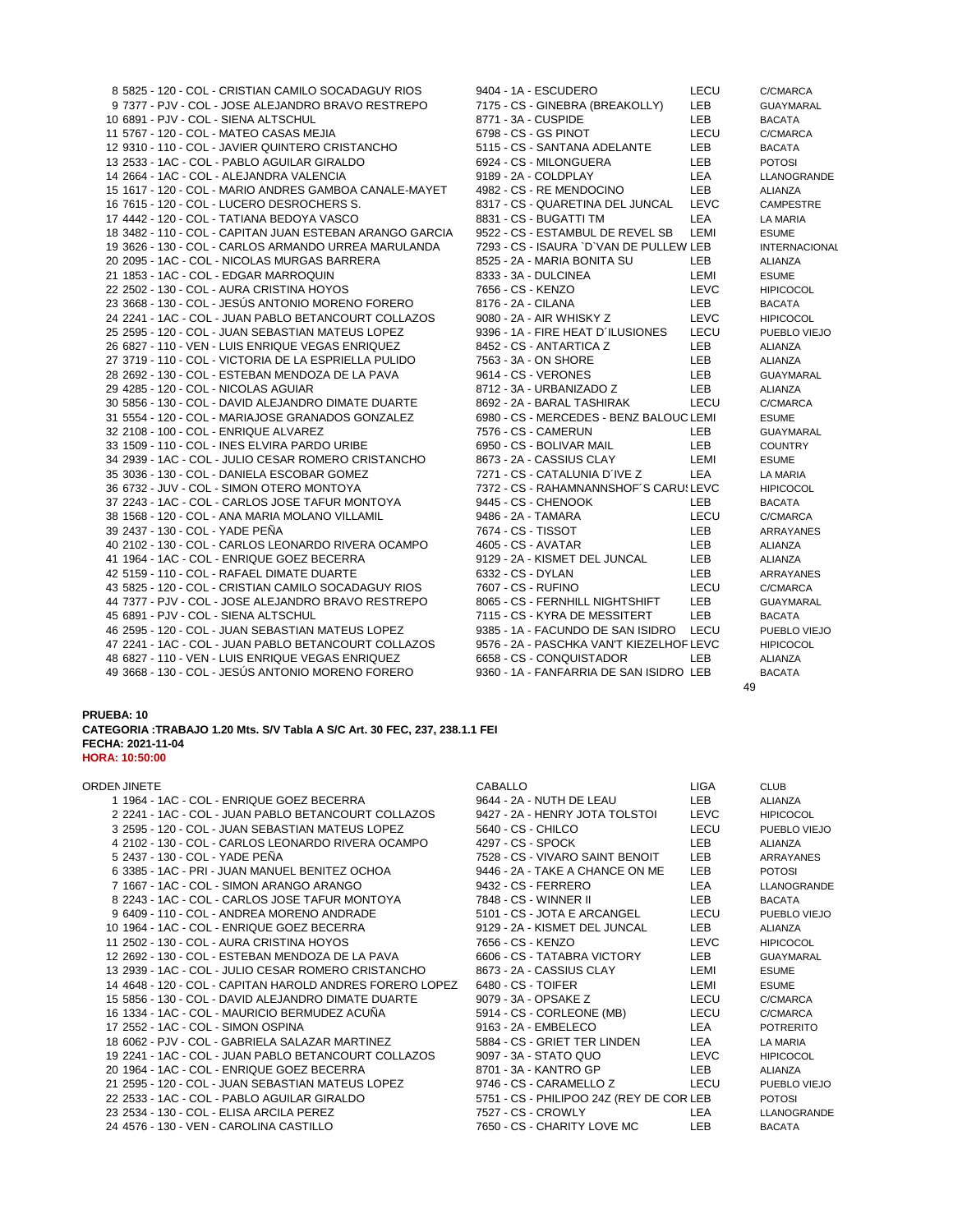| ORDEN | JINETE | CABALLO | LIGA | CLUB |
|---|---|---|---|---|
| 8 | 5825 - 120 - COL - CRISTIAN CAMILO SOCADAGUY RIOS | 9404 - 1A - ESCUDERO | LECU | C/CMARCA |
| 9 | 7377 - PJV - COL - JOSE ALEJANDRO BRAVO RESTREPO | 7175 - CS - GINEBRA (BREAKOLLY) | LEB | GUAYMARAL |
| 10 | 6891 - PJV - COL - SIENA ALTSCHUL | 8771 - 3A - CUSPIDE | LEB | BACATA |
| 11 | 5767 - 120 - COL - MATEO CASAS MEJIA | 6798 - CS - GS PINOT | LECU | C/CMARCA |
| 12 | 9310 - 110 - COL - JAVIER QUINTERO CRISTANCHO | 5115 - CS - SANTANA ADELANTE | LEB | BACATA |
| 13 | 2533 - 1AC - COL - PABLO AGUILAR GIRALDO | 6924 - CS - MILONGUERA | LEB | POTOSI |
| 14 | 2664 - 1AC - COL - ALEJANDRA VALENCIA | 9189 - 2A - COLDPLAY | LEA | LLANOGRANDE |
| 15 | 1617 - 120 - COL - MARIO ANDRES GAMBOA CANALE-MAYET | 4982 - CS - RE MENDOCINO | LEB | ALIANZA |
| 16 | 7615 - 120 - COL - LUCERO DESROCHERS S. | 8317 - CS - QUARETINA DEL JUNCAL | LEVC | CAMPESTRE |
| 17 | 4442 - 120 - COL - TATIANA BEDOYA VASCO | 8831 - CS - BUGATTI TM | LEA | LA MARIA |
| 18 | 3482 - 110 - COL - CAPITAN JUAN ESTEBAN ARANGO GARCIA | 9522 - CS - ESTAMBUL DE REVEL SB | LEMI | ESUME |
| 19 | 3626 - 130 - COL - CARLOS ARMANDO URREA MARULANDA | 7293 - CS - ISAURA `D`VAN DE PULLEW | LEB | INTERNACIONAL |
| 20 | 2095 - 1AC - COL - NICOLAS MURGAS BARRERA | 8525 - 2A - MARIA BONITA SU | LEB | ALIANZA |
| 21 | 1853 - 1AC - COL - EDGAR MARROQUIN | 8333 - 3A - DULCINEA | LEMI | ESUME |
| 22 | 2502 - 130 - COL - AURA CRISTINA HOYOS | 7656 - CS - KENZO | LEVC | HIPICOCOL |
| 23 | 3668 - 130 - COL - JESÚS ANTONIO MORENO FORERO | 8176 - 2A - CILANA | LEB | BACATA |
| 24 | 2241 - 1AC - COL - JUAN PABLO BETANCOURT COLLAZOS | 9080 - 2A - AIR WHISKY Z | LEVC | HIPICOCOL |
| 25 | 2595 - 120 - COL - JUAN SEBASTIAN MATEUS LOPEZ | 9396 - 1A - FIRE HEAT D´ILUSIONES | LECU | PUEBLO VIEJO |
| 26 | 6827 - 110 - VEN - LUIS ENRIQUE VEGAS ENRIQUEZ | 8452 - CS - ANTARTICA Z | LEB | ALIANZA |
| 27 | 3719 - 110 - COL - VICTORIA DE LA ESPRIELLA PULIDO | 7563 - 3A - ON SHORE | LEB | ALIANZA |
| 28 | 2692 - 130 - COL - ESTEBAN MENDOZA DE LA PAVA | 9614 - CS - VERONES | LEB | GUAYMARAL |
| 29 | 4285 - 120 - COL - NICOLAS AGUIAR | 8712 - 3A - URBANIZADO Z | LEB | ALIANZA |
| 30 | 5856 - 130 - COL - DAVID ALEJANDRO DIMATE DUARTE | 8692 - 2A - BARAL TASHIRAK | LECU | C/CMARCA |
| 31 | 5554 - 120 - COL - MARIAJOSE GRANADOS GONZALEZ | 6980 - CS - MERCEDES - BENZ BALOUC | LEMI | ESUME |
| 32 | 2108 - 100 - COL - ENRIQUE ALVAREZ | 7576 - CS - CAMERUN | LEB | GUAYMARAL |
| 33 | 1509 - 110 - COL - INES ELVIRA PARDO URIBE | 6950 - CS - BOLIVAR MAIL | LEB | COUNTRY |
| 34 | 2939 - 1AC - COL - JULIO CESAR ROMERO CRISTANCHO | 8673 - 2A - CASSIUS CLAY | LEMI | ESUME |
| 35 | 3036 - 130 - COL - DANIELA ESCOBAR GOMEZ | 7271 - CS - CATALUNIA D´IVE Z | LEA | LA MARIA |
| 36 | 6732 - JUV - COL - SIMON OTERO MONTOYA | 7372 - CS - RAHAMNANNSHOF´S CARU | LEVC | HIPICOCOL |
| 37 | 2243 - 1AC - COL - CARLOS JOSE TAFUR MONTOYA | 9445 - CS - CHENOOK | LEB | BACATA |
| 38 | 1568 - 120 - COL - ANA MARIA MOLANO VILLAMIL | 9486 - 2A - TAMARA | LECU | C/CMARCA |
| 39 | 2437 - 130 - COL - YADE PEÑA | 7674 - CS - TISSOT | LEB | ARRAYANES |
| 40 | 2102 - 130 - COL - CARLOS LEONARDO RIVERA OCAMPO | 4605 - CS - AVATAR | LEB | ALIANZA |
| 41 | 1964 - 1AC - COL - ENRIQUE GOEZ BECERRA | 9129 - 2A - KISMET DEL JUNCAL | LEB | ALIANZA |
| 42 | 5159 - 110 - COL - RAFAEL DIMATE DUARTE | 6332 - CS - DYLAN | LEB | ARRAYANES |
| 43 | 5825 - 120 - COL - CRISTIAN CAMILO SOCADAGUY RIOS | 7607 - CS - RUFINO | LECU | C/CMARCA |
| 44 | 7377 - PJV - COL - JOSE ALEJANDRO BRAVO RESTREPO | 8065 - CS - FERNHILL NIGHTSHIFT | LEB | GUAYMARAL |
| 45 | 6891 - PJV - COL - SIENA ALTSCHUL | 7115 - CS - KYRA DE MESSITERT | LEB | BACATA |
| 46 | 2595 - 120 - COL - JUAN SEBASTIAN MATEUS LOPEZ | 9385 - 1A - FACUNDO DE SAN ISIDRO | LECU | PUEBLO VIEJO |
| 47 | 2241 - 1AC - COL - JUAN PABLO BETANCOURT COLLAZOS | 9576 - 2A - PASCHKA VAN'T KIEZELHOF | LEVC | HIPICOCOL |
| 48 | 6827 - 110 - VEN - LUIS ENRIQUE VEGAS ENRIQUEZ | 6658 - CS - CONQUISTADOR | LEB | ALIANZA |
| 49 | 3668 - 130 - COL - JESÚS ANTONIO MORENO FORERO | 9360 - 1A - FANFARRIA DE SAN ISIDRO | LEB | BACATA |

49

**PRUEBA: 10**
**CATEGORIA :TRABAJO 1.20 Mts. S/V Tabla A S/C Art. 30 FEC, 237, 238.1.1 FEI**
**FECHA: 2021-11-04**
**HORA: 10:50:00**

| ORDEN | JINETE | CABALLO | LIGA | CLUB |
|---|---|---|---|---|
| 1 | 1964 - 1AC - COL - ENRIQUE GOEZ BECERRA | 9644 - 2A - NUTH DE LEAU | LEB | ALIANZA |
| 2 | 2241 - 1AC - COL - JUAN PABLO BETANCOURT COLLAZOS | 9427 - 2A - HENRY JOTA TOLSTOI | LEVC | HIPICOCOL |
| 3 | 2595 - 120 - COL - JUAN SEBASTIAN MATEUS LOPEZ | 5640 - CS - CHILCO | LECU | PUEBLO VIEJO |
| 4 | 2102 - 130 - COL - CARLOS LEONARDO RIVERA OCAMPO | 4297 - CS - SPOCK | LEB | ALIANZA |
| 5 | 2437 - 130 - COL - YADE PEÑA | 7528 - CS - VIVARO SAINT BENOIT | LEB | ARRAYANES |
| 6 | 3385 - 1AC - PRI - JUAN MANUEL BENITEZ OCHOA | 9446 - 2A - TAKE A CHANCE ON ME | LEB | POTOSI |
| 7 | 1667 - 1AC - COL - SIMON ARANGO ARANGO | 9432 - CS - FERRERO | LEA | LLANOGRANDE |
| 8 | 2243 - 1AC - COL - CARLOS JOSE TAFUR MONTOYA | 7848 - CS - WINNER II | LEB | BACATA |
| 9 | 6409 - 110 - COL - ANDREA MORENO ANDRADE | 5101 - CS - JOTA E ARCANGEL | LECU | PUEBLO VIEJO |
| 10 | 1964 - 1AC - COL - ENRIQUE GOEZ BECERRA | 9129 - 2A - KISMET DEL JUNCAL | LEB | ALIANZA |
| 11 | 2502 - 130 - COL - AURA CRISTINA HOYOS | 7656 - CS - KENZO | LEVC | HIPICOCOL |
| 12 | 2692 - 130 - COL - ESTEBAN MENDOZA DE LA PAVA | 6606 - CS - TATABRA VICTORY | LEB | GUAYMARAL |
| 13 | 2939 - 1AC - COL - JULIO CESAR ROMERO CRISTANCHO | 8673 - 2A - CASSIUS CLAY | LEMI | ESUME |
| 14 | 4648 - 120 - COL - CAPITAN HAROLD ANDRES FORERO LOPEZ | 6480 - CS - TOIFER | LEMI | ESUME |
| 15 | 5856 - 130 - COL - DAVID ALEJANDRO DIMATE DUARTE | 9079 - 3A - OPSAKE Z | LECU | C/CMARCA |
| 16 | 1334 - 1AC - COL - MAURICIO BERMUDEZ ACUÑA | 5914 - CS - CORLEONE (MB) | LECU | C/CMARCA |
| 17 | 2552 - 1AC - COL - SIMON OSPINA | 9163 - 2A - EMBELECO | LEA | POTRERITO |
| 18 | 6062 - PJV - COL - GABRIELA SALAZAR MARTINEZ | 5884 - CS - GRIET TER LINDEN | LEA | LA MARIA |
| 19 | 2241 - 1AC - COL - JUAN PABLO BETANCOURT COLLAZOS | 9097 - 3A - STATO QUO | LEVC | HIPICOCOL |
| 20 | 1964 - 1AC - COL - ENRIQUE GOEZ BECERRA | 8701 - 3A - KANTRO GP | LEB | ALIANZA |
| 21 | 2595 - 120 - COL - JUAN SEBASTIAN MATEUS LOPEZ | 9746 - CS - CARAMELLO Z | LECU | PUEBLO VIEJO |
| 22 | 2533 - 1AC - COL - PABLO AGUILAR GIRALDO | 5751 - CS - PHILIPOO 24Z (REY DE COR | LEB | POTOSI |
| 23 | 2534 - 130 - COL - ELISA ARCILA PEREZ | 7527 - CS - CROWLY | LEA | LLANOGRANDE |
| 24 | 4576 - 130 - VEN - CAROLINA CASTILLO | 7650 - CS - CHARITY LOVE MC | LEB | BACATA |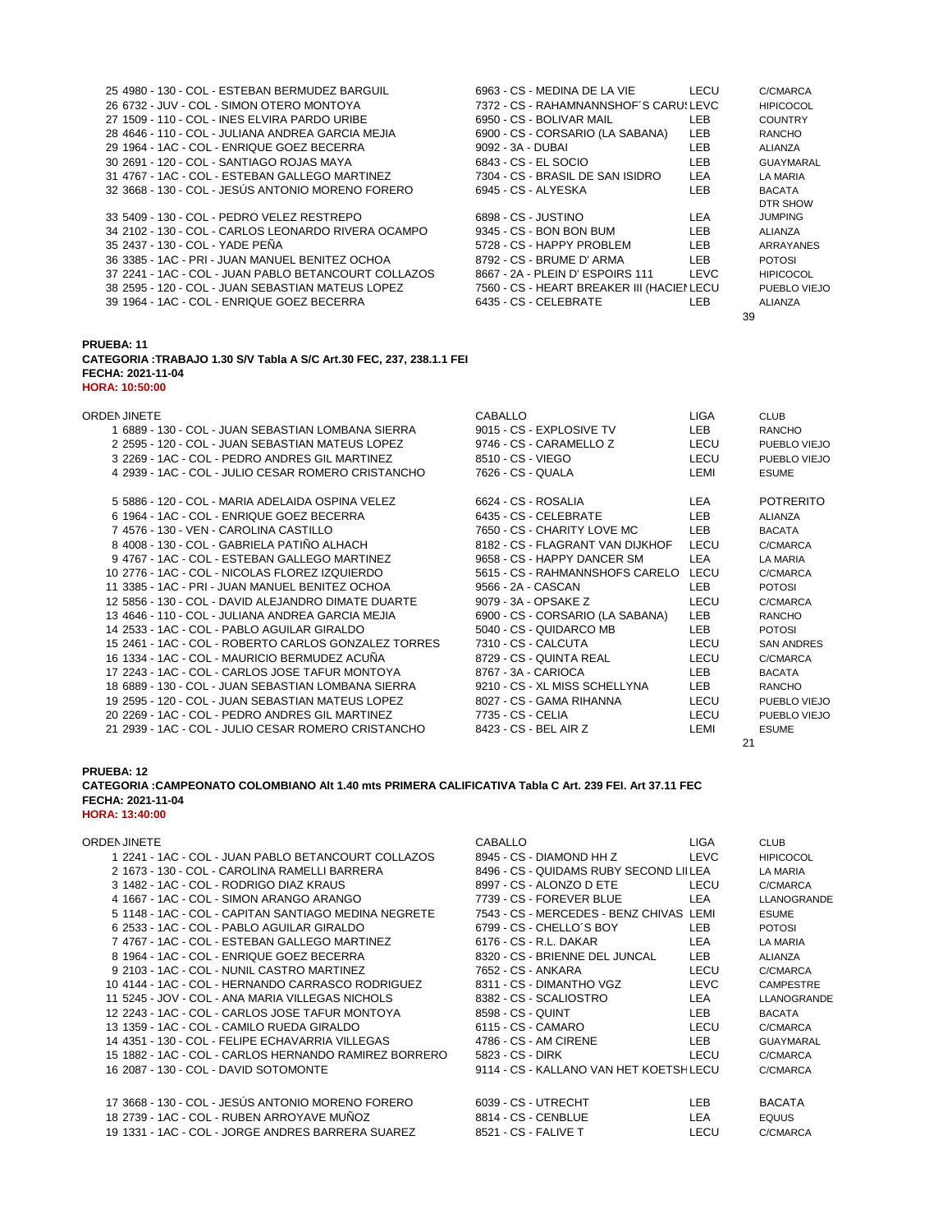| ORDEN | JINETE | CABALLO | LIGA | CLUB |
|---|---|---|---|---|
| 25 | 4980 - 130 - COL - ESTEBAN BERMUDEZ BARGUIL | 6963 - CS - MEDINA DE LA VIE | LECU | C/CMARCA |
| 26 | 6732 - JUV - COL - SIMON OTERO MONTOYA | 7372 - CS - RAHAMNANNSHOF´S CARU | LEVC | HIPICOCOL |
| 27 | 1509 - 110 - COL - INES ELVIRA PARDO URIBE | 6950 - CS - BOLIVAR MAIL | LEB | COUNTRY |
| 28 | 4646 - 110 - COL - JULIANA ANDREA GARCIA MEJIA | 6900 - CS - CORSARIO (LA SABANA) | LEB | RANCHO |
| 29 | 1964 - 1AC - COL - ENRIQUE GOEZ BECERRA | 9092 - 3A - DUBAI | LEB | ALIANZA |
| 30 | 2691 - 120 - COL - SANTIAGO ROJAS MAYA | 6843 - CS - EL SOCIO | LEB | GUAYMARAL |
| 31 | 4767 - 1AC - COL - ESTEBAN GALLEGO MARTINEZ | 7304 - CS - BRASIL DE SAN ISIDRO | LEA | LA MARIA |
| 32 | 3668 - 130 - COL - JESÚS ANTONIO MORENO FORERO | 6945 - CS - ALYESKA | LEB | BACATA |
| 33 | 5409 - 130 - COL - PEDRO VELEZ RESTREPO | 6898 - CS - JUSTINO | LEA | DTR SHOW JUMPING |
| 34 | 2102 - 130 - COL - CARLOS LEONARDO RIVERA OCAMPO | 9345 - CS - BON BON BUM | LEB | ALIANZA |
| 35 | 2437 - 130 - COL - YADE PEÑA | 5728 - CS - HAPPY PROBLEM | LEB | ARRAYANES |
| 36 | 3385 - 1AC - PRI - JUAN MANUEL BENITEZ OCHOA | 8792 - CS - BRUME D' ARMA | LEB | POTOSI |
| 37 | 2241 - 1AC - COL - JUAN PABLO BETANCOURT COLLAZOS | 8667 - 2A - PLEIN D' ESPOIRS 111 | LEVC | HIPICOCOL |
| 38 | 2595 - 120 - COL - JUAN SEBASTIAN MATEUS LOPEZ | 7560 - CS - HEART BREAKER III (HACIEN | LECU | PUEBLO VIEJO |
| 39 | 1964 - 1AC - COL - ENRIQUE GOEZ BECERRA | 6435 - CS - CELEBRATE | LEB | ALIANZA |

39

**PRUEBA: 11**
**CATEGORIA :TRABAJO 1.30 S/V Tabla A S/C Art.30 FEC, 237, 238.1.1 FEI**
**FECHA: 2021-11-04**
**HORA: 10:50:00**

| ORDEN | JINETE | CABALLO | LIGA | CLUB |
|---|---|---|---|---|
| 1 | 6889 - 130 - COL - JUAN SEBASTIAN LOMBANA SIERRA | 9015 - CS - EXPLOSIVE TV | LEB | RANCHO |
| 2 | 2595 - 120 - COL - JUAN SEBASTIAN MATEUS LOPEZ | 9746 - CS - CARAMELLO Z | LECU | PUEBLO VIEJO |
| 3 | 2269 - 1AC - COL - PEDRO ANDRES GIL MARTINEZ | 8510 - CS - VIEGO | LECU | PUEBLO VIEJO |
| 4 | 2939 - 1AC - COL - JULIO CESAR ROMERO CRISTANCHO | 7626 - CS - QUALA | LEMI | ESUME |
| 5 | 5886 - 120 - COL - MARIA ADELAIDA OSPINA VELEZ | 6624 - CS - ROSALIA | LEA | POTRERITO |
| 6 | 1964 - 1AC - COL - ENRIQUE GOEZ BECERRA | 6435 - CS - CELEBRATE | LEB | ALIANZA |
| 7 | 4576 - 130 - VEN - CAROLINA CASTILLO | 7650 - CS - CHARITY LOVE MC | LEB | BACATA |
| 8 | 4008 - 130 - COL - GABRIELA PATIÑO ALHACH | 8182 - CS - FLAGRANT VAN DIJKHOF | LECU | C/CMARCA |
| 9 | 4767 - 1AC - COL - ESTEBAN GALLEGO MARTINEZ | 9658 - CS - HAPPY DANCER SM | LEA | LA MARIA |
| 10 | 2776 - 1AC - COL - NICOLAS FLOREZ IZQUIERDO | 5615 - CS - RAHMANNSHOFS CARELO | LECU | C/CMARCA |
| 11 | 3385 - 1AC - PRI - JUAN MANUEL BENITEZ OCHOA | 9566 - 2A - CASCAN | LEB | POTOSI |
| 12 | 5856 - 130 - COL - DAVID ALEJANDRO DIMATE DUARTE | 9079 - 3A - OPSAKE Z | LECU | C/CMARCA |
| 13 | 4646 - 110 - COL - JULIANA ANDREA GARCIA MEJIA | 6900 - CS - CORSARIO (LA SABANA) | LEB | RANCHO |
| 14 | 2533 - 1AC - COL - PABLO AGUILAR GIRALDO | 5040 - CS - QUIDARCO MB | LEB | POTOSI |
| 15 | 2461 - 1AC - COL - ROBERTO CARLOS GONZALEZ TORRES | 7310 - CS - CALCUTA | LECU | SAN ANDRES |
| 16 | 1334 - 1AC - COL - MAURICIO BERMUDEZ ACUÑA | 8729 - CS - QUINTA REAL | LECU | C/CMARCA |
| 17 | 2243 - 1AC - COL - CARLOS JOSE TAFUR MONTOYA | 8767 - 3A - CARIOCA | LEB | BACATA |
| 18 | 6889 - 130 - COL - JUAN SEBASTIAN LOMBANA SIERRA | 9210 - CS - XL MISS SCHELLYNA | LEB | RANCHO |
| 19 | 2595 - 120 - COL - JUAN SEBASTIAN MATEUS LOPEZ | 8027 - CS - GAMA RIHANNA | LECU | PUEBLO VIEJO |
| 20 | 2269 - 1AC - COL - PEDRO ANDRES GIL MARTINEZ | 7735 - CS - CELIA | LECU | PUEBLO VIEJO |
| 21 | 2939 - 1AC - COL - JULIO CESAR ROMERO CRISTANCHO | 8423 - CS - BEL AIR Z | LEMI | ESUME |

21

**PRUEBA: 12**
**CATEGORIA :CAMPEONATO COLOMBIANO Alt 1.40 mts PRIMERA CALIFICATIVA Tabla C Art. 239 FEI. Art 37.11 FEC**
**FECHA: 2021-11-04**
**HORA: 13:40:00**

| ORDEN | JINETE | CABALLO | LIGA | CLUB |
|---|---|---|---|---|
| 1 | 2241 - 1AC - COL - JUAN PABLO BETANCOURT COLLAZOS | 8945 - CS - DIAMOND HH Z | LEVC | HIPICOCOL |
| 2 | 1673 - 130 - COL - CAROLINA RAMELLI BARRERA | 8496 - CS - QUIDAMS RUBY SECOND LII | LEA | LA MARIA |
| 3 | 1482 - 1AC - COL - RODRIGO DIAZ KRAUS | 8997 - CS - ALONZO D ETE | LECU | C/CMARCA |
| 4 | 1667 - 1AC - COL - SIMON ARANGO ARANGO | 7739 - CS - FOREVER BLUE | LEA | LLANOGRANDE |
| 5 | 1148 - 1AC - COL - CAPITAN SANTIAGO MEDINA NEGRETE | 7543 - CS - MERCEDES - BENZ CHIVAS | LEMI | ESUME |
| 6 | 2533 - 1AC - COL - PABLO AGUILAR GIRALDO | 6799 - CS - CHELLO´S BOY | LEB | POTOSI |
| 7 | 4767 - 1AC - COL - ESTEBAN GALLEGO MARTINEZ | 6176 - CS - R.L. DAKAR | LEA | LA MARIA |
| 8 | 1964 - 1AC - COL - ENRIQUE GOEZ BECERRA | 8320 - CS - BRIENNE DEL JUNCAL | LEB | ALIANZA |
| 9 | 2103 - 1AC - COL - NUNIL CASTRO MARTINEZ | 7652 - CS - ANKARA | LECU | C/CMARCA |
| 10 | 4144 - 1AC - COL - HERNANDO CARRASCO RODRIGUEZ | 8311 - CS - DIMANTHO VGZ | LEVC | CAMPESTRE |
| 11 | 5245 - JOV - COL - ANA MARIA VILLEGAS NICHOLS | 8382 - CS - SCALIOSTRO | LEA | LLANOGRANDE |
| 12 | 2243 - 1AC - COL - CARLOS JOSE TAFUR MONTOYA | 8598 - CS - QUINT | LEB | BACATA |
| 13 | 1359 - 1AC - COL - CAMILO RUEDA GIRALDO | 6115 - CS - CAMARO | LECU | C/CMARCA |
| 14 | 4351 - 130 - COL - FELIPE ECHAVARRIA VILLEGAS | 4786 - CS - AM CIRENE | LEB | GUAYMARAL |
| 15 | 1882 - 1AC - COL - CARLOS HERNANDO RAMIREZ BORRERO | 5823 - CS - DIRK | LECU | C/CMARCA |
| 16 | 2087 - 130 - COL - DAVID SOTOMONTE | 9114 - CS - KALLANO VAN HET KOETSH | LECU | C/CMARCA |
| 17 | 3668 - 130 - COL - JESÚS ANTONIO MORENO FORERO | 6039 - CS - UTRECHT | LEB | BACATA |
| 18 | 2739 - 1AC - COL - RUBEN ARROYAVE MUÑOZ | 8814 - CS - CENBLUE | LEA | EQUUS |
| 19 | 1331 - 1AC - COL - JORGE ANDRES BARRERA SUAREZ | 8521 - CS - FALIVE T | LECU | C/CMARCA |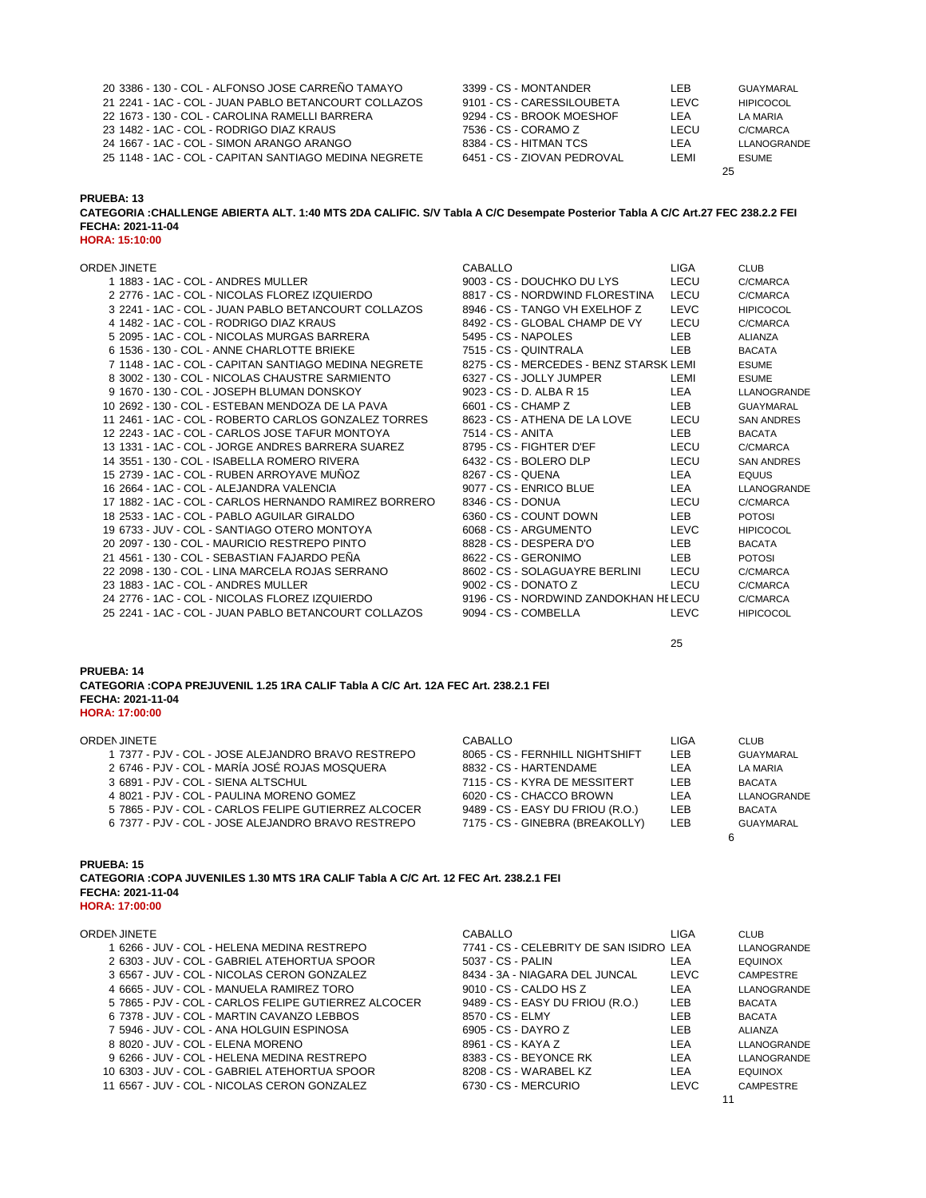| ORDEN | JINETE | CABALLO | LIGA | CLUB |
|---|---|---|---|---|
| 20 | 3386 - 130 - COL - ALFONSO JOSE CARREÑO TAMAYO | 3399 - CS - MONTANDER | LEB | GUAYMARAL |
| 21 | 2241 - 1AC - COL - JUAN PABLO BETANCOURT COLLAZOS | 9101 - CS - CARESSILOUBETA | LEVC | HIPICOCOL |
| 22 | 1673 - 130 - COL - CAROLINA RAMELLI BARRERA | 9294 - CS - BROOK MOESHOF | LEA | LA MARIA |
| 23 | 1482 - 1AC - COL - RODRIGO DIAZ KRAUS | 7536 - CS - CORAMO Z | LECU | C/CMARCA |
| 24 | 1667 - 1AC - COL - SIMON ARANGO ARANGO | 8384 - CS - HITMAN TCS | LEA | LLANOGRANDE |
| 25 | 1148 - 1AC - COL - CAPITAN SANTIAGO MEDINA NEGRETE | 6451 - CS - ZIOVAN PEDROVAL | LEMI | ESUME |

25

**PRUEBA: 13**
**CATEGORIA :CHALLENGE ABIERTA ALT. 1:40 MTS 2DA CALIFIC. S/V Tabla A C/C Desempate Posterior Tabla A C/C Art.27 FEC 238.2.2 FEI**
**FECHA: 2021-11-04**
**HORA: 15:10:00**

| ORDEN | JINETE | CABALLO | LIGA | CLUB |
|---|---|---|---|---|
| 1 | 1883 - 1AC - COL - ANDRES MULLER | 9003 - CS - DOUCHKO DU LYS | LECU | C/CMARCA |
| 2 | 2776 - 1AC - COL - NICOLAS FLOREZ IZQUIERDO | 8817 - CS - NORDWIND FLORESTINA | LECU | C/CMARCA |
| 3 | 2241 - 1AC - COL - JUAN PABLO BETANCOURT COLLAZOS | 8946 - CS - TANGO VH EXELHOF Z | LEVC | HIPICOCOL |
| 4 | 1482 - 1AC - COL - RODRIGO DIAZ KRAUS | 8492 - CS - GLOBAL CHAMP DE VY | LECU | C/CMARCA |
| 5 | 2095 - 1AC - COL - NICOLAS MURGAS BARRERA | 5495 - CS - NAPOLES | LEB | ALIANZA |
| 6 | 1536 - 130 - COL - ANNE CHARLOTTE BRIEKE | 7515 - CS - QUINTRALA | LEB | BACATA |
| 7 | 1148 - 1AC - COL - CAPITAN SANTIAGO MEDINA NEGRETE | 8275 - CS - MERCEDES - BENZ STARSK | LEMI | ESUME |
| 8 | 3002 - 130 - COL - NICOLAS CHAUSTRE SARMIENTO | 6327 - CS - JOLLY JUMPER | LEMI | ESUME |
| 9 | 1670 - 130 - COL - JOSEPH BLUMAN DONSKOY | 9023 - CS - D. ALBA R 15 | LEA | LLANOGRANDE |
| 10 | 2692 - 130 - COL - ESTEBAN MENDOZA DE LA PAVA | 6601 - CS - CHAMP Z | LEB | GUAYMARAL |
| 11 | 2461 - 1AC - COL - ROBERTO CARLOS GONZALEZ TORRES | 8623 - CS - ATHENA DE LA LOVE | LECU | SAN ANDRES |
| 12 | 2243 - 1AC - COL - CARLOS JOSE TAFUR MONTOYA | 7514 - CS - ANITA | LEB | BACATA |
| 13 | 1331 - 1AC - COL - JORGE ANDRES BARRERA SUAREZ | 8795 - CS - FIGHTER D'EF | LECU | C/CMARCA |
| 14 | 3551 - 130 - COL - ISABELLA ROMERO RIVERA | 6432 - CS - BOLERO DLP | LECU | SAN ANDRES |
| 15 | 2739 - 1AC - COL - RUBEN ARROYAVE MUÑOZ | 8267 - CS - QUENA | LEA | EQUUS |
| 16 | 2664 - 1AC - COL - ALEJANDRA VALENCIA | 9077 - CS - ENRICO BLUE | LEA | LLANOGRANDE |
| 17 | 1882 - 1AC - COL - CARLOS HERNANDO RAMIREZ BORRERO | 8346 - CS - DONUA | LECU | C/CMARCA |
| 18 | 2533 - 1AC - COL - PABLO AGUILAR GIRALDO | 6360 - CS - COUNT DOWN | LEB | POTOSI |
| 19 | 6733 - JUV - COL - SANTIAGO OTERO MONTOYA | 6068 - CS - ARGUMENTO | LEVC | HIPICOCOL |
| 20 | 2097 - 130 - COL - MAURICIO RESTREPO PINTO | 8828 - CS - DESPERA D'O | LEB | BACATA |
| 21 | 4561 - 130 - COL - SEBASTIAN FAJARDO PEÑA | 8622 - CS - GERONIMO | LEB | POTOSI |
| 22 | 2098 - 130 - COL - LINA MARCELA ROJAS SERRANO | 8602 - CS - SOLAGUAYRE BERLINI | LECU | C/CMARCA |
| 23 | 1883 - 1AC - COL - ANDRES MULLER | 9002 - CS - DONATO Z | LECU | C/CMARCA |
| 24 | 2776 - 1AC - COL - NICOLAS FLOREZ IZQUIERDO | 9196 - CS - NORDWIND ZANDOKHAN HE | LECU | C/CMARCA |
| 25 | 2241 - 1AC - COL - JUAN PABLO BETANCOURT COLLAZOS | 9094 - CS - COMBELLA | LEVC | HIPICOCOL |

25

**PRUEBA: 14**
**CATEGORIA :COPA PREJUVENIL 1.25 1RA CALIF Tabla A C/C Art. 12A FEC Art. 238.2.1 FEI**
**FECHA: 2021-11-04**
**HORA: 17:00:00**

| ORDEN | JINETE | CABALLO | LIGA | CLUB |
|---|---|---|---|---|
| 1 | 7377 - PJV - COL - JOSE ALEJANDRO BRAVO RESTREPO | 8065 - CS - FERNHILL NIGHTSHIFT | LEB | GUAYMARAL |
| 2 | 6746 - PJV - COL - MARÍA JOSÉ ROJAS MOSQUERA | 8832 - CS - HARTENDAME | LEA | LA MARIA |
| 3 | 6891 - PJV - COL - SIENA ALTSCHUL | 7115 - CS - KYRA DE MESSITERT | LEB | BACATA |
| 4 | 8021 - PJV - COL - PAULINA MORENO GOMEZ | 6020 - CS - CHACCO BROWN | LEA | LLANOGRANDE |
| 5 | 7865 - PJV - COL - CARLOS FELIPE GUTIERREZ ALCOCER | 9489 - CS - EASY DU FRIOU (R.O.) | LEB | BACATA |
| 6 | 7377 - PJV - COL - JOSE ALEJANDRO BRAVO RESTREPO | 7175 - CS - GINEBRA (BREAKOLLY) | LEB | GUAYMARAL |

6

**PRUEBA: 15**
**CATEGORIA :COPA JUVENILES 1.30 MTS 1RA CALIF Tabla A C/C Art. 12 FEC Art. 238.2.1 FEI**
**FECHA: 2021-11-04**
**HORA: 17:00:00**

| ORDEN | JINETE | CABALLO | LIGA | CLUB |
|---|---|---|---|---|
| 1 | 6266 - JUV - COL - HELENA MEDINA RESTREPO | 7741 - CS - CELEBRITY DE SAN ISIDRO | LEA | LLANOGRANDE |
| 2 | 6303 - JUV - COL - GABRIEL ATEHORTUA SPOOR | 5037 - CS - PALIN | LEA | EQUINOX |
| 3 | 6567 - JUV - COL - NICOLAS CERON GONZALEZ | 8434 - 3A - NIAGARA DEL JUNCAL | LEVC | CAMPESTRE |
| 4 | 6665 - JUV - COL - MANUELA RAMIREZ TORO | 9010 - CS - CALDO HS Z | LEA | LLANOGRANDE |
| 5 | 7865 - PJV - COL - CARLOS FELIPE GUTIERREZ ALCOCER | 9489 - CS - EASY DU FRIOU (R.O.) | LEB | BACATA |
| 6 | 7378 - JUV - COL - MARTIN CAVANZO LEBBOS | 8570 - CS - ELMY | LEB | BACATA |
| 7 | 5946 - JUV - COL - ANA HOLGUIN ESPINOSA | 6905 - CS - DAYRO Z | LEB | ALIANZA |
| 8 | 8020 - JUV - COL - ELENA MORENO | 8961 - CS - KAYA Z | LEA | LLANOGRANDE |
| 9 | 6266 - JUV - COL - HELENA MEDINA RESTREPO | 8383 - CS - BEYONCE RK | LEA | LLANOGRANDE |
| 10 | 6303 - JUV - COL - GABRIEL ATEHORTUA SPOOR | 8208 - CS - WARABEL KZ | LEA | EQUINOX |
| 11 | 6567 - JUV - COL - NICOLAS CERON GONZALEZ | 6730 - CS - MERCURIO | LEVC | CAMPESTRE |

11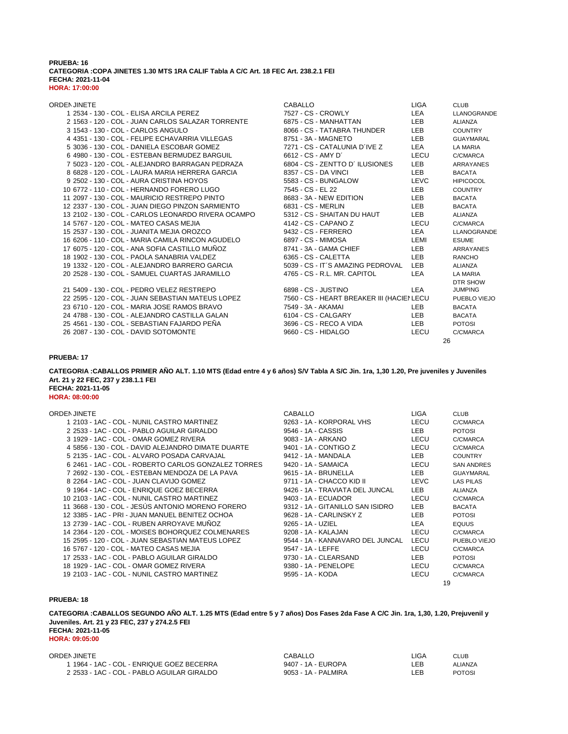**PRUEBA: 16**
**CATEGORIA :COPA JINETES 1.30 MTS 1RA CALIF Tabla A C/C Art. 18 FEC Art. 238.2.1 FEI**
**FECHA: 2021-11-04**
**HORA: 17:00:00**

| ORDEN | JINETE | CABALLO | LIGA | CLUB |
|---|---|---|---|---|
| 1 | 2534 - 130 - COL - ELISA ARCILA PEREZ | 7527 - CS - CROWLY | LEA | LLANOGRANDE |
| 2 | 1563 - 120 - COL - JUAN CARLOS SALAZAR TORRENTE | 6875 - CS - MANHATTAN | LEB | ALIANZA |
| 3 | 1543 - 130 - COL - CARLOS ANGULO | 8066 - CS - TATABRA THUNDER | LEB | COUNTRY |
| 4 | 4351 - 130 - COL - FELIPE ECHAVARRIA VILLEGAS | 8751 - 3A - MAGNETO | LEB | GUAYMARAL |
| 5 | 3036 - 130 - COL - DANIELA ESCOBAR GOMEZ | 7271 - CS - CATALUNIA D´IVE Z | LEA | LA MARIA |
| 6 | 4980 - 130 - COL - ESTEBAN BERMUDEZ BARGUIL | 6612 - CS - AMY D´ | LECU | C/CMARCA |
| 7 | 5023 - 120 - COL - ALEJANDRO BARRAGAN PEDRAZA | 6804 - CS - ZENTTO D´ ILUSIONES | LEB | ARRAYANES |
| 8 | 6828 - 120 - COL - LAURA MARIA HERRERA GARCIA | 8357 - CS - DA VINCI | LEB | BACATA |
| 9 | 2502 - 130 - COL - AURA CRISTINA HOYOS | 5583 - CS - BUNGALOW | LEVC | HIPICOCOL |
| 10 | 6772 - 110 - COL - HERNANDO FORERO LUGO | 7545 - CS - EL 22 | LEB | COUNTRY |
| 11 | 2097 - 130 - COL - MAURICIO RESTREPO PINTO | 8683 - 3A - NEW EDITION | LEB | BACATA |
| 12 | 2337 - 130 - COL - JUAN DIEGO PINZON SARMIENTO | 6831 - CS - MERLIN | LEB | BACATA |
| 13 | 2102 - 130 - COL - CARLOS LEONARDO RIVERA OCAMPO | 5312 - CS - SHAITAN DU HAUT | LEB | ALIANZA |
| 14 | 5767 - 120 - COL - MATEO CASAS MEJIA | 4142 - CS - CAPANO Z | LECU | C/CMARCA |
| 15 | 2537 - 130 - COL - JUANITA MEJIA OROZCO | 9432 - CS - FERRERO | LEA | LLANOGRANDE |
| 16 | 6206 - 110 - COL - MARIA CAMILA RINCON AGUDELO | 6897 - CS - MIMOSA | LEMI | ESUME |
| 17 | 6075 - 120 - COL - ANA SOFIA CASTILLO MUÑOZ | 8741 - 3A - GAMA CHIEF | LEB | ARRAYANES |
| 18 | 1902 - 130 - COL - PAOLA SANABRIA VALDEZ | 6365 - CS - CALETTA | LEB | RANCHO |
| 19 | 1332 - 120 - COL - ALEJANDRO BARRERO GARCIA | 5039 - CS - IT´S AMAZING PEDROVAL | LEB | ALIANZA |
| 20 | 2528 - 130 - COL - SAMUEL CUARTAS JARAMILLO | 4765 - CS - R.L. MR. CAPITOL | LEA | LA MARIA |
| 21 | 5409 - 130 - COL - PEDRO VELEZ RESTREPO | 6898 - CS - JUSTINO | LEA | DTR SHOW JUMPING |
| 22 | 2595 - 120 - COL - JUAN SEBASTIAN MATEUS LOPEZ | 7560 - CS - HEART BREAKER III (HACIEN | LECU | PUEBLO VIEJO |
| 23 | 6710 - 120 - COL - MARIA JOSE RAMOS BRAVO | 7549 - 3A - AKAMAI | LEB | BACATA |
| 24 | 4788 - 130 - COL - ALEJANDRO CASTILLA GALAN | 6104 - CS - CALGARY | LEB | BACATA |
| 25 | 4561 - 130 - COL - SEBASTIAN FAJARDO PEÑA | 3696 - CS - RECO A VIDA | LEB | POTOSI |
| 26 | 2087 - 130 - COL - DAVID SOTOMONTE | 9660 - CS - HIDALGO | LECU | C/CMARCA |

26

**PRUEBA: 17**

**CATEGORIA :CABALLOS PRIMER AÑO ALT. 1.10 MTS (Edad entre 4 y 6 años) S/V Tabla A S/C Jin. 1ra, 1,30 1.20, Pre juveniles y Juveniles Art. 21 y 22 FEC, 237 y 238.1.1 FEI**
**FECHA: 2021-11-05**
**HORA: 08:00:00**

| ORDEN | JINETE | CABALLO | LIGA | CLUB |
|---|---|---|---|---|
| 1 | 2103 - 1AC - COL - NUNIL CASTRO MARTINEZ | 9263 - 1A - KORPORAL VHS | LECU | C/CMARCA |
| 2 | 2533 - 1AC - COL - PABLO AGUILAR GIRALDO | 9546 - 1A - CASSIS | LEB | POTOSI |
| 3 | 1929 - 1AC - COL - OMAR GOMEZ RIVERA | 9083 - 1A - ARKANO | LECU | C/CMARCA |
| 4 | 5856 - 130 - COL - DAVID ALEJANDRO DIMATE DUARTE | 9401 - 1A - CONTIGO Z | LECU | C/CMARCA |
| 5 | 2135 - 1AC - COL - ALVARO POSADA CARVAJAL | 9412 - 1A - MANDALA | LEB | COUNTRY |
| 6 | 2461 - 1AC - COL - ROBERTO CARLOS GONZALEZ TORRES | 9420 - 1A - SAMAICA | LECU | SAN ANDRES |
| 7 | 2692 - 130 - COL - ESTEBAN MENDOZA DE LA PAVA | 9615 - 1A - BRUNELLA | LEB | GUAYMARAL |
| 8 | 2264 - 1AC - COL - JUAN CLAVIJO GOMEZ | 9711 - 1A - CHACCO KID II | LEVC | LAS PILAS |
| 9 | 1964 - 1AC - COL - ENRIQUE GOEZ BECERRA | 9426 - 1A - TRAVIATA DEL JUNCAL | LEB | ALIANZA |
| 10 | 2103 - 1AC - COL - NUNIL CASTRO MARTINEZ | 9403 - 1A - ECUADOR | LECU | C/CMARCA |
| 11 | 3668 - 130 - COL - JESÚS ANTONIO MORENO FORERO | 9312 - 1A - GITANILLO SAN ISIDRO | LEB | BACATA |
| 12 | 3385 - 1AC - PRI - JUAN MANUEL BENITEZ OCHOA | 9628 - 1A - CARLINSKY Z | LEB | POTOSI |
| 13 | 2739 - 1AC - COL - RUBEN ARROYAVE MUÑOZ | 9265 - 1A - UZIEL | LEA | EQUUS |
| 14 | 2364 - 120 - COL - MOISES BOHORQUEZ COLMENARES | 9208 - 1A - KALAJAN | LECU | C/CMARCA |
| 15 | 2595 - 120 - COL - JUAN SEBASTIAN MATEUS LOPEZ | 9544 - 1A - KANNAVARO DEL JUNCAL | LECU | PUEBLO VIEJO |
| 16 | 5767 - 120 - COL - MATEO CASAS MEJIA | 9547 - 1A - LEFFE | LECU | C/CMARCA |
| 17 | 2533 - 1AC - COL - PABLO AGUILAR GIRALDO | 9730 - 1A - CLEARSAND | LEB | POTOSI |
| 18 | 1929 - 1AC - COL - OMAR GOMEZ RIVERA | 9380 - 1A - PENELOPE | LECU | C/CMARCA |
| 19 | 2103 - 1AC - COL - NUNIL CASTRO MARTINEZ | 9595 - 1A - KODA | LECU | C/CMARCA |

19

**PRUEBA: 18**

**CATEGORIA :CABALLOS SEGUNDO AÑO ALT. 1.25 MTS (Edad entre 5 y 7 años) Dos Fases 2da Fase A C/C Jin. 1ra, 1,30, 1.20, Prejuvenil y Juveniles. Art. 21 y 23 FEC, 237 y 274.2.5 FEI**
**FECHA: 2021-11-05**
**HORA: 09:05:00**

| ORDEN | JINETE | CABALLO | LIGA | CLUB |
|---|---|---|---|---|
| 1 | 1964 - 1AC - COL - ENRIQUE GOEZ BECERRA | 9407 - 1A - EUROPA | LEB | ALIANZA |
| 2 | 2533 - 1AC - COL - PABLO AGUILAR GIRALDO | 9053 - 1A - PALMIRA | LEB | POTOSI |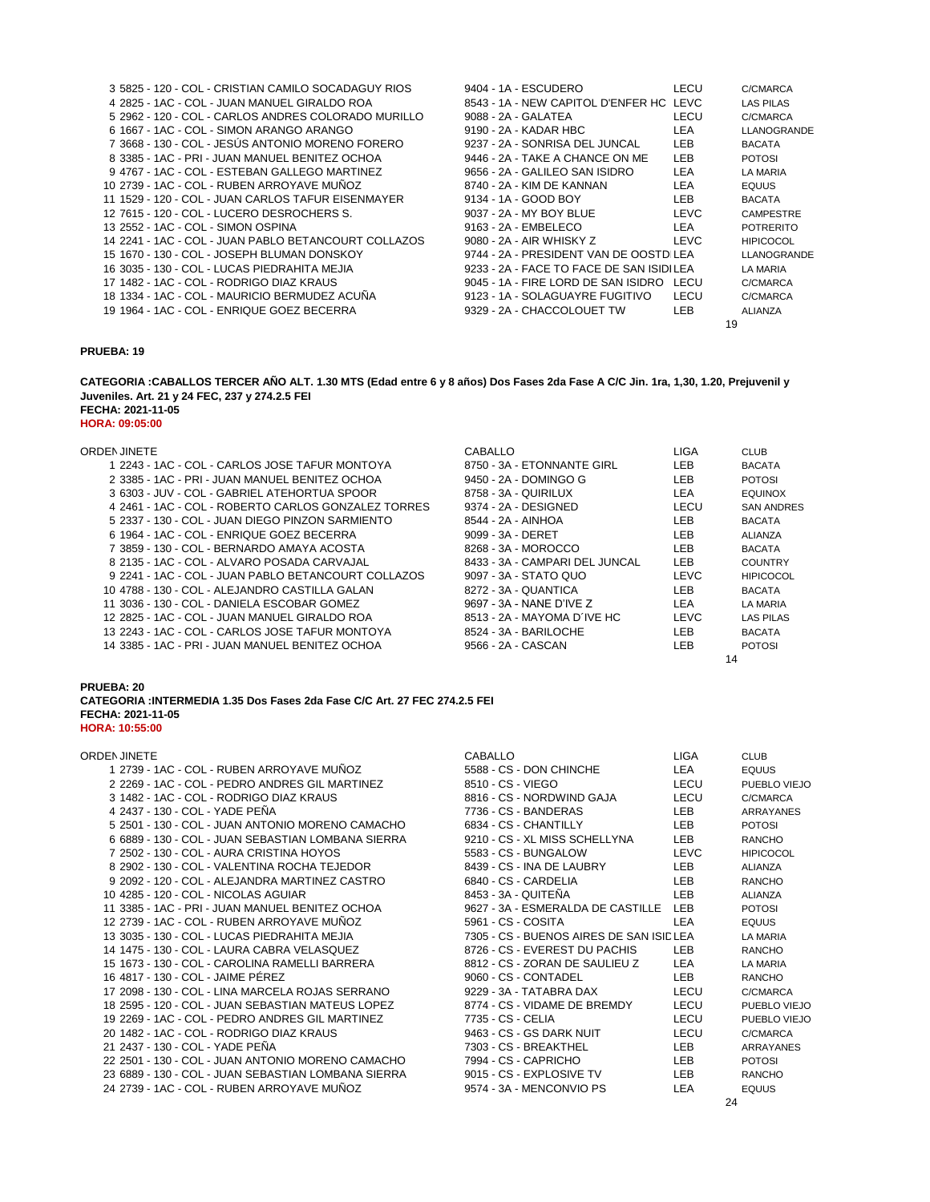| ORDEN | JINETE | CABALLO | LIGA | CLUB |
|---|---|---|---|---|
| 3 | 5825 - 120 - COL - CRISTIAN CAMILO SOCADAGUY RIOS | 9404 - 1A - ESCUDERO | LECU | C/CMARCA |
| 4 | 2825 - 1AC - COL - JUAN MANUEL GIRALDO ROA | 8543 - 1A - NEW CAPITOL D'ENFER HC | LEVC | LAS PILAS |
| 5 | 2962 - 120 - COL - CARLOS ANDRES COLORADO MURILLO | 9088 - 2A - GALATEA | LECU | C/CMARCA |
| 6 | 1667 - 1AC - COL - SIMON ARANGO ARANGO | 9190 - 2A - KADAR HBC | LEA | LLANOGRANDE |
| 7 | 3668 - 130 - COL - JESÚS ANTONIO MORENO FORERO | 9237 - 2A - SONRISA DEL JUNCAL | LEB | BACATA |
| 8 | 3385 - 1AC - PRI - JUAN MANUEL BENITEZ OCHOA | 9446 - 2A - TAKE A CHANCE ON ME | LEB | POTOSI |
| 9 | 4767 - 1AC - COL - ESTEBAN GALLEGO MARTINEZ | 9656 - 2A - GALILEO SAN ISIDRO | LEA | LA MARIA |
| 10 | 2739 - 1AC - COL - RUBEN ARROYAVE MUÑOZ | 8740 - 2A - KIM DE KANNAN | LEA | EQUUS |
| 11 | 1529 - 120 - COL - JUAN CARLOS TAFUR EISENMAYER | 9134 - 1A - GOOD BOY | LEB | BACATA |
| 12 | 7615 - 120 - COL - LUCERO DESROCHERS S. | 9037 - 2A - MY BOY BLUE | LEVC | CAMPESTRE |
| 13 | 2552 - 1AC - COL - SIMON OSPINA | 9163 - 2A - EMBELECO | LEA | POTRERITO |
| 14 | 2241 - 1AC - COL - JUAN PABLO BETANCOURT COLLAZOS | 9080 - 2A - AIR WHISKY Z | LEVC | HIPICOCOL |
| 15 | 1670 - 130 - COL - JOSEPH BLUMAN DONSKOY | 9744 - 2A - PRESIDENT VAN DE OOSTD | LEA | LLANOGRANDE |
| 16 | 3035 - 130 - COL - LUCAS PIEDRAHITA MEJIA | 9233 - 2A - FACE TO FACE DE SAN ISIDI | LEA | LA MARIA |
| 17 | 1482 - 1AC - COL - RODRIGO DIAZ KRAUS | 9045 - 1A - FIRE LORD DE SAN ISIDRO | LECU | C/CMARCA |
| 18 | 1334 - 1AC - COL - MAURICIO BERMUDEZ ACUÑA | 9123 - 1A - SOLAGUAYRE FUGITIVO | LECU | C/CMARCA |
| 19 | 1964 - 1AC - COL - ENRIQUE GOEZ BECERRA | 9329 - 2A - CHACCOLOUET TW | LEB | ALIANZA |

19

**PRUEBA: 19**

**CATEGORIA :CABALLOS TERCER AÑO ALT. 1.30 MTS (Edad entre 6 y 8 años) Dos Fases 2da Fase A C/C Jin. 1ra, 1,30, 1.20, Prejuvenil y Juveniles. Art. 21 y 24 FEC, 237 y 274.2.5 FEI**
**FECHA: 2021-11-05**
**HORA: 09:05:00**

| ORDEN | JINETE | CABALLO | LIGA | CLUB |
|---|---|---|---|---|
| 1 | 2243 - 1AC - COL - CARLOS JOSE TAFUR MONTOYA | 8750 - 3A - ETONNANTE GIRL | LEB | BACATA |
| 2 | 3385 - 1AC - PRI - JUAN MANUEL BENITEZ OCHOA | 9450 - 2A - DOMINGO G | LEB | POTOSI |
| 3 | 6303 - JUV - COL - GABRIEL ATEHORTUA SPOOR | 8758 - 3A - QUIRILUX | LEA | EQUINOX |
| 4 | 2461 - 1AC - COL - ROBERTO CARLOS GONZALEZ TORRES | 9374 - 2A - DESIGNED | LECU | SAN ANDRES |
| 5 | 2337 - 130 - COL - JUAN DIEGO PINZON SARMIENTO | 8544 - 2A - AINHOA | LEB | BACATA |
| 6 | 1964 - 1AC - COL - ENRIQUE GOEZ BECERRA | 9099 - 3A - DERET | LEB | ALIANZA |
| 7 | 3859 - 130 - COL - BERNARDO AMAYA ACOSTA | 8268 - 3A - MOROCCO | LEB | BACATA |
| 8 | 2135 - 1AC - COL - ALVARO POSADA CARVAJAL | 8433 - 3A - CAMPARI DEL JUNCAL | LEB | COUNTRY |
| 9 | 2241 - 1AC - COL - JUAN PABLO BETANCOURT COLLAZOS | 9097 - 3A - STATO QUO | LEVC | HIPICOCOL |
| 10 | 4788 - 130 - COL - ALEJANDRO CASTILLA GALAN | 8272 - 3A - QUANTICA | LEB | BACATA |
| 11 | 3036 - 130 - COL - DANIELA ESCOBAR GOMEZ | 9697 - 3A - NANE D'IVE Z | LEA | LA MARIA |
| 12 | 2825 - 1AC - COL - JUAN MANUEL GIRALDO ROA | 8513 - 2A - MAYOMA D´IVE HC | LEVC | LAS PILAS |
| 13 | 2243 - 1AC - COL - CARLOS JOSE TAFUR MONTOYA | 8524 - 3A - BARILOCHE | LEB | BACATA |
| 14 | 3385 - 1AC - PRI - JUAN MANUEL BENITEZ OCHOA | 9566 - 2A - CASCAN | LEB | POTOSI |

14

**PRUEBA: 20**
**CATEGORIA :INTERMEDIA 1.35 Dos Fases 2da Fase C/C Art. 27 FEC 274.2.5 FEI**
**FECHA: 2021-11-05**
**HORA: 10:55:00**

| ORDEN | JINETE | CABALLO | LIGA | CLUB |
|---|---|---|---|---|
| 1 | 2739 - 1AC - COL - RUBEN ARROYAVE MUÑOZ | 5588 - CS - DON CHINCHE | LEA | EQUUS |
| 2 | 2269 - 1AC - COL - PEDRO ANDRES GIL MARTINEZ | 8510 - CS - VIEGO | LECU | PUEBLO VIEJO |
| 3 | 1482 - 1AC - COL - RODRIGO DIAZ KRAUS | 8816 - CS - NORDWIND GAJA | LECU | C/CMARCA |
| 4 | 2437 - 130 - COL - YADE PEÑA | 7736 - CS - BANDERAS | LEB | ARRAYANES |
| 5 | 2501 - 130 - COL - JUAN ANTONIO MORENO CAMACHO | 6834 - CS - CHANTILLY | LEB | POTOSI |
| 6 | 6889 - 130 - COL - JUAN SEBASTIAN LOMBANA SIERRA | 9210 - CS - XL MISS SCHELLYNA | LEB | RANCHO |
| 7 | 2502 - 130 - COL - AURA CRISTINA HOYOS | 5583 - CS - BUNGALOW | LEVC | HIPICOCOL |
| 8 | 2902 - 130 - COL - VALENTINA ROCHA TEJEDOR | 8439 - CS - INA DE LAUBRY | LEB | ALIANZA |
| 9 | 2092 - 120 - COL - ALEJANDRA MARTINEZ CASTRO | 6840 - CS - CARDELIA | LEB | RANCHO |
| 10 | 4285 - 120 - COL - NICOLAS AGUIAR | 8453 - 3A - QUITEÑA | LEB | ALIANZA |
| 11 | 3385 - 1AC - PRI - JUAN MANUEL BENITEZ OCHOA | 9627 - 3A - ESMERALDA DE CASTILLE | LEB | POTOSI |
| 12 | 2739 - 1AC - COL - RUBEN ARROYAVE MUÑOZ | 5961 - CS - COSITA | LEA | EQUUS |
| 13 | 3035 - 130 - COL - LUCAS PIEDRAHITA MEJIA | 7305 - CS - BUENOS AIRES DE SAN ISID | LEA | LA MARIA |
| 14 | 1475 - 130 - COL - LAURA CABRA VELASQUEZ | 8726 - CS - EVEREST DU PACHIS | LEB | RANCHO |
| 15 | 1673 - 130 - COL - CAROLINA RAMELLI BARRERA | 8812 - CS - ZORAN DE SAULIEU Z | LEA | LA MARIA |
| 16 | 4817 - 130 - COL - JAIME PÉREZ | 9060 - CS - CONTADEL | LEB | RANCHO |
| 17 | 2098 - 130 - COL - LINA MARCELA ROJAS SERRANO | 9229 - 3A - TATABRA DAX | LECU | C/CMARCA |
| 18 | 2595 - 120 - COL - JUAN SEBASTIAN MATEUS LOPEZ | 8774 - CS - VIDAME DE BREMDY | LECU | PUEBLO VIEJO |
| 19 | 2269 - 1AC - COL - PEDRO ANDRES GIL MARTINEZ | 7735 - CS - CELIA | LECU | PUEBLO VIEJO |
| 20 | 1482 - 1AC - COL - RODRIGO DIAZ KRAUS | 9463 - CS - GS DARK NUIT | LECU | C/CMARCA |
| 21 | 2437 - 130 - COL - YADE PEÑA | 7303 - CS - BREAKTHEL | LEB | ARRAYANES |
| 22 | 2501 - 130 - COL - JUAN ANTONIO MORENO CAMACHO | 7994 - CS - CAPRICHO | LEB | POTOSI |
| 23 | 6889 - 130 - COL - JUAN SEBASTIAN LOMBANA SIERRA | 9015 - CS - EXPLOSIVE TV | LEB | RANCHO |
| 24 | 2739 - 1AC - COL - RUBEN ARROYAVE MUÑOZ | 9574 - 3A - MENCONVIO PS | LEA | EQUUS |

24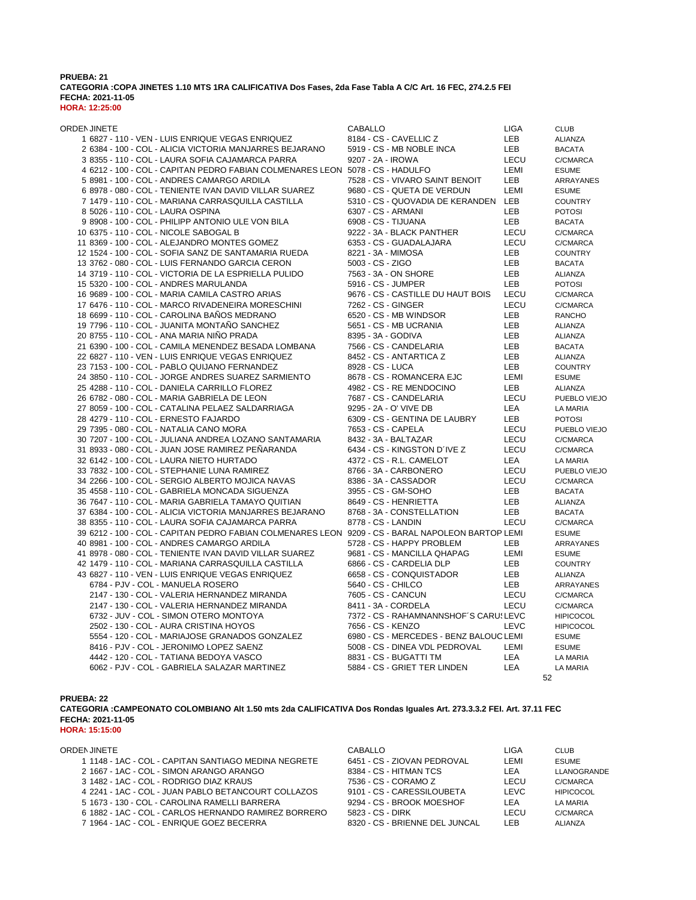**PRUEBA: 21**
**CATEGORIA :COPA JINETES 1.10 MTS 1RA CALIFICATIVA Dos Fases, 2da Fase Tabla A C/C Art. 16 FEC, 274.2.5 FEI**
**FECHA: 2021-11-05**
**HORA: 12:25:00**

| ORDEN | JINETE | CABALLO | LIGA | CLUB |
|---|---|---|---|---|
| 1 | 6827 - 110 - VEN - LUIS ENRIQUE VEGAS ENRIQUEZ | 8184 - CS - CAVELLIC Z | LEB | ALIANZA |
| 2 | 6384 - 100 - COL - ALICIA VICTORIA MANJARRES BEJARANO | 5919 - CS - MB NOBLE INCA | LEB | BACATA |
| 3 | 8355 - 110 - COL - LAURA SOFIA CAJAMARCA PARRA | 9207 - 2A - IROWA | LECU | C/CMARCA |
| 4 | 6212 - 100 - COL - CAPITAN PEDRO FABIAN COLMENARES LEON | 5078 - CS - HADULFO | LEMI | ESUME |
| 5 | 8981 - 100 - COL - ANDRES CAMARGO ARDILA | 7528 - CS - VIVARO SAINT BENOIT | LEB | ARRAYANES |
| 6 | 8978 - 080 - COL - TENIENTE IVAN DAVID VILLAR SUAREZ | 9680 - CS - QUETA DE VERDUN | LEMI | ESUME |
| 7 | 1479 - 110 - COL - MARIANA CARRASQUILLA CASTILLA | 5310 - CS - QUOVADIA DE KERANDEN | LEB | COUNTRY |
| 8 | 5026 - 110 - COL - LAURA OSPINA | 6307 - CS - ARMANI | LEB | POTOSI |
| 9 | 8908 - 100 - COL - PHILIPP ANTONIO ULE VON BILA | 6908 - CS - TIJUANA | LEB | BACATA |
| 10 | 6375 - 110 - COL - NICOLE SABOGAL B | 9222 - 3A - BLACK PANTHER | LECU | C/CMARCA |
| 11 | 8369 - 100 - COL - ALEJANDRO MONTES GOMEZ | 6353 - CS - GUADALAJARA | LECU | C/CMARCA |
| 12 | 1524 - 100 - COL - SOFIA SANZ DE SANTAMARIA RUEDA | 8221 - 3A - MIMOSA | LEB | COUNTRY |
| 13 | 3762 - 080 - COL - LUIS FERNANDO GARCIA CERON | 5003 - CS - ZIGO | LEB | BACATA |
| 14 | 3719 - 110 - COL - VICTORIA DE LA ESPRIELLA PULIDO | 7563 - 3A - ON SHORE | LEB | ALIANZA |
| 15 | 5320 - 100 - COL - ANDRES MARULANDA | 5916 - CS - JUMPER | LEB | POTOSI |
| 16 | 9689 - 100 - COL - MARIA CAMILA CASTRO ARIAS | 9676 - CS - CASTILLE DU HAUT BOIS | LECU | C/CMARCA |
| 17 | 6476 - 110 - COL - MARCO RIVADENEIRA MORESCHINI | 7262 - CS - GINGER | LECU | C/CMARCA |
| 18 | 6699 - 110 - COL - CAROLINA BAÑOS MEDRANO | 6520 - CS - MB WINDSOR | LEB | RANCHO |
| 19 | 7796 - 110 - COL - JUANITA MONTAÑO SANCHEZ | 5651 - CS - MB UCRANIA | LEB | ALIANZA |
| 20 | 8755 - 110 - COL - ANA MARIA NIÑO PRADA | 8395 - 3A - GODIVA | LEB | ALIANZA |
| 21 | 6390 - 100 - COL - CAMILA MENENDEZ BESADA LOMBANA | 7566 - CS - CANDELARIA | LEB | BACATA |
| 22 | 6827 - 110 - VEN - LUIS ENRIQUE VEGAS ENRIQUEZ | 8452 - CS - ANTARTICA Z | LEB | ALIANZA |
| 23 | 7153 - 100 - COL - PABLO QUIJANO FERNANDEZ | 8928 - CS - LUCA | LEB | COUNTRY |
| 24 | 3850 - 110 - COL - JORGE ANDRES SUAREZ SARMIENTO | 8678 - CS - ROMANCERA EJC | LEMI | ESUME |
| 25 | 4288 - 110 - COL - DANIELA CARRILLO FLOREZ | 4982 - CS - RE MENDOCINO | LEB | ALIANZA |
| 26 | 6782 - 080 - COL - MARIA GABRIELA DE LEON | 7687 - CS - CANDELARIA | LECU | PUEBLO VIEJO |
| 27 | 8059 - 100 - COL - CATALINA PELAEZ SALDARRIAGA | 9295 - 2A - O' VIVE DB | LEA | LA MARIA |
| 28 | 4279 - 110 - COL - ERNESTO FAJARDO | 6309 - CS - GENTINA DE LAUBRY | LEB | POTOSI |
| 29 | 7395 - 080 - COL - NATALIA CANO MORA | 7653 - CS - CAPELA | LECU | PUEBLO VIEJO |
| 30 | 7207 - 100 - COL - JULIANA ANDREA LOZANO SANTAMARIA | 8432 - 3A - BALTAZAR | LECU | C/CMARCA |
| 31 | 8933 - 080 - COL - JUAN JOSE RAMIREZ PEÑARANDA | 6434 - CS - KINGSTON D´IVE Z | LECU | C/CMARCA |
| 32 | 6142 - 100 - COL - LAURA NIETO HURTADO | 4372 - CS - R.L. CAMELOT | LEA | LA MARIA |
| 33 | 7832 - 100 - COL - STEPHANIE LUNA RAMIREZ | 8766 - 3A - CARBONERO | LECU | PUEBLO VIEJO |
| 34 | 2266 - 100 - COL - SERGIO ALBERTO MOJICA NAVAS | 8386 - 3A - CASSADOR | LECU | C/CMARCA |
| 35 | 4558 - 110 - COL - GABRIELA MONCADA SIGUENZA | 3955 - CS - GM-SOHO | LEB | BACATA |
| 36 | 7647 - 110 - COL - MARIA GABRIELA TAMAYO QUITIAN | 8649 - CS - HENRIETTA | LEB | ALIANZA |
| 37 | 6384 - 100 - COL - ALICIA VICTORIA MANJARRES BEJARANO | 8768 - 3A - CONSTELLATION | LEB | BACATA |
| 38 | 8355 - 110 - COL - LAURA SOFIA CAJAMARCA PARRA | 8778 - CS - LANDIN | LECU | C/CMARCA |
| 39 | 6212 - 100 - COL - CAPITAN PEDRO FABIAN COLMENARES LEON | 9209 - CS - BARAL NAPOLEON BARTOP | LEMI | ESUME |
| 40 | 8981 - 100 - COL - ANDRES CAMARGO ARDILA | 5728 - CS - HAPPY PROBLEM | LEB | ARRAYANES |
| 41 | 8978 - 080 - COL - TENIENTE IVAN DAVID VILLAR SUAREZ | 9681 - CS - MANCILLA QHAPAG | LEMI | ESUME |
| 42 | 1479 - 110 - COL - MARIANA CARRASQUILLA CASTILLA | 6866 - CS - CARDELIA DLP | LEB | COUNTRY |
| 43 | 6827 - 110 - VEN - LUIS ENRIQUE VEGAS ENRIQUEZ | 6658 - CS - CONQUISTADOR | LEB | ALIANZA |
| | 6784 - PJV - COL - MANUELA ROSERO | 5640 - CS - CHILCO | LEB | ARRAYANES |
| | 2147 - 130 - COL - VALERIA HERNANDEZ MIRANDA | 7605 - CS - CANCUN | LECU | C/CMARCA |
| | 2147 - 130 - COL - VALERIA HERNANDEZ MIRANDA | 8411 - 3A - CORDELA | LECU | C/CMARCA |
| | 6732 - JUV - COL - SIMON OTERO MONTOYA | 7372 - CS - RAHAMNANNSHOF´S CARUS | LEVC | HIPICOCOL |
| | 2502 - 130 - COL - AURA CRISTINA HOYOS | 7656 - CS - KENZO | LEVC | HIPICOCOL |
| | 5554 - 120 - COL - MARIAJOSE GRANADOS GONZALEZ | 6980 - CS - MERCEDES - BENZ BALOUC | LEMI | ESUME |
| | 8416 - PJV - COL - JERONIMO LOPEZ SAENZ | 5008 - CS - DINEA VDL PEDROVAL | LEMI | ESUME |
| | 4442 - 120 - COL - TATIANA BEDOYA VASCO | 8831 - CS - BUGATTI TM | LEA | LA MARIA |
| | 6062 - PJV - COL - GABRIELA SALAZAR MARTINEZ | 5884 - CS - GRIET TER LINDEN | LEA | LA MARIA |

52

**PRUEBA: 22**
**CATEGORIA :CAMPEONATO COLOMBIANO Alt 1.50 mts 2da CALIFICATIVA Dos Rondas Iguales Art. 273.3.3.2 FEI. Art. 37.11 FEC**
**FECHA: 2021-11-05**
**HORA: 15:15:00**

| ORDEN | JINETE | CABALLO | LIGA | CLUB |
|---|---|---|---|---|
| 1 | 1148 - 1AC - COL - CAPITAN SANTIAGO MEDINA NEGRETE | 6451 - CS - ZIOVAN PEDROVAL | LEMI | ESUME |
| 2 | 1667 - 1AC - COL - SIMON ARANGO ARANGO | 8384 - CS - HITMAN TCS | LEA | LLANOGRANDE |
| 3 | 1482 - 1AC - COL - RODRIGO DIAZ KRAUS | 7536 - CS - CORAMO Z | LECU | C/CMARCA |
| 4 | 2241 - 1AC - COL - JUAN PABLO BETANCOURT COLLAZOS | 9101 - CS - CARESSILOUBETA | LEVC | HIPICOCOL |
| 5 | 1673 - 130 - COL - CAROLINA RAMELLI BARRERA | 9294 - CS - BROOK MOESHOF | LEA | LA MARIA |
| 6 | 1882 - 1AC - COL - CARLOS HERNANDO RAMIREZ BORRERO | 5823 - CS - DIRK | LECU | C/CMARCA |
| 7 | 1964 - 1AC - COL - ENRIQUE GOEZ BECERRA | 8320 - CS - BRIENNE DEL JUNCAL | LEB | ALIANZA |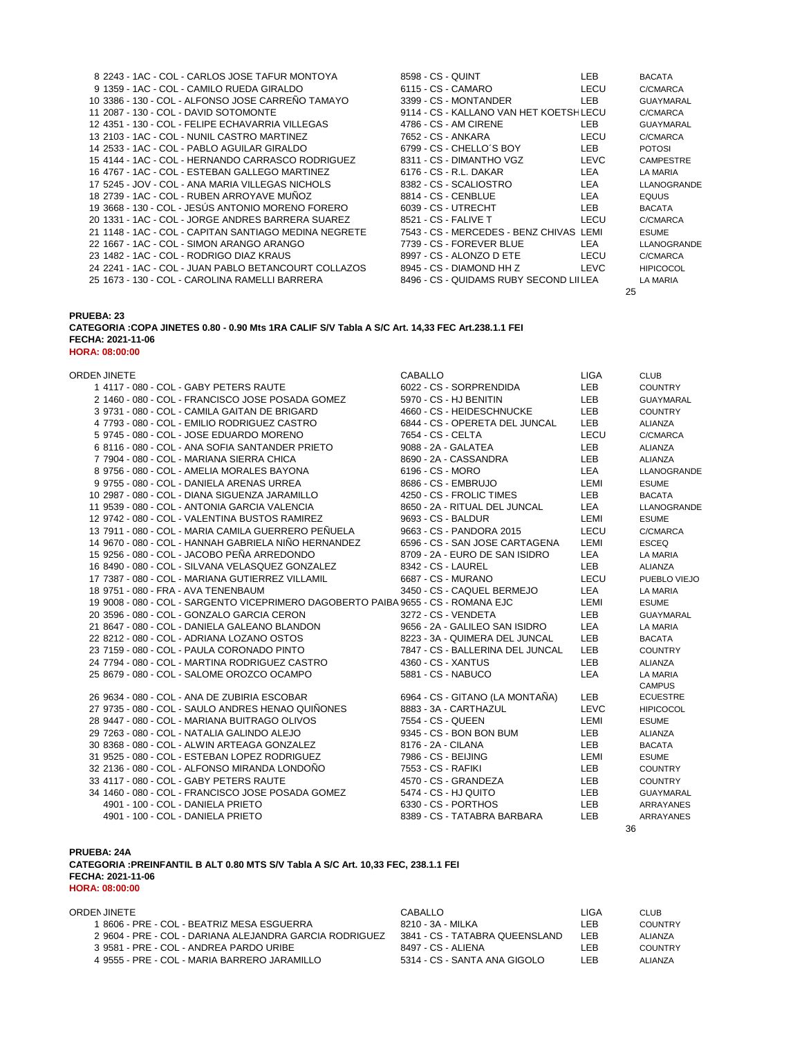| ORDEN JINETE | CABALLO | LIGA | CLUB |
|---|---|---|---|
| 8 2243 - 1AC - COL - CARLOS JOSE TAFUR MONTOYA | 8598 - CS - QUINT | LEB | BACATA |
| 9 1359 - 1AC - COL - CAMILO RUEDA GIRALDO | 6115 - CS - CAMARO | LECU | C/CMARCA |
| 10 3386 - 130 - COL - ALFONSO JOSE CARREÑO TAMAYO | 3399 - CS - MONTANDER | LEB | GUAYMARAL |
| 11 2087 - 130 - COL - DAVID SOTOMONTE | 9114 - CS - KALLANO VAN HET KOETSH | LECU | C/CMARCA |
| 12 4351 - 130 - COL - FELIPE ECHAVARRIA VILLEGAS | 4786 - CS - AM CIRENE | LEB | GUAYMARAL |
| 13 2103 - 1AC - COL - NUNIL CASTRO MARTINEZ | 7652 - CS - ANKARA | LECU | C/CMARCA |
| 14 2533 - 1AC - COL - PABLO AGUILAR GIRALDO | 6799 - CS - CHELLO´S BOY | LEB | POTOSI |
| 15 4144 - 1AC - COL - HERNANDO CARRASCO RODRIGUEZ | 8311 - CS - DIMANTHO VGZ | LEVC | CAMPESTRE |
| 16 4767 - 1AC - COL - ESTEBAN GALLEGO MARTINEZ | 6176 - CS - R.L. DAKAR | LEA | LA MARIA |
| 17 5245 - JOV - COL - ANA MARIA VILLEGAS NICHOLS | 8382 - CS - SCALIOSTRO | LEA | LLANOGRANDE |
| 18 2739 - 1AC - COL - RUBEN ARROYAVE MUÑOZ | 8814 - CS - CENBLUE | LEA | EQUUS |
| 19 3668 - 130 - COL - JESÚS ANTONIO MORENO FORERO | 6039 - CS - UTRECHT | LEB | BACATA |
| 20 1331 - 1AC - COL - JORGE ANDRES BARRERA SUAREZ | 8521 - CS - FALIVE T | LECU | C/CMARCA |
| 21 1148 - 1AC - COL - CAPITAN SANTIAGO MEDINA NEGRETE | 7543 - CS - MERCEDES - BENZ CHIVAS | LEMI | ESUME |
| 22 1667 - 1AC - COL - SIMON ARANGO ARANGO | 7739 - CS - FOREVER BLUE | LEA | LLANOGRANDE |
| 23 1482 - 1AC - COL - RODRIGO DIAZ KRAUS | 8997 - CS - ALONZO D ETE | LECU | C/CMARCA |
| 24 2241 - 1AC - COL - JUAN PABLO BETANCOURT COLLAZOS | 8945 - CS - DIAMOND HH Z | LEVC | HIPICOCOL |
| 25 1673 - 130 - COL - CAROLINA RAMELLI BARRERA | 8496 - CS - QUIDAMS RUBY SECOND LII | LEA | LA MARIA |

25

**PRUEBA: 23**
**CATEGORIA :COPA JINETES 0.80 - 0.90 Mts 1RA CALIF S/V Tabla A S/C Art. 14,33 FEC Art.238.1.1 FEI**
**FECHA: 2021-11-06**
**HORA: 08:00:00**

| ORDEN JINETE | CABALLO | LIGA | CLUB |
|---|---|---|---|
| 1 4117 - 080 - COL - GABY PETERS RAUTE | 6022 - CS - SORPRENDIDA | LEB | COUNTRY |
| 2 1460 - 080 - COL - FRANCISCO JOSE POSADA GOMEZ | 5970 - CS - HJ BENITIN | LEB | GUAYMARAL |
| 3 9731 - 080 - COL - CAMILA GAITAN DE BRIGARD | 4660 - CS - HEIDESCHNUCKE | LEB | COUNTRY |
| 4 7793 - 080 - COL - EMILIO RODRIGUEZ CASTRO | 6844 - CS - OPERETA DEL JUNCAL | LEB | ALIANZA |
| 5 9745 - 080 - COL - JOSE EDUARDO MORENO | 7654 - CS - CELTA | LECU | C/CMARCA |
| 6 8116 - 080 - COL - ANA SOFIA SANTANDER PRIETO | 9088 - 2A - GALATEA | LEB | ALIANZA |
| 7 7904 - 080 - COL - MARIANA SIERRA CHICA | 8690 - 2A - CASSANDRA | LEB | ALIANZA |
| 8 9756 - 080 - COL - AMELIA MORALES BAYONA | 6196 - CS - MORO | LEA | LLANOGRANDE |
| 9 9755 - 080 - COL - DANIELA ARENAS URREA | 8686 - CS - EMBRUJO | LEMI | ESUME |
| 10 2987 - 080 - COL - DIANA SIGUENZA JARAMILLO | 4250 - CS - FROLIC TIMES | LEB | BACATA |
| 11 9539 - 080 - COL - ANTONIA GARCIA VALENCIA | 8650 - 2A - RITUAL DEL JUNCAL | LEA | LLANOGRANDE |
| 12 9742 - 080 - COL - VALENTINA BUSTOS RAMIREZ | 9693 - CS - BALDUR | LEMI | ESUME |
| 13 7911 - 080 - COL - MARIA CAMILA GUERRERO PEÑUELA | 9663 - CS - PANDORA 2015 | LECU | C/CMARCA |
| 14 9670 - 080 - COL - HANNAH GABRIELA NIÑO HERNANDEZ | 6596 - CS - SAN JOSE CARTAGENA | LEMI | ESCEQ |
| 15 9256 - 080 - COL - JACOBO PEÑA ARREDONDO | 8709 - 2A - EURO DE SAN ISIDRO | LEA | LA MARIA |
| 16 8490 - 080 - COL - SILVANA VELASQUEZ GONZALEZ | 8342 - CS - LAUREL | LEB | ALIANZA |
| 17 7387 - 080 - COL - MARIANA GUTIERREZ VILLAMIL | 6687 - CS - MURANO | LECU | PUEBLO VIEJO |
| 18 9751 - 080 - FRA - AVA TENENBAUM | 3450 - CS - CAQUEL BERMEJO | LEA | LA MARIA |
| 19 9008 - 080 - COL - SARGENTO VICEPRIMERO DAGOBERTO PAIBA | 9655 - CS - ROMANA EJC | LEMI | ESUME |
| 20 3596 - 080 - COL - GONZALO GARCIA CERON | 3272 - CS - VENDETA | LEB | GUAYMARAL |
| 21 8647 - 080 - COL - DANIELA GALEANO BLANDON | 9656 - 2A - GALILEO SAN ISIDRO | LEA | LA MARIA |
| 22 8212 - 080 - COL - ADRIANA LOZANO OSTOS | 8223 - 3A - QUIMERA DEL JUNCAL | LEB | BACATA |
| 23 7159 - 080 - COL - PAULA CORONADO PINTO | 7847 - CS - BALLERINA DEL JUNCAL | LEB | COUNTRY |
| 24 7794 - 080 - COL - MARTINA RODRIGUEZ CASTRO | 4360 - CS - XANTUS | LEB | ALIANZA |
| 25 8679 - 080 - COL - SALOME OROZCO OCAMPO | 5881 - CS - NABUCO | LEA | LA MARIA |
| 26 9634 - 080 - COL - ANA DE ZUBIRIA ESCOBAR | 6964 - CS - GITANO (LA MONTAÑA) | LEB | CAMPUS ECUESTRE |
| 27 9735 - 080 - COL - SAULO ANDRES HENAO QUIÑONES | 8883 - 3A - CARTHAZUL | LEVC | HIPICOCOL |
| 28 9447 - 080 - COL - MARIANA BUITRAGO OLIVOS | 7554 - CS - QUEEN | LEMI | ESUME |
| 29 7263 - 080 - COL - NATALIA GALINDO ALEJO | 9345 - CS - BON BON BUM | LEB | ALIANZA |
| 30 8368 - 080 - COL - ALWIN ARTEAGA GONZALEZ | 8176 - 2A - CILANA | LEB | BACATA |
| 31 9525 - 080 - COL - ESTEBAN LOPEZ RODRIGUEZ | 7986 - CS - BEIJING | LEMI | ESUME |
| 32 2136 - 080 - COL - ALFONSO MIRANDA LONDOÑO | 7553 - CS - RAFIKI | LEB | COUNTRY |
| 33 4117 - 080 - COL - GABY PETERS RAUTE | 4570 - CS - GRANDEZA | LEB | COUNTRY |
| 34 1460 - 080 - COL - FRANCISCO JOSE POSADA GOMEZ | 5474 - CS - HJ QUITO | LEB | GUAYMARAL |
| 4901 - 100 - COL - DANIELA PRIETO | 6330 - CS - PORTHOS | LEB | ARRAYANES |
| 4901 - 100 - COL - DANIELA PRIETO | 8389 - CS - TATABRA BARBARA | LEB | ARRAYANES |

36

**PRUEBA: 24A**
**CATEGORIA :PREINFANTIL B ALT 0.80 MTS S/V Tabla A S/C Art. 10,33 FEC, 238.1.1 FEI**
**FECHA: 2021-11-06**
**HORA: 08:00:00**

| ORDEN JINETE | CABALLO | LIGA | CLUB |
|---|---|---|---|
| 1 8606 - PRE - COL - BEATRIZ MESA ESGUERRA | 8210 - 3A - MILKA | LEB | COUNTRY |
| 2 9604 - PRE - COL - DARIANA ALEJANDRA GARCIA RODRIGUEZ | 3841 - CS - TATABRA QUEENSLAND | LEB | ALIANZA |
| 3 9581 - PRE - COL - ANDREA PARDO URIBE | 8497 - CS - ALIENA | LEB | COUNTRY |
| 4 9555 - PRE - COL - MARIA BARRERO JARAMILLO | 5314 - CS - SANTA ANA GIGOLO | LEB | ALIANZA |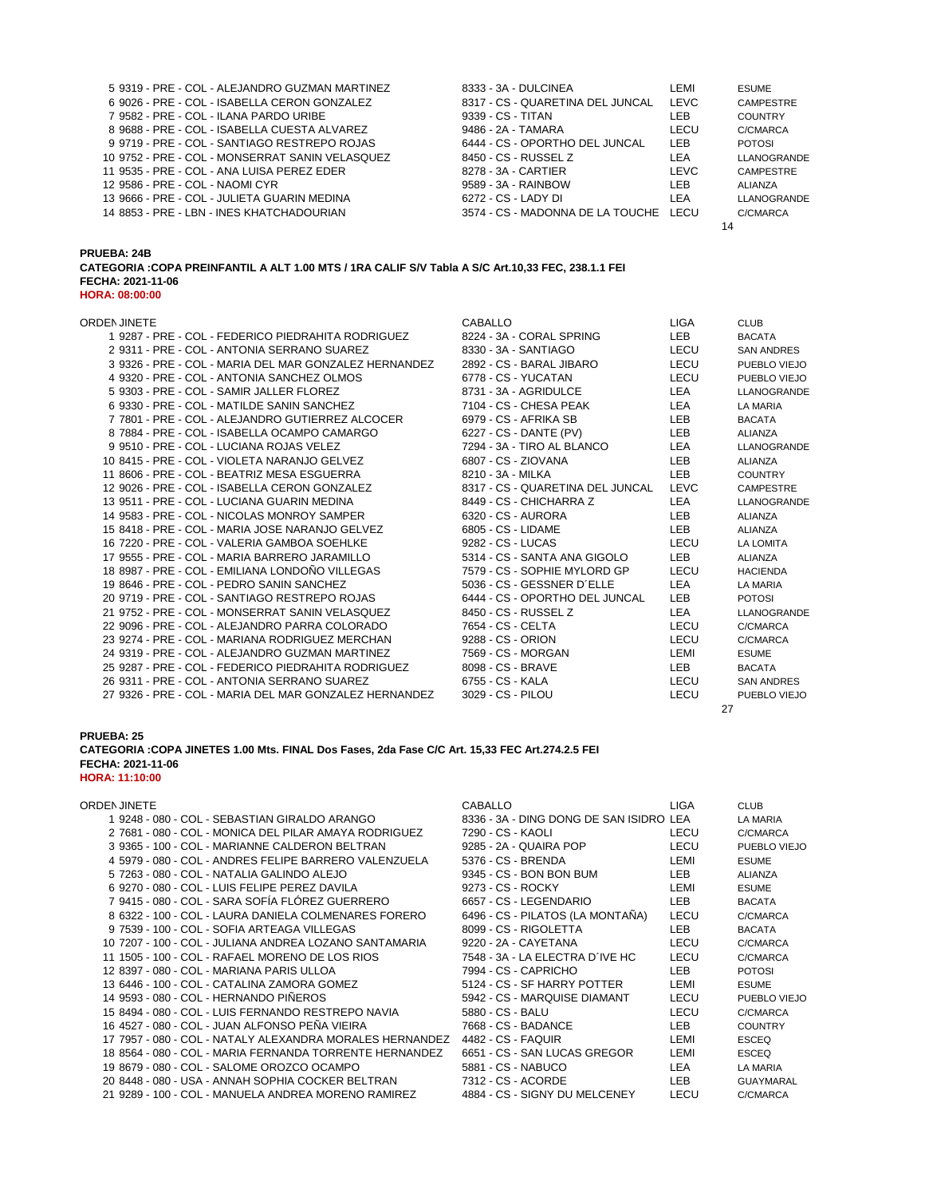| | | | |
|---|---|---|---|
| 5 9319 - PRE - COL - ALEJANDRO GUZMAN MARTINEZ | 8333 - 3A - DULCINEA | LEMI | ESUME |
| 6 9026 - PRE - COL - ISABELLA CERON GONZALEZ | 8317 - CS - QUARETINA DEL JUNCAL | LEVC | CAMPESTRE |
| 7 9582 - PRE - COL - ILANA PARDO URIBE | 9339 - CS - TITAN | LEB | COUNTRY |
| 8 9688 - PRE - COL - ISABELLA CUESTA ALVAREZ | 9486 - 2A - TAMARA | LECU | C/CMARCA |
| 9 9719 - PRE - COL - SANTIAGO RESTREPO ROJAS | 6444 - CS - OPORTHO DEL JUNCAL | LEB | POTOSI |
| 10 9752 - PRE - COL - MONSERRAT SANIN VELASQUEZ | 8450 - CS - RUSSEL Z | LEA | LLANOGRANDE |
| 11 9535 - PRE - COL - ANA LUISA PEREZ EDER | 8278 - 3A - CARTIER | LEVC | CAMPESTRE |
| 12 9586 - PRE - COL - NAOMI CYR | 9589 - 3A - RAINBOW | LEB | ALIANZA |
| 13 9666 - PRE - COL - JULIETA GUARIN MEDINA | 6272 - CS - LADY DI | LEA | LLANOGRANDE |
| 14 8853 - PRE - LBN - INES KHATCHADOURIAN | 3574 - CS - MADONNA DE LA TOUCHE | LECU | C/CMARCA |

14

**PRUEBA: 24B**
**CATEGORIA :COPA PREINFANTIL A ALT 1.00 MTS / 1RA CALIF S/V Tabla A S/C Art.10,33 FEC, 238.1.1 FEI**
**FECHA: 2021-11-06**
**HORA: 08:00:00**

| ORDEN JINETE | CABALLO | LIGA | CLUB |
|---|---|---|---|
| 1 9287 - PRE - COL - FEDERICO PIEDRAHITA RODRIGUEZ | 8224 - 3A - CORAL SPRING | LEB | BACATA |
| 2 9311 - PRE - COL - ANTONIA SERRANO SUAREZ | 8330 - 3A - SANTIAGO | LECU | SAN ANDRES |
| 3 9326 - PRE - COL - MARIA DEL MAR GONZALEZ HERNANDEZ | 2892 - CS - BARAL JIBARO | LECU | PUEBLO VIEJO |
| 4 9320 - PRE - COL - ANTONIA SANCHEZ OLMOS | 6778 - CS - YUCATAN | LECU | PUEBLO VIEJO |
| 5 9303 - PRE - COL - SAMIR JALLER FLOREZ | 8731 - 3A - AGRIDULCE | LEA | LLANOGRANDE |
| 6 9330 - PRE - COL - MATILDE SANIN SANCHEZ | 7104 - CS - CHESA PEAK | LEA | LA MARIA |
| 7 7801 - PRE - COL - ALEJANDRO GUTIERREZ ALCOCER | 6979 - CS - AFRIKA SB | LEB | BACATA |
| 8 7884 - PRE - COL - ISABELLA OCAMPO CAMARGO | 6227 - CS - DANTE (PV) | LEB | ALIANZA |
| 9 9510 - PRE - COL - LUCIANA ROJAS VELEZ | 7294 - 3A - TIRO AL BLANCO | LEA | LLANOGRANDE |
| 10 8415 - PRE - COL - VIOLETA NARANJO GELVEZ | 6807 - CS - ZIOVANA | LEB | ALIANZA |
| 11 8606 - PRE - COL - BEATRIZ MESA ESGUERRA | 8210 - 3A - MILKA | LEB | COUNTRY |
| 12 9026 - PRE - COL - ISABELLA CERON GONZALEZ | 8317 - CS - QUARETINA DEL JUNCAL | LEVC | CAMPESTRE |
| 13 9511 - PRE - COL - LUCIANA GUARIN MEDINA | 8449 - CS - CHICHARRA Z | LEA | LLANOGRANDE |
| 14 9583 - PRE - COL - NICOLAS MONROY SAMPER | 6320 - CS - AURORA | LEB | ALIANZA |
| 15 8418 - PRE - COL - MARIA JOSE NARANJO GELVEZ | 6805 - CS - LIDAME | LEB | ALIANZA |
| 16 7220 - PRE - COL - VALERIA GAMBOA SOEHLKE | 9282 - CS - LUCAS | LECU | LA LOMITA |
| 17 9555 - PRE - COL - MARIA BARRERO JARAMILLO | 5314 - CS - SANTA ANA GIGOLO | LEB | ALIANZA |
| 18 8987 - PRE - COL - EMILIANA LONDOÑO VILLEGAS | 7579 - CS - SOPHIE MYLORD GP | LECU | HACIENDA |
| 19 8646 - PRE - COL - PEDRO SANIN SANCHEZ | 5036 - CS - GESSNER D´ELLE | LEA | LA MARIA |
| 20 9719 - PRE - COL - SANTIAGO RESTREPO ROJAS | 6444 - CS - OPORTHO DEL JUNCAL | LEB | POTOSI |
| 21 9752 - PRE - COL - MONSERRAT SANIN VELASQUEZ | 8450 - CS - RUSSEL Z | LEA | LLANOGRANDE |
| 22 9096 - PRE - COL - ALEJANDRO PARRA COLORADO | 7654 - CS - CELTA | LECU | C/CMARCA |
| 23 9274 - PRE - COL - MARIANA RODRIGUEZ MERCHAN | 9288 - CS - ORION | LECU | C/CMARCA |
| 24 9319 - PRE - COL - ALEJANDRO GUZMAN MARTINEZ | 7569 - CS - MORGAN | LEMI | ESUME |
| 25 9287 - PRE - COL - FEDERICO PIEDRAHITA RODRIGUEZ | 8098 - CS - BRAVE | LEB | BACATA |
| 26 9311 - PRE - COL - ANTONIA SERRANO SUAREZ | 6755 - CS - KALA | LECU | SAN ANDRES |
| 27 9326 - PRE - COL - MARIA DEL MAR GONZALEZ HERNANDEZ | 3029 - CS - PILOU | LECU | PUEBLO VIEJO |

27

**PRUEBA: 25**
**CATEGORIA :COPA JINETES 1.00 Mts. FINAL Dos Fases, 2da Fase C/C Art. 15,33 FEC Art.274.2.5 FEI**
**FECHA: 2021-11-06**
**HORA: 11:10:00**

| ORDEN JINETE | CABALLO | LIGA | CLUB |
|---|---|---|---|
| 1 9248 - 080 - COL - SEBASTIAN GIRALDO ARANGO | 8336 - 3A - DING DONG DE SAN ISIDRO | LEA | LA MARIA |
| 2 7681 - 080 - COL - MONICA DEL PILAR AMAYA RODRIGUEZ | 7290 - CS - KAOLI | LECU | C/CMARCA |
| 3 9365 - 100 - COL - MARIANNE CALDERON BELTRAN | 9285 - 2A - QUAIRA POP | LECU | PUEBLO VIEJO |
| 4 5979 - 080 - COL - ANDRES FELIPE BARRERO VALENZUELA | 5376 - CS - BRENDA | LEMI | ESUME |
| 5 7263 - 080 - COL - NATALIA GALINDO ALEJO | 9345 - CS - BON BON BUM | LEB | ALIANZA |
| 6 9270 - 080 - COL - LUIS FELIPE PEREZ DAVILA | 9273 - CS - ROCKY | LEMI | ESUME |
| 7 9415 - 080 - COL - SARA SOFÍA FLÓREZ GUERRERO | 6657 - CS - LEGENDARIO | LEB | BACATA |
| 8 6322 - 100 - COL - LAURA DANIELA COLMENARES FORERO | 6496 - CS - PILATOS (LA MONTAÑA) | LECU | C/CMARCA |
| 9 7539 - 100 - COL - SOFIA ARTEAGA VILLEGAS | 8099 - CS - RIGOLETTA | LEB | BACATA |
| 10 7207 - 100 - COL - JULIANA ANDREA LOZANO SANTAMARIA | 9220 - 2A - CAYETANA | LECU | C/CMARCA |
| 11 1505 - 100 - COL - RAFAEL MORENO DE LOS RIOS | 7548 - 3A - LA ELECTRA D´IVE HC | LECU | C/CMARCA |
| 12 8397 - 080 - COL - MARIANA PARIS ULLOA | 7994 - CS - CAPRICHO | LEB | POTOSI |
| 13 6446 - 100 - COL - CATALINA ZAMORA GOMEZ | 5124 - CS - SF HARRY POTTER | LEMI | ESUME |
| 14 9593 - 080 - COL - HERNANDO PIÑEROS | 5942 - CS - MARQUISE DIAMANT | LECU | PUEBLO VIEJO |
| 15 8494 - 080 - COL - LUIS FERNANDO RESTREPO NAVIA | 5880 - CS - BALU | LECU | C/CMARCA |
| 16 4527 - 080 - COL - JUAN ALFONSO PEÑA VIEIRA | 7668 - CS - BADANCE | LEB | COUNTRY |
| 17 7957 - 080 - COL - NATALY ALEXANDRA MORALES HERNANDEZ | 4482 - CS - FAQUIR | LEMI | ESCEQ |
| 18 8564 - 080 - COL - MARIA FERNANDA TORRENTE HERNANDEZ | 6651 - CS - SAN LUCAS GREGOR | LEMI | ESCEQ |
| 19 8679 - 080 - COL - SALOME OROZCO OCAMPO | 5881 - CS - NABUCO | LEA | LA MARIA |
| 20 8448 - 080 - USA - ANNAH SOPHIA COCKER BELTRAN | 7312 - CS - ACORDE | LEB | GUAYMARAL |
| 21 9289 - 100 - COL - MANUELA ANDREA MORENO RAMIREZ | 4884 - CS - SIGNY DU MELCENEY | LECU | C/CMARCA |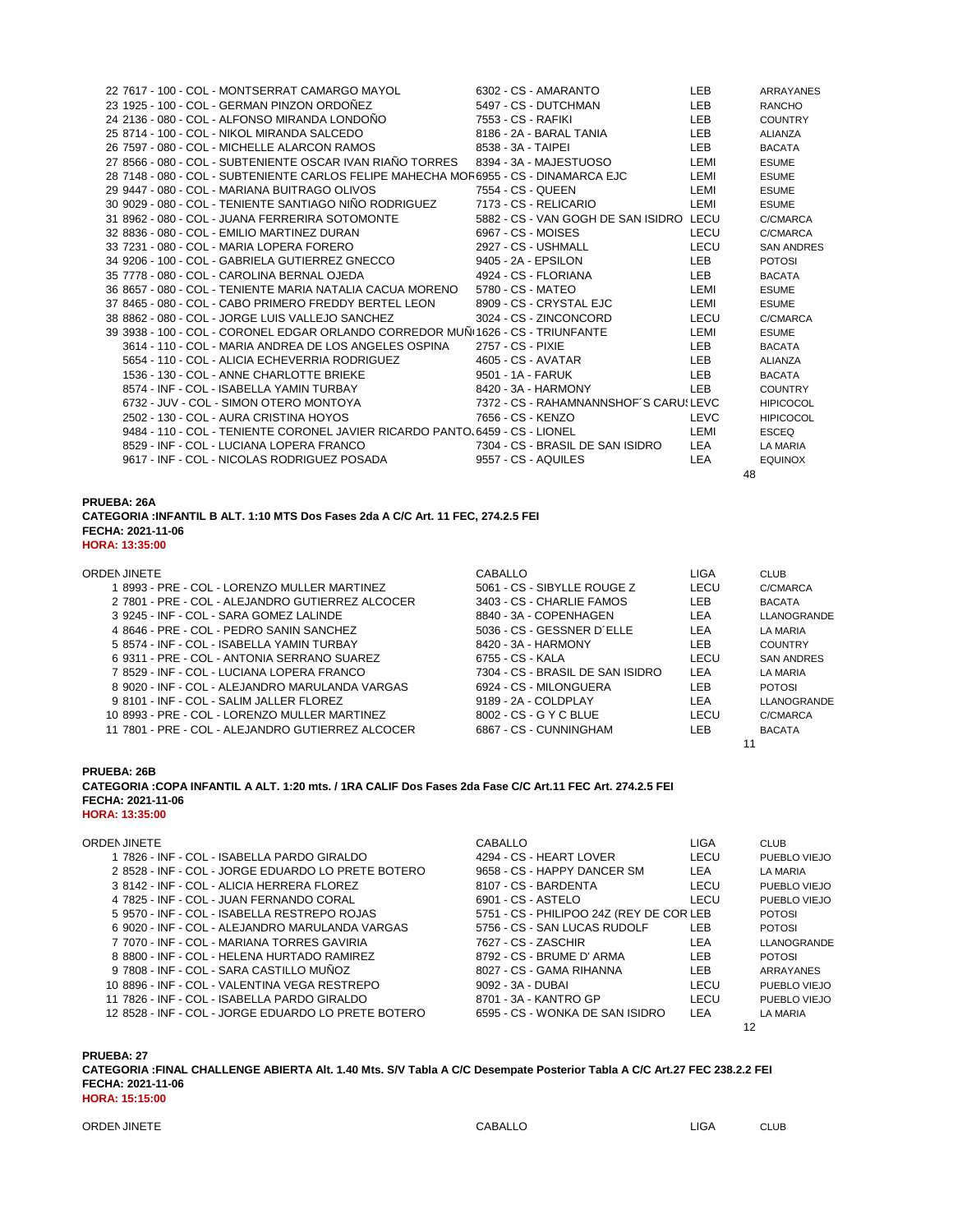| ORDEN | JINETE | CABALLO | LIGA | CLUB |
|---|---|---|---|---|
| 22 | 7617 - 100 - COL - MONTSERRAT CAMARGO MAYOL | 6302 - CS - AMARANTO | LEB | ARRAYANES |
| 23 | 1925 - 100 - COL - GERMAN PINZON ORDOÑEZ | 5497 - CS - DUTCHMAN | LEB | RANCHO |
| 24 | 2136 - 080 - COL - ALFONSO MIRANDA LONDOÑO | 7553 - CS - RAFIKI | LEB | COUNTRY |
| 25 | 8714 - 100 - COL - NIKOL MIRANDA SALCEDO | 8186 - 2A - BARAL TANIA | LEB | ALIANZA |
| 26 | 7597 - 080 - COL - MICHELLE ALARCON RAMOS | 8538 - 3A - TAIPEI | LEB | BACATA |
| 27 | 8566 - 080 - COL - SUBTENIENTE OSCAR IVAN RIAÑO TORRES | 8394 - 3A - MAJESTUOSO | LEMI | ESUME |
| 28 | 7148 - 080 - COL - SUBTENIENTE CARLOS FELIPE MAHECHA MOR | 6955 - CS - DINAMARCA EJC | LEMI | ESUME |
| 29 | 9447 - 080 - COL - MARIANA BUITRAGO OLIVOS | 7554 - CS - QUEEN | LEMI | ESUME |
| 30 | 9029 - 080 - COL - TENIENTE SANTIAGO NIÑO RODRIGUEZ | 7173 - CS - RELICARIO | LEMI | ESUME |
| 31 | 8962 - 080 - COL - JUANA FERRERIRA SOTOMONTE | 5882 - CS - VAN GOGH DE SAN ISIDRO | LECU | C/CMARCA |
| 32 | 8836 - 080 - COL - EMILIO MARTINEZ DURAN | 6967 - CS - MOISES | LECU | C/CMARCA |
| 33 | 7231 - 080 - COL - MARIA LOPERA FORERO | 2927 - CS - USHMALL | LECU | SAN ANDRES |
| 34 | 9206 - 100 - COL - GABRIELA GUTIERREZ GNECCO | 9405 - 2A - EPSILON | LEB | POTOSI |
| 35 | 7778 - 080 - COL - CAROLINA BERNAL OJEDA | 4924 - CS - FLORIANA | LEB | BACATA |
| 36 | 8657 - 080 - COL - TENIENTE MARIA NATALIA CACUA MORENO | 5780 - CS - MATEO | LEMI | ESUME |
| 37 | 8465 - 080 - COL - CABO PRIMERO FREDDY BERTEL LEON | 8909 - CS - CRYSTAL EJC | LEMI | ESUME |
| 38 | 8862 - 080 - COL - JORGE LUIS VALLEJO SANCHEZ | 3024 - CS - ZINCONCORD | LECU | C/CMARCA |
| 39 | 3938 - 100 - COL - CORONEL EDGAR ORLANDO CORREDOR MUÑ | 1626 - CS - TRIUNFANTE | LEMI | ESUME |
| | 3614 - 110 - COL - MARIA ANDREA DE LOS ANGELES OSPINA | 2757 - CS - PIXIE | LEB | BACATA |
| | 5654 - 110 - COL - ALICIA ECHEVERRIA RODRIGUEZ | 4605 - CS - AVATAR | LEB | ALIANZA |
| | 1536 - 130 - COL - ANNE CHARLOTTE BRIEKE | 9501 - 1A - FARUK | LEB | BACATA |
| | 8574 - INF - COL - ISABELLA YAMIN TURBAY | 8420 - 3A - HARMONY | LEB | COUNTRY |
| | 6732 - JUV - COL - SIMON OTERO MONTOYA | 7372 - CS - RAHAMNANNSHOF´S CARU | LEVC | HIPICOCOL |
| | 2502 - 130 - COL - AURA CRISTINA HOYOS | 7656 - CS - KENZO | LEVC | HIPICOCOL |
| | 9484 - 110 - COL - TENIENTE CORONEL JAVIER RICARDO PANTO | 6459 - CS - LIONEL | LEMI | ESCEQ |
| | 8529 - INF - COL - LUCIANA LOPERA FRANCO | 7304 - CS - BRASIL DE SAN ISIDRO | LEA | LA MARIA |
| | 9617 - INF - COL - NICOLAS RODRIGUEZ POSADA | 9557 - CS - AQUILES | LEA | EQUINOX |

48

**PRUEBA: 26A**
**CATEGORIA :INFANTIL B ALT. 1:10 MTS Dos Fases 2da A C/C Art. 11 FEC, 274.2.5 FEI**
**FECHA: 2021-11-06**
**HORA: 13:35:00**

| ORDEN | JINETE | CABALLO | LIGA | CLUB |
|---|---|---|---|---|
| 1 | 8993 - PRE - COL - LORENZO MULLER MARTINEZ | 5061 - CS - SIBYLLE ROUGE Z | LECU | C/CMARCA |
| 2 | 7801 - PRE - COL - ALEJANDRO GUTIERREZ ALCOCER | 3403 - CS - CHARLIE FAMOS | LEB | BACATA |
| 3 | 9245 - INF - COL - SARA GOMEZ LALINDE | 8840 - 3A - COPENHAGEN | LEA | LLANOGRANDE |
| 4 | 8646 - PRE - COL - PEDRO SANIN SANCHEZ | 5036 - CS - GESSNER D´ELLE | LEA | LA MARIA |
| 5 | 8574 - INF - COL - ISABELLA YAMIN TURBAY | 8420 - 3A - HARMONY | LEB | COUNTRY |
| 6 | 9311 - PRE - COL - ANTONIA SERRANO SUAREZ | 6755 - CS - KALA | LECU | SAN ANDRES |
| 7 | 8529 - INF - COL - LUCIANA LOPERA FRANCO | 7304 - CS - BRASIL DE SAN ISIDRO | LEA | LA MARIA |
| 8 | 9020 - INF - COL - ALEJANDRO MARULANDA VARGAS | 6924 - CS - MILONGUERA | LEB | POTOSI |
| 9 | 8101 - INF - COL - SALIM JALLER FLOREZ | 9189 - 2A - COLDPLAY | LEA | LLANOGRANDE |
| 10 | 8993 - PRE - COL - LORENZO MULLER MARTINEZ | 8002 - CS - G Y C BLUE | LECU | C/CMARCA |
| 11 | 7801 - PRE - COL - ALEJANDRO GUTIERREZ ALCOCER | 6867 - CS - CUNNINGHAM | LEB | BACATA |

11

**PRUEBA: 26B**
**CATEGORIA :COPA INFANTIL A ALT. 1:20 mts. / 1RA CALIF Dos Fases 2da Fase C/C Art.11 FEC Art. 274.2.5 FEI**
**FECHA: 2021-11-06**
**HORA: 13:35:00**

| ORDEN | JINETE | CABALLO | LIGA | CLUB |
|---|---|---|---|---|
| 1 | 7826 - INF - COL - ISABELLA PARDO GIRALDO | 4294 - CS - HEART LOVER | LECU | PUEBLO VIEJO |
| 2 | 8528 - INF - COL - JORGE EDUARDO LO PRETE BOTERO | 9658 - CS - HAPPY DANCER SM | LEA | LA MARIA |
| 3 | 8142 - INF - COL - ALICIA HERRERA FLOREZ | 8107 - CS - BARDENTA | LECU | PUEBLO VIEJO |
| 4 | 7825 - INF - COL - JUAN FERNANDO CORAL | 6901 - CS - ASTELO | LECU | PUEBLO VIEJO |
| 5 | 9570 - INF - COL - ISABELLA RESTREPO ROJAS | 5751 - CS - PHILIPOO 24Z (REY DE COR | LEB | POTOSI |
| 6 | 9020 - INF - COL - ALEJANDRO MARULANDA VARGAS | 5756 - CS - SAN LUCAS RUDOLF | LEB | POTOSI |
| 7 | 7070 - INF - COL - MARIANA TORRES GAVIRIA | 7627 - CS - ZASCHIR | LEA | LLANOGRANDE |
| 8 | 8800 - INF - COL - HELENA HURTADO RAMIREZ | 8792 - CS - BRUME D' ARMA | LEB | POTOSI |
| 9 | 7808 - INF - COL - SARA CASTILLO MUÑOZ | 8027 - CS - GAMA RIHANNA | LEB | ARRAYANES |
| 10 | 8896 - INF - COL - VALENTINA VEGA RESTREPO | 9092 - 3A - DUBAI | LECU | PUEBLO VIEJO |
| 11 | 7826 - INF - COL - ISABELLA PARDO GIRALDO | 8701 - 3A - KANTRO GP | LECU | PUEBLO VIEJO |
| 12 | 8528 - INF - COL - JORGE EDUARDO LO PRETE BOTERO | 6595 - CS - WONKA DE SAN ISIDRO | LEA | LA MARIA |

12

**PRUEBA: 27**
**CATEGORIA :FINAL CHALLENGE ABIERTA Alt. 1.40 Mts. S/V Tabla A C/C Desempate Posterior Tabla A C/C Art.27 FEC 238.2.2 FEI**
**FECHA: 2021-11-06**
**HORA: 15:15:00**

| ORDEN | JINETE | CABALLO | LIGA | CLUB |
|---|---|---|---|---|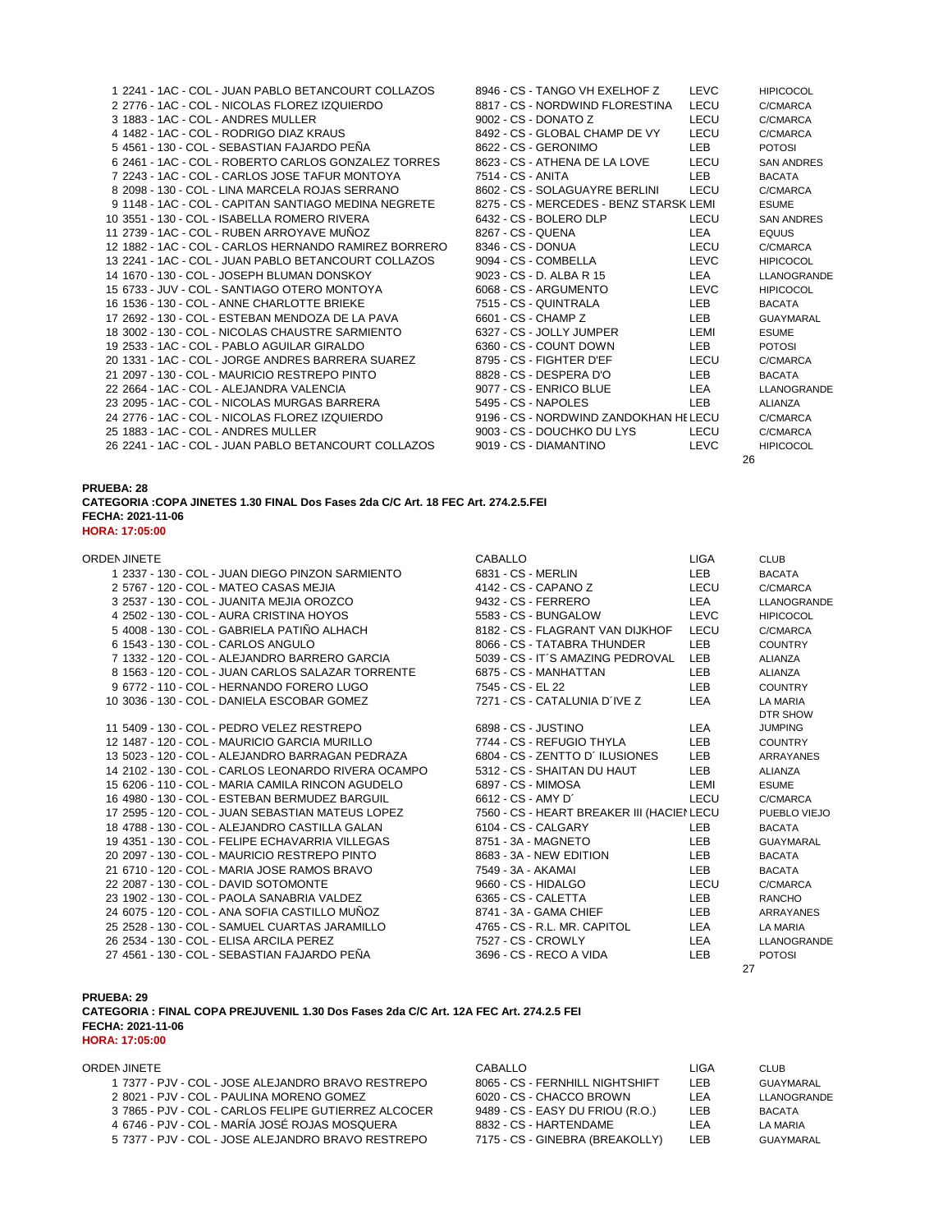| ORDEN | JINETE | CABALLO | LIGA | CLUB |
|---|---|---|---|---|
| 1 | 2241 - 1AC - COL - JUAN PABLO BETANCOURT COLLAZOS | 8946 - CS - TANGO VH EXELHOF Z | LEVC | HIPICOCOL |
| 2 | 2776 - 1AC - COL - NICOLAS FLOREZ IZQUIERDO | 8817 - CS - NORDWIND FLORESTINA | LECU | C/CMARCA |
| 3 | 1883 - 1AC - COL - ANDRES MULLER | 9002 - CS - DONATO Z | LECU | C/CMARCA |
| 4 | 1482 - 1AC - COL - RODRIGO DIAZ KRAUS | 8492 - CS - GLOBAL CHAMP DE VY | LECU | C/CMARCA |
| 5 | 4561 - 130 - COL - SEBASTIAN FAJARDO PEÑA | 8622 - CS - GERONIMO | LEB | POTOSI |
| 6 | 2461 - 1AC - COL - ROBERTO CARLOS GONZALEZ TORRES | 8623 - CS - ATHENA DE LA LOVE | LECU | SAN ANDRES |
| 7 | 2243 - 1AC - COL - CARLOS JOSE TAFUR MONTOYA | 7514 - CS - ANITA | LEB | BACATA |
| 8 | 2098 - 130 - COL - LINA MARCELA ROJAS SERRANO | 8602 - CS - SOLAGUAYRE BERLINI | LECU | C/CMARCA |
| 9 | 1148 - 1AC - COL - CAPITAN SANTIAGO MEDINA NEGRETE | 8275 - CS - MERCEDES - BENZ STARSK | LEMI | ESUME |
| 10 | 3551 - 130 - COL - ISABELLA ROMERO RIVERA | 6432 - CS - BOLERO DLP | LECU | SAN ANDRES |
| 11 | 2739 - 1AC - COL - RUBEN ARROYAVE MUÑOZ | 8267 - CS - QUENA | LEA | EQUUS |
| 12 | 1882 - 1AC - COL - CARLOS HERNANDO RAMIREZ BORRERO | 8346 - CS - DONUA | LECU | C/CMARCA |
| 13 | 2241 - 1AC - COL - JUAN PABLO BETANCOURT COLLAZOS | 9094 - CS - COMBELLA | LEVC | HIPICOCOL |
| 14 | 1670 - 130 - COL - JOSEPH BLUMAN DONSKOY | 9023 - CS - D. ALBA R 15 | LEA | LLANOGRANDE |
| 15 | 6733 - JUV - COL - SANTIAGO OTERO MONTOYA | 6068 - CS - ARGUMENTO | LEVC | HIPICOCOL |
| 16 | 1536 - 130 - COL - ANNE CHARLOTTE BRIEKE | 7515 - CS - QUINTRALA | LEB | BACATA |
| 17 | 2692 - 130 - COL - ESTEBAN MENDOZA DE LA PAVA | 6601 - CS - CHAMP Z | LEB | GUAYMARAL |
| 18 | 3002 - 130 - COL - NICOLAS CHAUSTRE SARMIENTO | 6327 - CS - JOLLY JUMPER | LEMI | ESUME |
| 19 | 2533 - 1AC - COL - PABLO AGUILAR GIRALDO | 6360 - CS - COUNT DOWN | LEB | POTOSI |
| 20 | 1331 - 1AC - COL - JORGE ANDRES BARRERA SUAREZ | 8795 - CS - FIGHTER D'EF | LECU | C/CMARCA |
| 21 | 2097 - 130 - COL - MAURICIO RESTREPO PINTO | 8828 - CS - DESPERA D'O | LEB | BACATA |
| 22 | 2664 - 1AC - COL - ALEJANDRA VALENCIA | 9077 - CS - ENRICO BLUE | LEA | LLANOGRANDE |
| 23 | 2095 - 1AC - COL - NICOLAS MURGAS BARRERA | 5495 - CS - NAPOLES | LEB | ALIANZA |
| 24 | 2776 - 1AC - COL - NICOLAS FLOREZ IZQUIERDO | 9196 - CS - NORDWIND ZANDOKHAN HE | LECU | C/CMARCA |
| 25 | 1883 - 1AC - COL - ANDRES MULLER | 9003 - CS - DOUCHKO DU LYS | LECU | C/CMARCA |
| 26 | 2241 - 1AC - COL - JUAN PABLO BETANCOURT COLLAZOS | 9019 - CS - DIAMANTINO | LEVC | HIPICOCOL |

26

**PRUEBA: 28**
**CATEGORIA :COPA JINETES 1.30 FINAL Dos Fases 2da C/C Art. 18 FEC Art. 274.2.5.FEI**
**FECHA: 2021-11-06**
**HORA: 17:05:00**

| ORDEN | JINETE | CABALLO | LIGA | CLUB |
|---|---|---|---|---|
| 1 | 2337 - 130 - COL - JUAN DIEGO PINZON SARMIENTO | 6831 - CS - MERLIN | LEB | BACATA |
| 2 | 5767 - 120 - COL - MATEO CASAS MEJIA | 4142 - CS - CAPANO Z | LECU | C/CMARCA |
| 3 | 2537 - 130 - COL - JUANITA MEJIA OROZCO | 9432 - CS - FERRERO | LEA | LLANOGRANDE |
| 4 | 2502 - 130 - COL - AURA CRISTINA HOYOS | 5583 - CS - BUNGALOW | LEVC | HIPICOCOL |
| 5 | 4008 - 130 - COL - GABRIELA PATIÑO ALHACH | 8182 - CS - FLAGRANT VAN DIJKHOF | LECU | C/CMARCA |
| 6 | 1543 - 130 - COL - CARLOS ANGULO | 8066 - CS - TATABRA THUNDER | LEB | COUNTRY |
| 7 | 1332 - 120 - COL - ALEJANDRO BARRERO GARCIA | 5039 - CS - IT´S AMAZING PEDROVAL | LEB | ALIANZA |
| 8 | 1563 - 120 - COL - JUAN CARLOS SALAZAR TORRENTE | 6875 - CS - MANHATTAN | LEB | ALIANZA |
| 9 | 6772 - 110 - COL - HERNANDO FORERO LUGO | 7545 - CS - EL 22 | LEB | COUNTRY |
| 10 | 3036 - 130 - COL - DANIELA ESCOBAR GOMEZ | 7271 - CS - CATALUNIA D´IVE Z | LEA | LA MARIA |
| 11 | 5409 - 130 - COL - PEDRO VELEZ RESTREPO | 6898 - CS - JUSTINO | LEA | DTR SHOW JUMPING |
| 12 | 1487 - 120 - COL - MAURICIO GARCIA MURILLO | 7744 - CS - REFUGIO THYLA | LEB | COUNTRY |
| 13 | 5023 - 120 - COL - ALEJANDRO BARRAGAN PEDRAZA | 6804 - CS - ZENTTO D´ ILUSIONES | LEB | ARRAYANES |
| 14 | 2102 - 130 - COL - CARLOS LEONARDO RIVERA OCAMPO | 5312 - CS - SHAITAN DU HAUT | LEB | ALIANZA |
| 15 | 6206 - 110 - COL - MARIA CAMILA RINCON AGUDELO | 6897 - CS - MIMOSA | LEMI | ESUME |
| 16 | 4980 - 130 - COL - ESTEBAN BERMUDEZ BARGUIL | 6612 - CS - AMY D´ | LECU | C/CMARCA |
| 17 | 2595 - 120 - COL - JUAN SEBASTIAN MATEUS LOPEZ | 7560 - CS - HEART BREAKER III (HACIEN | LECU | PUEBLO VIEJO |
| 18 | 4788 - 130 - COL - ALEJANDRO CASTILLA GALAN | 6104 - CS - CALGARY | LEB | BACATA |
| 19 | 4351 - 130 - COL - FELIPE ECHAVARRIA VILLEGAS | 8751 - 3A - MAGNETO | LEB | GUAYMARAL |
| 20 | 2097 - 130 - COL - MAURICIO RESTREPO PINTO | 8683 - 3A - NEW EDITION | LEB | BACATA |
| 21 | 6710 - 120 - COL - MARIA JOSE RAMOS BRAVO | 7549 - 3A - AKAMAI | LEB | BACATA |
| 22 | 2087 - 130 - COL - DAVID SOTOMONTE | 9660 - CS - HIDALGO | LECU | C/CMARCA |
| 23 | 1902 - 130 - COL - PAOLA SANABRIA VALDEZ | 6365 - CS - CALETTA | LEB | RANCHO |
| 24 | 6075 - 120 - COL - ANA SOFIA CASTILLO MUÑOZ | 8741 - 3A - GAMA CHIEF | LEB | ARRAYANES |
| 25 | 2528 - 130 - COL - SAMUEL CUARTAS JARAMILLO | 4765 - CS - R.L. MR. CAPITOL | LEA | LA MARIA |
| 26 | 2534 - 130 - COL - ELISA ARCILA PEREZ | 7527 - CS - CROWLY | LEA | LLANOGRANDE |
| 27 | 4561 - 130 - COL - SEBASTIAN FAJARDO PEÑA | 3696 - CS - RECO A VIDA | LEB | POTOSI |

27

**PRUEBA: 29**
**CATEGORIA : FINAL COPA PREJUVENIL 1.30 Dos Fases 2da C/C Art. 12A FEC Art. 274.2.5 FEI**
**FECHA: 2021-11-06**
**HORA: 17:05:00**

| ORDEN | JINETE | CABALLO | LIGA | CLUB |
|---|---|---|---|---|
| 1 | 7377 - PJV - COL - JOSE ALEJANDRO BRAVO RESTREPO | 8065 - CS - FERNHILL NIGHTSHIFT | LEB | GUAYMARAL |
| 2 | 8021 - PJV - COL - PAULINA MORENO GOMEZ | 6020 - CS - CHACCO BROWN | LEA | LLANOGRANDE |
| 3 | 7865 - PJV - COL - CARLOS FELIPE GUTIERREZ ALCOCER | 9489 - CS - EASY DU FRIOU (R.O.) | LEB | BACATA |
| 4 | 6746 - PJV - COL - MARÍA JOSÉ ROJAS MOSQUERA | 8832 - CS - HARTENDAME | LEA | LA MARIA |
| 5 | 7377 - PJV - COL - JOSE ALEJANDRO BRAVO RESTREPO | 7175 - CS - GINEBRA (BREAKOLLY) | LEB | GUAYMARAL |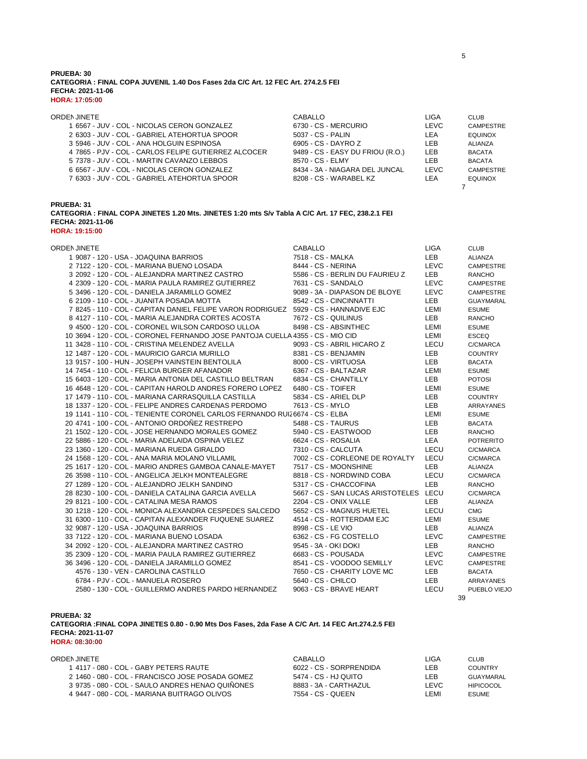**PRUEBA: 30**
**CATEGORIA : FINAL COPA JUVENIL 1.40 Dos Fases 2da C/C Art. 12 FEC Art. 274.2.5 FEI**
**FECHA: 2021-11-06**
**HORA: 17:05:00**

| ORDEN | JINETE | CABALLO | LIGA | CLUB |
|---|---|---|---|---|
| 1 | 6567 - JUV - COL - NICOLAS CERON GONZALEZ | 6730 - CS - MERCURIO | LEVC | CAMPESTRE |
| 2 | 6303 - JUV - COL - GABRIEL ATEHORTUA SPOOR | 5037 - CS - PALIN | LEA | EQUINOX |
| 3 | 5946 - JUV - COL - ANA HOLGUIN ESPINOSA | 6905 - CS - DAYRO Z | LEB | ALIANZA |
| 4 | 7865 - PJV - COL - CARLOS FELIPE GUTIERREZ ALCOCER | 9489 - CS - EASY DU FRIOU (R.O.) | LEB | BACATA |
| 5 | 7378 - JUV - COL - MARTIN CAVANZO LEBBOS | 8570 - CS - ELMY | LEB | BACATA |
| 6 | 6567 - JUV - COL - NICOLAS CERON GONZALEZ | 8434 - 3A - NIAGARA DEL JUNCAL | LEVC | CAMPESTRE |
| 7 | 6303 - JUV - COL - GABRIEL ATEHORTUA SPOOR | 8208 - CS - WARABEL KZ | LEA | EQUINOX |

7

**PRUEBA: 31**
**CATEGORIA : FINAL COPA JINETES 1.20 Mts. JINETES 1:20 mts S/v Tabla A C/C Art. 17 FEC, 238.2.1 FEI**
**FECHA: 2021-11-06**
**HORA: 19:15:00**

| ORDEN | JINETE | CABALLO | LIGA | CLUB |
|---|---|---|---|---|
| 1 | 9087 - 120 - USA - JOAQUINA BARRIOS | 7518 - CS - MALKA | LEB | ALIANZA |
| 2 | 7122 - 120 - COL - MARIANA BUENO LOSADA | 8444 - CS - NERINA | LEVC | CAMPESTRE |
| 3 | 2092 - 120 - COL - ALEJANDRA MARTINEZ CASTRO | 5586 - CS - BERLIN DU FAURIEU Z | LEB | RANCHO |
| 4 | 2309 - 120 - COL - MARIA PAULA RAMIREZ GUTIERREZ | 7631 - CS - SANDALO | LEVC | CAMPESTRE |
| 5 | 3496 - 120 - COL - DANIELA JARAMILLO GOMEZ | 9089 - 3A - DIAPASON DE BLOYE | LEVC | CAMPESTRE |
| 6 | 2109 - 110 - COL - JUANITA POSADA MOTTA | 8542 - CS - CINCINNATTI | LEB | GUAYMARAL |
| 7 | 8245 - 110 - COL - CAPITAN DANIEL FELIPE VARON RODRIGUEZ | 5929 - CS - HANNADIVE EJC | LEMI | ESUME |
| 8 | 4127 - 110 - COL - MARIA ALEJANDRA CORTES ACOSTA | 7672 - CS - QUILINUS | LEB | RANCHO |
| 9 | 4500 - 120 - COL - CORONEL WILSON CARDOSO ULLOA | 8498 - CS - ABSINTHEC | LEMI | ESUME |
| 10 | 3694 - 120 - COL - CORONEL FERNANDO JOSE PANTOJA CUELLA | 4355 - CS - MIO CID | LEMI | ESCEQ |
| 11 | 3428 - 110 - COL - CRISTINA MELENDEZ AVELLA | 9093 - CS - ABRIL HICARO Z | LECU | C/CMARCA |
| 12 | 1487 - 120 - COL - MAURICIO GARCIA MURILLO | 8381 - CS - BENJAMIN | LEB | COUNTRY |
| 13 | 9157 - 100 - HUN - JOSEPH VAINSTEIN BENTOLILA | 8000 - CS - VIRTUOSA | LEB | BACATA |
| 14 | 7454 - 110 - COL - FELICIA BURGER AFANADOR | 6367 - CS - BALTAZAR | LEMI | ESUME |
| 15 | 6403 - 120 - COL - MARIA ANTONIA DEL CASTILLO BELTRAN | 6834 - CS - CHANTILLY | LEB | POTOSI |
| 16 | 4648 - 120 - COL - CAPITAN HAROLD ANDRES FORERO LOPEZ | 6480 - CS - TOIFER | LEMI | ESUME |
| 17 | 1479 - 110 - COL - MARIANA CARRASQUILLA CASTILLA | 5834 - CS - ARIEL DLP | LEB | COUNTRY |
| 18 | 1337 - 120 - COL - FELIPE ANDRES CARDENAS PERDOMO | 7613 - CS - MYLO | LEB | ARRAYANES |
| 19 | 1141 - 110 - COL - TENIENTE CORONEL CARLOS FERNANDO RUIZ | 6674 - CS - ELBA | LEMI | ESUME |
| 20 | 4741 - 100 - COL - ANTONIO ORDOÑEZ RESTREPO | 5488 - CS - TAURUS | LEB | BACATA |
| 21 | 1502 - 120 - COL - JOSE HERNANDO MORALES GOMEZ | 5940 - CS - EASTWOOD | LEB | RANCHO |
| 22 | 5886 - 120 - COL - MARIA ADELAIDA OSPINA VELEZ | 6624 - CS - ROSALIA | LEA | POTRERITO |
| 23 | 1360 - 120 - COL - MARIANA RUEDA GIRALDO | 7310 - CS - CALCUTA | LECU | C/CMARCA |
| 24 | 1568 - 120 - COL - ANA MARIA MOLANO VILLAMIL | 7002 - CS - CORLEONE DE ROYALTY | LECU | C/CMARCA |
| 25 | 1617 - 120 - COL - MARIO ANDRES GAMBOA CANALE-MAYET | 7517 - CS - MOONSHINE | LEB | ALIANZA |
| 26 | 3598 - 110 - COL - ANGELICA JELKH MONTEALEGRE | 8818 - CS - NORDWIND COBA | LECU | C/CMARCA |
| 27 | 1289 - 120 - COL - ALEJANDRO JELKH SANDINO | 5317 - CS - CHACCOFINA | LEB | RANCHO |
| 28 | 8230 - 100 - COL - DANIELA CATALINA GARCIA AVELLA | 5667 - CS - SAN LUCAS ARISTOTELES | LECU | C/CMARCA |
| 29 | 8121 - 100 - COL - CATALINA MESA RAMOS | 2204 - CS - ONIX VALLE | LEB | ALIANZA |
| 30 | 1218 - 120 - COL - MONICA ALEXANDRA CESPEDES SALCEDO | 5652 - CS - MAGNUS HUETEL | LECU | CMG |
| 31 | 6300 - 110 - COL - CAPITAN ALEXANDER FUQUENE SUAREZ | 4514 - CS - ROTTERDAM EJC | LEMI | ESUME |
| 32 | 9087 - 120 - USA - JOAQUINA BARRIOS | 8998 - CS - LE VIO | LEB | ALIANZA |
| 33 | 7122 - 120 - COL - MARIANA BUENO LOSADA | 6362 - CS - FG COSTELLO | LEVC | CAMPESTRE |
| 34 | 2092 - 120 - COL - ALEJANDRA MARTINEZ CASTRO | 9545 - 3A - OKI DOKI | LEB | RANCHO |
| 35 | 2309 - 120 - COL - MARIA PAULA RAMIREZ GUTIERREZ | 6683 - CS - POUSADA | LEVC | CAMPESTRE |
| 36 | 3496 - 120 - COL - DANIELA JARAMILLO GOMEZ | 8541 - CS - VOODOO SEMILLY | LEVC | CAMPESTRE |
| | 4576 - 130 - VEN - CAROLINA CASTILLO | 7650 - CS - CHARITY LOVE MC | LEB | BACATA |
| | 6784 - PJV - COL - MANUELA ROSERO | 5640 - CS - CHILCO | LEB | ARRAYANES |
| | 2580 - 130 - COL - GUILLERMO ANDRES PARDO HERNANDEZ | 9063 - CS - BRAVE HEART | LECU | PUEBLO VIEJO |

39

**PRUEBA: 32**
**CATEGORIA :FINAL COPA JINETES 0.80 - 0.90 Mts Dos Fases, 2da Fase A C/C Art. 14 FEC Art.274.2.5 FEI**
**FECHA: 2021-11-07**
**HORA: 08:30:00**

| ORDEN | JINETE | CABALLO | LIGA | CLUB |
|---|---|---|---|---|
| 1 | 4117 - 080 - COL - GABY PETERS RAUTE | 6022 - CS - SORPRENDIDA | LEB | COUNTRY |
| 2 | 1460 - 080 - COL - FRANCISCO JOSE POSADA GOMEZ | 5474 - CS - HJ QUITO | LEB | GUAYMARAL |
| 3 | 9735 - 080 - COL - SAULO ANDRES HENAO QUIÑONES | 8883 - 3A - CARTHAZUL | LEVC | HIPICOCOL |
| 4 | 9447 - 080 - COL - MARIANA BUITRAGO OLIVOS | 7554 - CS - QUEEN | LEMI | ESUME |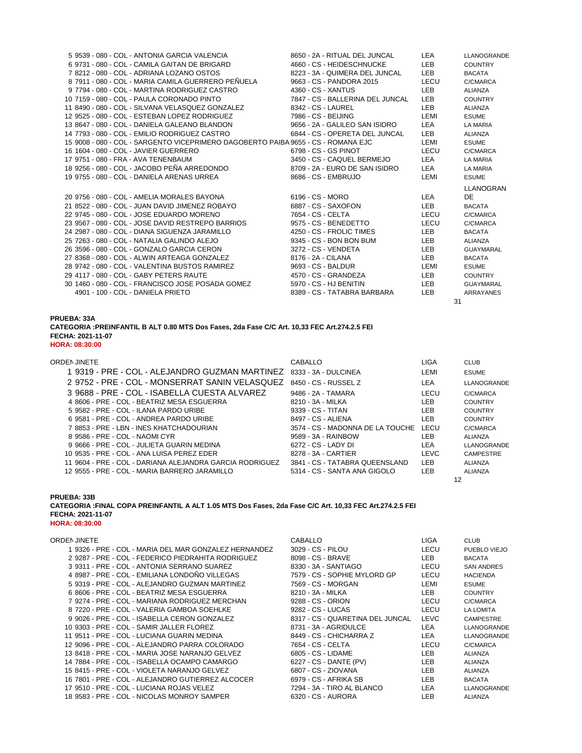| ORDEN JINETE | CABALLO | LIGA | CLUB |
|---|---|---|---|
| 5 9539 - 080 - COL - ANTONIA GARCIA VALENCIA | 8650 - 2A - RITUAL DEL JUNCAL | LEA | LLANOGRANDE |
| 6 9731 - 080 - COL - CAMILA GAITAN DE BRIGARD | 4660 - CS - HEIDESCHNUCKE | LEB | COUNTRY |
| 7 8212 - 080 - COL - ADRIANA LOZANO OSTOS | 8223 - 3A - QUIMERA DEL JUNCAL | LEB | BACATA |
| 8 7911 - 080 - COL - MARIA CAMILA GUERRERO PEÑUELA | 9663 - CS - PANDORA 2015 | LECU | C/CMARCA |
| 9 7794 - 080 - COL - MARTINA RODRIGUEZ CASTRO | 4360 - CS - XANTUS | LEB | ALIANZA |
| 10 7159 - 080 - COL - PAULA CORONADO PINTO | 7847 - CS - BALLERINA DEL JUNCAL | LEB | COUNTRY |
| 11 8490 - 080 - COL - SILVANA VELASQUEZ GONZALEZ | 8342 - CS - LAUREL | LEB | ALIANZA |
| 12 9525 - 080 - COL - ESTEBAN LOPEZ RODRIGUEZ | 7986 - CS - BEIJING | LEMI | ESUME |
| 13 8647 - 080 - COL - DANIELA GALEANO BLANDON | 9656 - 2A - GALILEO SAN ISIDRO | LEA | LA MARIA |
| 14 7793 - 080 - COL - EMILIO RODRIGUEZ CASTRO | 6844 - CS - OPERETA DEL JUNCAL | LEB | ALIANZA |
| 15 9008 - 080 - COL - SARGENTO VICEPRIMERO DAGOBERTO PAIBA | 9655 - CS - ROMANA EJC | LEMI | ESUME |
| 16 1604 - 080 - COL - JAVIER GUERRERO | 6798 - CS - GS PINOT | LECU | C/CMARCA |
| 17 9751 - 080 - FRA - AVA TENENBAUM | 3450 - CS - CAQUEL BERMEJO | LEA | LA MARIA |
| 18 9256 - 080 - COL - JACOBO PEÑA ARREDONDO | 8709 - 2A - EURO DE SAN ISIDRO | LEA | LA MARIA |
| 19 9755 - 080 - COL - DANIELA ARENAS URREA | 8686 - CS - EMBRUJO | LEMI | ESUME |
| 20 9756 - 080 - COL - AMELIA MORALES BAYONA | 6196 - CS - MORO | LEA | LLANOGRANDE |
| 21 8522 - 080 - COL - JUAN DAVID JIMENEZ ROBAYO | 6887 - CS - SAXOFON | LEB | BACATA |
| 22 9745 - 080 - COL - JOSE EDUARDO MORENO | 7654 - CS - CELTA | LECU | C/CMARCA |
| 23 9567 - 080 - COL - JOSE DAVID RESTREPO BARRIOS | 9575 - CS - BENEDETTO | LECU | C/CMARCA |
| 24 2987 - 080 - COL - DIANA SIGUENZA JARAMILLO | 4250 - CS - FROLIC TIMES | LEB | BACATA |
| 25 7263 - 080 - COL - NATALIA GALINDO ALEJO | 9345 - CS - BON BON BUM | LEB | ALIANZA |
| 26 3596 - 080 - COL - GONZALO GARCIA CERON | 3272 - CS - VENDETA | LEB | GUAYMARAL |
| 27 8368 - 080 - COL - ALWIN ARTEAGA GONZALEZ | 8176 - 2A - CILANA | LEB | BACATA |
| 28 9742 - 080 - COL - VALENTINA BUSTOS RAMIREZ | 9693 - CS - BALDUR | LEMI | ESUME |
| 29 4117 - 080 - COL - GABY PETERS RAUTE | 4570 - CS - GRANDEZA | LEB | COUNTRY |
| 30 1460 - 080 - COL - FRANCISCO JOSE POSADA GOMEZ | 5970 - CS - HJ BENITIN | LEB | GUAYMARAL |
| 4901 - 100 - COL - DANIELA PRIETO | 8389 - CS - TATABRA BARBARA | LEB | ARRAYANES |

31

**PRUEBA: 33A**
**CATEGORIA :PREINFANTIL B ALT 0.80 MTS Dos Fases, 2da Fase C/C Art. 10,33 FEC Art.274.2.5 FEI**
**FECHA: 2021-11-07**
**HORA: 08:30:00**

| ORDEN JINETE | CABALLO | LIGA | CLUB |
|---|---|---|---|
| 1 9319 - PRE - COL - ALEJANDRO GUZMAN MARTINEZ | 8333 - 3A - DULCINEA | LEMI | ESUME |
| 2 9752 - PRE - COL - MONSERRAT SANIN VELASQUEZ | 8450 - CS - RUSSEL Z | LEA | LLANOGRANDE |
| 3 9688 - PRE - COL - ISABELLA CUESTA ALVAREZ | 9486 - 2A - TAMARA | LECU | C/CMARCA |
| 4 8606 - PRE - COL - BEATRIZ MESA ESGUERRA | 8210 - 3A - MILKA | LEB | COUNTRY |
| 5 9582 - PRE - COL - ILANA PARDO URIBE | 9339 - CS - TITAN | LEB | COUNTRY |
| 6 9581 - PRE - COL - ANDREA PARDO URIBE | 8497 - CS - ALIENA | LEB | COUNTRY |
| 7 8853 - PRE - LBN - INES KHATCHADOURIAN | 3574 - CS - MADONNA DE LA TOUCHE | LECU | C/CMARCA |
| 8 9586 - PRE - COL - NAOMI CYR | 9589 - 3A - RAINBOW | LEB | ALIANZA |
| 9 9666 - PRE - COL - JULIETA GUARIN MEDINA | 6272 - CS - LADY DI | LEA | LLANOGRANDE |
| 10 9535 - PRE - COL - ANA LUISA PEREZ EDER | 8278 - 3A - CARTIER | LEVC | CAMPESTRE |
| 11 9604 - PRE - COL - DARIANA ALEJANDRA GARCIA RODRIGUEZ | 3841 - CS - TATABRA QUEENSLAND | LEB | ALIANZA |
| 12 9555 - PRE - COL - MARIA BARRERO JARAMILLO | 5314 - CS - SANTA ANA GIGOLO | LEB | ALIANZA |

12

**PRUEBA: 33B**
**CATEGORIA :FINAL COPA PREINFANTIL A ALT 1.05 MTS Dos Fases, 2da Fase C/C Art. 10,33 FEC Art.274.2.5 FEI**
**FECHA: 2021-11-07**
**HORA: 08:30:00**

| ORDEN JINETE | CABALLO | LIGA | CLUB |
|---|---|---|---|
| 1 9326 - PRE - COL - MARIA DEL MAR GONZALEZ HERNANDEZ | 3029 - CS - PILOU | LECU | PUEBLO VIEJO |
| 2 9287 - PRE - COL - FEDERICO PIEDRAHITA RODRIGUEZ | 8098 - CS - BRAVE | LEB | BACATA |
| 3 9311 - PRE - COL - ANTONIA SERRANO SUAREZ | 8330 - 3A - SANTIAGO | LECU | SAN ANDRES |
| 4 8987 - PRE - COL - EMILIANA LONDOÑO VILLEGAS | 7579 - CS - SOPHIE MYLORD GP | LECU | HACIENDA |
| 5 9319 - PRE - COL - ALEJANDRO GUZMAN MARTINEZ | 7569 - CS - MORGAN | LEMI | ESUME |
| 6 8606 - PRE - COL - BEATRIZ MESA ESGUERRA | 8210 - 3A - MILKA | LEB | COUNTRY |
| 7 9274 - PRE - COL - MARIANA RODRIGUEZ MERCHAN | 9288 - CS - ORION | LECU | C/CMARCA |
| 8 7220 - PRE - COL - VALERIA GAMBOA SOEHLKE | 9282 - CS - LUCAS | LECU | LA LOMITA |
| 9 9026 - PRE - COL - ISABELLA CERON GONZALEZ | 8317 - CS - QUARETINA DEL JUNCAL | LEVC | CAMPESTRE |
| 10 9303 - PRE - COL - SAMIR JALLER FLOREZ | 8731 - 3A - AGRIDULCE | LEA | LLANOGRANDE |
| 11 9511 - PRE - COL - LUCIANA GUARIN MEDINA | 8449 - CS - CHICHARRA Z | LEA | LLANOGRANDE |
| 12 9096 - PRE - COL - ALEJANDRO PARRA COLORADO | 7654 - CS - CELTA | LECU | C/CMARCA |
| 13 8418 - PRE - COL - MARIA JOSE NARANJO GELVEZ | 6805 - CS - LIDAME | LEB | ALIANZA |
| 14 7884 - PRE - COL - ISABELLA OCAMPO CAMARGO | 6227 - CS - DANTE (PV) | LEB | ALIANZA |
| 15 8415 - PRE - COL - VIOLETA NARANJO GELVEZ | 6807 - CS - ZIOVANA | LEB | ALIANZA |
| 16 7801 - PRE - COL - ALEJANDRO GUTIERREZ ALCOCER | 6979 - CS - AFRIKA SB | LEB | BACATA |
| 17 9510 - PRE - COL - LUCIANA ROJAS VELEZ | 7294 - 3A - TIRO AL BLANCO | LEA | LLANOGRANDE |
| 18 9583 - PRE - COL - NICOLAS MONROY SAMPER | 6320 - CS - AURORA | LEB | ALIANZA |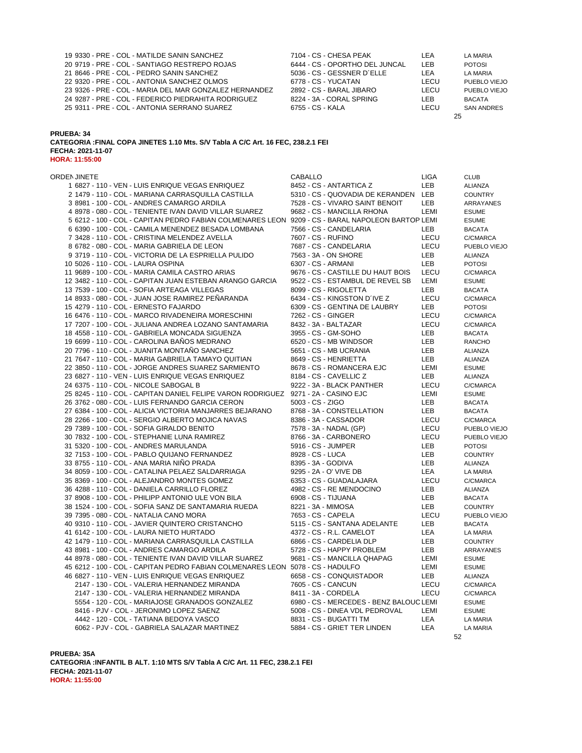| | | | | |
|---|---|---|---|---|
| 19 | 9330 - PRE - COL - MATILDE SANIN SANCHEZ | 7104 - CS - CHESA PEAK | LEA | LA MARIA |
| 20 | 9719 - PRE - COL - SANTIAGO RESTREPO ROJAS | 6444 - CS - OPORTHO DEL JUNCAL | LEB | POTOSI |
| 21 | 8646 - PRE - COL - PEDRO SANIN SANCHEZ | 5036 - CS - GESSNER D´ELLE | LEA | LA MARIA |
| 22 | 9320 - PRE - COL - ANTONIA SANCHEZ OLMOS | 6778 - CS - YUCATAN | LECU | PUEBLO VIEJO |
| 23 | 9326 - PRE - COL - MARIA DEL MAR GONZALEZ HERNANDEZ | 2892 - CS - BARAL JIBARO | LECU | PUEBLO VIEJO |
| 24 | 9287 - PRE - COL - FEDERICO PIEDRAHITA RODRIGUEZ | 8224 - 3A - CORAL SPRING | LEB | BACATA |
| 25 | 9311 - PRE - COL - ANTONIA SERRANO SUAREZ | 6755 - CS - KALA | LECU | SAN ANDRES |

25

**PRUEBA: 34**
**CATEGORIA :FINAL COPA JINETES 1.10 Mts. S/V Tabla A C/C Art. 16 FEC, 238.2.1 FEI**
**FECHA: 2021-11-07**
**HORA: 11:55:00**

| ORDEN | JINETE | CABALLO | LIGA | CLUB |
|---|---|---|---|---|
| 1 | 6827 - 110 - VEN - LUIS ENRIQUE VEGAS ENRIQUEZ | 8452 - CS - ANTARTICA Z | LEB | ALIANZA |
| 2 | 1479 - 110 - COL - MARIANA CARRASQUILLA CASTILLA | 5310 - CS - QUOVADIA DE KERANDEN | LEB | COUNTRY |
| 3 | 8981 - 100 - COL - ANDRES CAMARGO ARDILA | 7528 - CS - VIVARO SAINT BENOIT | LEB | ARRAYANES |
| 4 | 8978 - 080 - COL - TENIENTE IVAN DAVID VILLAR SUAREZ | 9682 - CS - MANCILLA RHONA | LEMI | ESUME |
| 5 | 6212 - 100 - COL - CAPITAN PEDRO FABIAN COLMENARES LEON | 9209 - CS - BARAL NAPOLEON BARTOP | LEMI | ESUME |
| 6 | 6390 - 100 - COL - CAMILA MENENDEZ BESADA LOMBANA | 7566 - CS - CANDELARIA | LEB | BACATA |
| 7 | 3428 - 110 - COL - CRISTINA MELENDEZ AVELLA | 7607 - CS - RUFINO | LECU | C/CMARCA |
| 8 | 6782 - 080 - COL - MARIA GABRIELA DE LEON | 7687 - CS - CANDELARIA | LECU | PUEBLO VIEJO |
| 9 | 3719 - 110 - COL - VICTORIA DE LA ESPRIELLA PULIDO | 7563 - 3A - ON SHORE | LEB | ALIANZA |
| 10 | 5026 - 110 - COL - LAURA OSPINA | 6307 - CS - ARMANI | LEB | POTOSI |
| 11 | 9689 - 100 - COL - MARIA CAMILA CASTRO ARIAS | 9676 - CS - CASTILLE DU HAUT BOIS | LECU | C/CMARCA |
| 12 | 3482 - 110 - COL - CAPITAN JUAN ESTEBAN ARANGO GARCIA | 9522 - CS - ESTAMBUL DE REVEL SB | LEMI | ESUME |
| 13 | 7539 - 100 - COL - SOFIA ARTEAGA VILLEGAS | 8099 - CS - RIGOLETTA | LEB | BACATA |
| 14 | 8933 - 080 - COL - JUAN JOSE RAMIREZ PEÑARANDA | 6434 - CS - KINGSTON D´IVE Z | LECU | C/CMARCA |
| 15 | 4279 - 110 - COL - ERNESTO FAJARDO | 6309 - CS - GENTINA DE LAUBRY | LEB | POTOSI |
| 16 | 6476 - 110 - COL - MARCO RIVADENEIRA MORESCHINI | 7262 - CS - GINGER | LECU | C/CMARCA |
| 17 | 7207 - 100 - COL - JULIANA ANDREA LOZANO SANTAMARIA | 8432 - 3A - BALTAZAR | LECU | C/CMARCA |
| 18 | 4558 - 110 - COL - GABRIELA MONCADA SIGUENZA | 3955 - CS - GM-SOHO | LEB | BACATA |
| 19 | 6699 - 110 - COL - CAROLINA BAÑOS MEDRANO | 6520 - CS - MB WINDSOR | LEB | RANCHO |
| 20 | 7796 - 110 - COL - JUANITA MONTAÑO SANCHEZ | 5651 - CS - MB UCRANIA | LEB | ALIANZA |
| 21 | 7647 - 110 - COL - MARIA GABRIELA TAMAYO QUITIAN | 8649 - CS - HENRIETTA | LEB | ALIANZA |
| 22 | 3850 - 110 - COL - JORGE ANDRES SUAREZ SARMIENTO | 8678 - CS - ROMANCERA EJC | LEMI | ESUME |
| 23 | 6827 - 110 - VEN - LUIS ENRIQUE VEGAS ENRIQUEZ | 8184 - CS - CAVELLIC Z | LEB | ALIANZA |
| 24 | 6375 - 110 - COL - NICOLE SABOGAL B | 9222 - 3A - BLACK PANTHER | LECU | C/CMARCA |
| 25 | 8245 - 110 - COL - CAPITAN DANIEL FELIPE VARON RODRIGUEZ | 9271 - 2A - CASINO EJC | LEMI | ESUME |
| 26 | 3762 - 080 - COL - LUIS FERNANDO GARCIA CERON | 5003 - CS - ZIGO | LEB | BACATA |
| 27 | 6384 - 100 - COL - ALICIA VICTORIA MANJARRES BEJARANO | 8768 - 3A - CONSTELLATION | LEB | BACATA |
| 28 | 2266 - 100 - COL - SERGIO ALBERTO MOJICA NAVAS | 8386 - 3A - CASSADOR | LECU | C/CMARCA |
| 29 | 7389 - 100 - COL - SOFIA GIRALDO BENITO | 7578 - 3A - NADAL (GP) | LECU | PUEBLO VIEJO |
| 30 | 7832 - 100 - COL - STEPHANIE LUNA RAMIREZ | 8766 - 3A - CARBONERO | LECU | PUEBLO VIEJO |
| 31 | 5320 - 100 - COL - ANDRES MARULANDA | 5916 - CS - JUMPER | LEB | POTOSI |
| 32 | 7153 - 100 - COL - PABLO QUIJANO FERNANDEZ | 8928 - CS - LUCA | LEB | COUNTRY |
| 33 | 8755 - 110 - COL - ANA MARIA NIÑO PRADA | 8395 - 3A - GODIVA | LEB | ALIANZA |
| 34 | 8059 - 100 - COL - CATALINA PELAEZ SALDARRIAGA | 9295 - 2A - O' VIVE DB | LEA | LA MARIA |
| 35 | 8369 - 100 - COL - ALEJANDRO MONTES GOMEZ | 6353 - CS - GUADALAJARA | LECU | C/CMARCA |
| 36 | 4288 - 110 - COL - DANIELA CARRILLO FLOREZ | 4982 - CS - RE MENDOCINO | LEB | ALIANZA |
| 37 | 8908 - 100 - COL - PHILIPP ANTONIO ULE VON BILA | 6908 - CS - TIJUANA | LEB | BACATA |
| 38 | 1524 - 100 - COL - SOFIA SANZ DE SANTAMARIA RUEDA | 8221 - 3A - MIMOSA | LEB | COUNTRY |
| 39 | 7395 - 080 - COL - NATALIA CANO MORA | 7653 - CS - CAPELA | LECU | PUEBLO VIEJO |
| 40 | 9310 - 110 - COL - JAVIER QUINTERO CRISTANCHO | 5115 - CS - SANTANA ADELANTE | LEB | BACATA |
| 41 | 6142 - 100 - COL - LAURA NIETO HURTADO | 4372 - CS - R.L. CAMELOT | LEA | LA MARIA |
| 42 | 1479 - 110 - COL - MARIANA CARRASQUILLA CASTILLA | 6866 - CS - CARDELIA DLP | LEB | COUNTRY |
| 43 | 8981 - 100 - COL - ANDRES CAMARGO ARDILA | 5728 - CS - HAPPY PROBLEM | LEB | ARRAYANES |
| 44 | 8978 - 080 - COL - TENIENTE IVAN DAVID VILLAR SUAREZ | 9681 - CS - MANCILLA QHAPAG | LEMI | ESUME |
| 45 | 6212 - 100 - COL - CAPITAN PEDRO FABIAN COLMENARES LEON | 5078 - CS - HADULFO | LEMI | ESUME |
| 46 | 6827 - 110 - VEN - LUIS ENRIQUE VEGAS ENRIQUEZ | 6658 - CS - CONQUISTADOR | LEB | ALIANZA |
| | 2147 - 130 - COL - VALERIA HERNANDEZ MIRANDA | 7605 - CS - CANCUN | LECU | C/CMARCA |
| | 2147 - 130 - COL - VALERIA HERNANDEZ MIRANDA | 8411 - 3A - CORDELA | LECU | C/CMARCA |
| | 5554 - 120 - COL - MARIAJOSE GRANADOS GONZALEZ | 6980 - CS - MERCEDES - BENZ BALOUC | LEMI | ESUME |
| | 8416 - PJV - COL - JERONIMO LOPEZ SAENZ | 5008 - CS - DINEA VDL PEDROVAL | LEMI | ESUME |
| | 4442 - 120 - COL - TATIANA BEDOYA VASCO | 8831 - CS - BUGATTI TM | LEA | LA MARIA |
| | 6062 - PJV - COL - GABRIELA SALAZAR MARTINEZ | 5884 - CS - GRIET TER LINDEN | LEA | LA MARIA |

52

**PRUEBA: 35A**
**CATEGORIA :INFANTIL B ALT. 1:10 MTS S/V Tabla A C/C Art. 11 FEC, 238.2.1 FEI**
**FECHA: 2021-11-07**
**HORA: 11:55:00**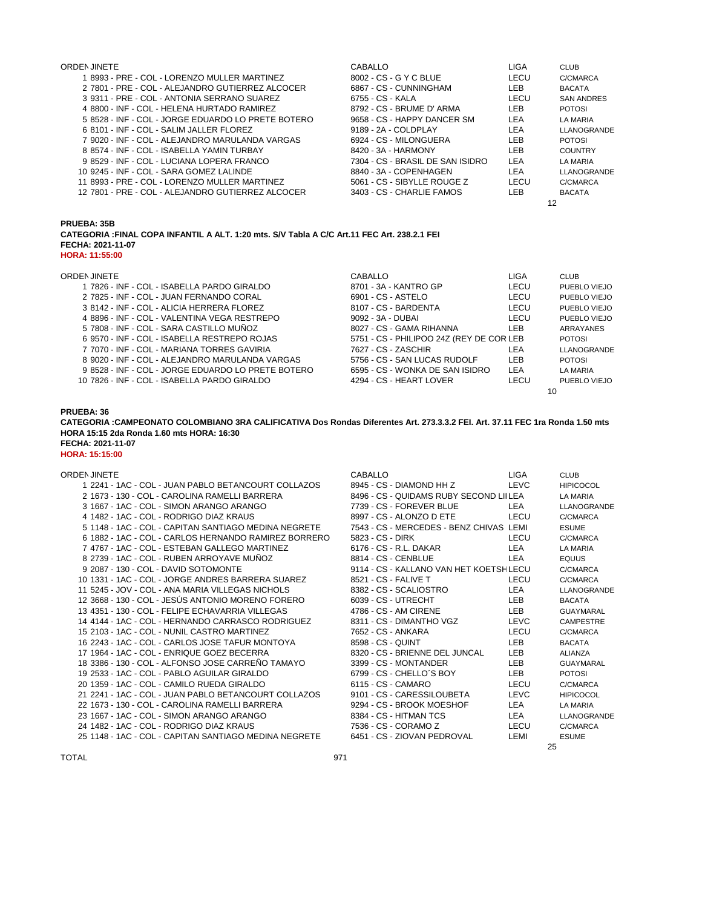| ORDEN | JINETE | CABALLO | LIGA | CLUB |
|---|---|---|---|---|
| 1 | 8993 - PRE - COL - LORENZO MULLER MARTINEZ | 8002 - CS - G Y C BLUE | LECU | C/CMARCA |
| 2 | 7801 - PRE - COL - ALEJANDRO GUTIERREZ ALCOCER | 6867 - CS - CUNNINGHAM | LEB | BACATA |
| 3 | 9311 - PRE - COL - ANTONIA SERRANO SUAREZ | 6755 - CS - KALA | LECU | SAN ANDRES |
| 4 | 8800 - INF - COL - HELENA HURTADO RAMIREZ | 8792 - CS - BRUME D' ARMA | LEB | POTOSI |
| 5 | 8528 - INF - COL - JORGE EDUARDO LO PRETE BOTERO | 9658 - CS - HAPPY DANCER SM | LEA | LA MARIA |
| 6 | 8101 - INF - COL - SALIM JALLER FLOREZ | 9189 - 2A - COLDPLAY | LEA | LLANOGRANDE |
| 7 | 9020 - INF - COL - ALEJANDRO MARULANDA VARGAS | 6924 - CS - MILONGUERA | LEB | POTOSI |
| 8 | 8574 - INF - COL - ISABELLA YAMIN TURBAY | 8420 - 3A - HARMONY | LEB | COUNTRY |
| 9 | 8529 - INF - COL - LUCIANA LOPERA FRANCO | 7304 - CS - BRASIL DE SAN ISIDRO | LEA | LA MARIA |
| 10 | 9245 - INF - COL - SARA GOMEZ LALINDE | 8840 - 3A - COPENHAGEN | LEA | LLANOGRANDE |
| 11 | 8993 - PRE - COL - LORENZO MULLER MARTINEZ | 5061 - CS - SIBYLLE ROUGE Z | LECU | C/CMARCA |
| 12 | 7801 - PRE - COL - ALEJANDRO GUTIERREZ ALCOCER | 3403 - CS - CHARLIE FAMOS | LEB | BACATA |

12

**PRUEBA: 35B**

**CATEGORIA :FINAL COPA INFANTIL A ALT. 1:20 mts. S/V Tabla A C/C Art.11 FEC Art. 238.2.1 FEI**

**FECHA: 2021-11-07**

**HORA: 11:55:00**

| ORDEN | JINETE | CABALLO | LIGA | CLUB |
|---|---|---|---|---|
| 1 | 7826 - INF - COL - ISABELLA PARDO GIRALDO | 8701 - 3A - KANTRO GP | LECU | PUEBLO VIEJO |
| 2 | 7825 - INF - COL - JUAN FERNANDO CORAL | 6901 - CS - ASTELO | LECU | PUEBLO VIEJO |
| 3 | 8142 - INF - COL - ALICIA HERRERA FLOREZ | 8107 - CS - BARDENTA | LECU | PUEBLO VIEJO |
| 4 | 8896 - INF - COL - VALENTINA VEGA RESTREPO | 9092 - 3A - DUBAI | LECU | PUEBLO VIEJO |
| 5 | 7808 - INF - COL - SARA CASTILLO MUÑOZ | 8027 - CS - GAMA RIHANNA | LEB | ARRAYANES |
| 6 | 9570 - INF - COL - ISABELLA RESTREPO ROJAS | 5751 - CS - PHILIPOO 24Z (REY DE COR | LEB | POTOSI |
| 7 | 7070 - INF - COL - MARIANA TORRES GAVIRIA | 7627 - CS - ZASCHIR | LEA | LLANOGRANDE |
| 8 | 9020 - INF - COL - ALEJANDRO MARULANDA VARGAS | 5756 - CS - SAN LUCAS RUDOLF | LEB | POTOSI |
| 9 | 8528 - INF - COL - JORGE EDUARDO LO PRETE BOTERO | 6595 - CS - WONKA DE SAN ISIDRO | LEA | LA MARIA |
| 10 | 7826 - INF - COL - ISABELLA PARDO GIRALDO | 4294 - CS - HEART LOVER | LECU | PUEBLO VIEJO |

10

**PRUEBA: 36**

**CATEGORIA :CAMPEONATO COLOMBIANO 3RA CALIFICATIVA Dos Rondas Diferentes Art. 273.3.3.2 FEI. Art. 37.11 FEC 1ra Ronda 1.50 mts HORA 15:15 2da Ronda 1.60 mts HORA: 16:30**

**FECHA: 2021-11-07**

**HORA: 15:15:00**

| ORDEN | JINETE | CABALLO | LIGA | CLUB |
|---|---|---|---|---|
| 1 | 2241 - 1AC - COL - JUAN PABLO BETANCOURT COLLAZOS | 8945 - CS - DIAMOND HH Z | LEVC | HIPICOCOL |
| 2 | 1673 - 130 - COL - CAROLINA RAMELLI BARRERA | 8496 - CS - QUIDAMS RUBY SECOND LII | LEA | LA MARIA |
| 3 | 1667 - 1AC - COL - SIMON ARANGO ARANGO | 7739 - CS - FOREVER BLUE | LEA | LLANOGRANDE |
| 4 | 1482 - 1AC - COL - RODRIGO DIAZ KRAUS | 8997 - CS - ALONZO D ETE | LECU | C/CMARCA |
| 5 | 1148 - 1AC - COL - CAPITAN SANTIAGO MEDINA NEGRETE | 7543 - CS - MERCEDES - BENZ CHIVAS | LEMI | ESUME |
| 6 | 1882 - 1AC - COL - CARLOS HERNANDO RAMIREZ BORRERO | 5823 - CS - DIRK | LECU | C/CMARCA |
| 7 | 4767 - 1AC - COL - ESTEBAN GALLEGO MARTINEZ | 6176 - CS - R.L. DAKAR | LEA | LA MARIA |
| 8 | 2739 - 1AC - COL - RUBEN ARROYAVE MUÑOZ | 8814 - CS - CENBLUE | LEA | EQUUS |
| 9 | 2087 - 130 - COL - DAVID SOTOMONTE | 9114 - CS - KALLANO VAN HET KOETSH | LECU | C/CMARCA |
| 10 | 1331 - 1AC - COL - JORGE ANDRES BARRERA SUAREZ | 8521 - CS - FALIVE T | LECU | C/CMARCA |
| 11 | 5245 - JOV - COL - ANA MARIA VILLEGAS NICHOLS | 8382 - CS - SCALIOSTRO | LEA | LLANOGRANDE |
| 12 | 3668 - 130 - COL - JESÚS ANTONIO MORENO FORERO | 6039 - CS - UTRECHT | LEB | BACATA |
| 13 | 4351 - 130 - COL - FELIPE ECHAVARRIA VILLEGAS | 4786 - CS - AM CIRENE | LEB | GUAYMARAL |
| 14 | 4144 - 1AC - COL - HERNANDO CARRASCO RODRIGUEZ | 8311 - CS - DIMANTHO VGZ | LEVC | CAMPESTRE |
| 15 | 2103 - 1AC - COL - NUNIL CASTRO MARTINEZ | 7652 - CS - ANKARA | LECU | C/CMARCA |
| 16 | 2243 - 1AC - COL - CARLOS JOSE TAFUR MONTOYA | 8598 - CS - QUINT | LEB | BACATA |
| 17 | 1964 - 1AC - COL - ENRIQUE GOEZ BECERRA | 8320 - CS - BRIENNE DEL JUNCAL | LEB | ALIANZA |
| 18 | 3386 - 130 - COL - ALFONSO JOSE CARREÑO TAMAYO | 3399 - CS - MONTANDER | LEB | GUAYMARAL |
| 19 | 2533 - 1AC - COL - PABLO AGUILAR GIRALDO | 6799 - CS - CHELLO´S BOY | LEB | POTOSI |
| 20 | 1359 - 1AC - COL - CAMILO RUEDA GIRALDO | 6115 - CS - CAMARO | LECU | C/CMARCA |
| 21 | 2241 - 1AC - COL - JUAN PABLO BETANCOURT COLLAZOS | 9101 - CS - CARESSILOUBETA | LEVC | HIPICOCOL |
| 22 | 1673 - 130 - COL - CAROLINA RAMELLI BARRERA | 9294 - CS - BROOK MOESHOF | LEA | LA MARIA |
| 23 | 1667 - 1AC - COL - SIMON ARANGO ARANGO | 8384 - CS - HITMAN TCS | LEA | LLANOGRANDE |
| 24 | 1482 - 1AC - COL - RODRIGO DIAZ KRAUS | 7536 - CS - CORAMO Z | LECU | C/CMARCA |
| 25 | 1148 - 1AC - COL - CAPITAN SANTIAGO MEDINA NEGRETE | 6451 - CS - ZIOVAN PEDROVAL | LEMI | ESUME |

25

TOTAL 971